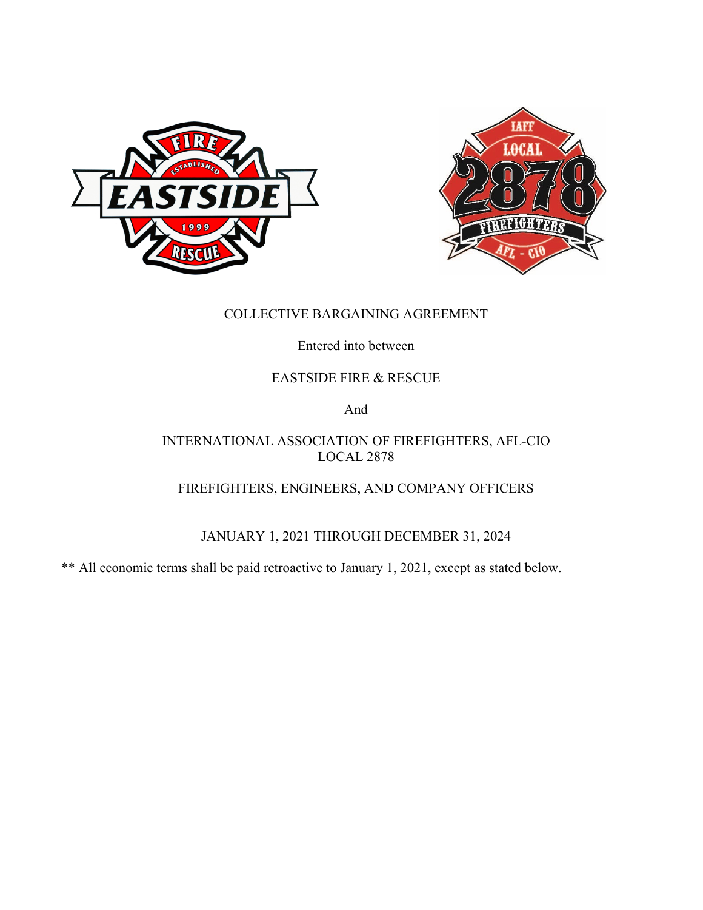COLLECTIVE BARGAINING AGREEMENT

Entered into between

EASTSIDE FIRE & RESCUE

And

INTERNATIONAL ASSOCIATION OF FIREFIGHTERS, AFL-CIO
LOCAL 2878

FIREFIGHTERS, ENGINEERS, AND COMPANY OFFICERS

JANUARY 1, 2021 THROUGH DECEMBER 31, 2024

** All economic terms shall be paid retroactive to January 1, 2021, except as stated below.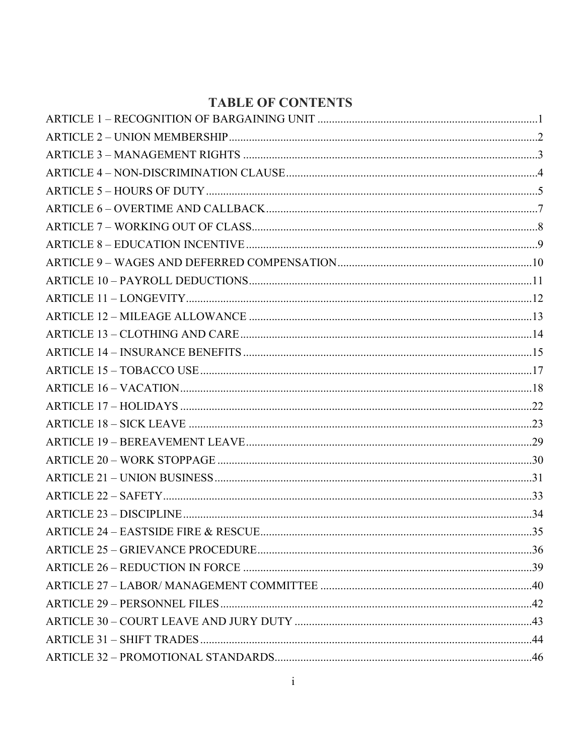# TABLE OF CONTENTS

ARTICLE 1 – RECOGNITION OF BARGAINING UNIT ....................................................................1
ARTICLE 2 – UNION MEMBERSHIP....................................................................................2
ARTICLE 3 – MANAGEMENT RIGHTS ..................................................................................3
ARTICLE 4 – NON-DISCRIMINATION CLAUSE........................................................................4
ARTICLE 5 – HOURS OF DUTY...........................................................................................5
ARTICLE 6 – OVERTIME AND CALLBACK.............................................................................7
ARTICLE 7 – WORKING OUT OF CLASS................................................................................8
ARTICLE 8 – EDUCATION INCENTIVE...................................................................................9
ARTICLE 9 – WAGES AND DEFERRED COMPENSATION...........................................................10
ARTICLE 10 – PAYROLL DEDUCTIONS.................................................................................11
ARTICLE 11 – LONGEVITY..................................................................................................12
ARTICLE 12 – MILEAGE ALLOWANCE .................................................................................13
ARTICLE 13 – CLOTHING AND CARE....................................................................................14
ARTICLE 14 – INSURANCE BENEFITS...................................................................................15
ARTICLE 15 – TOBACCO USE...............................................................................................17
ARTICLE 16 – VACATION.....................................................................................................18
ARTICLE 17 – HOLIDAYS .....................................................................................................22
ARTICLE 18 – SICK LEAVE ..................................................................................................23
ARTICLE 19 – BEREAVEMENT LEAVE....................................................................................29
ARTICLE 20 – WORK STOPPAGE ..........................................................................................30
ARTICLE 21 – UNION BUSINESS...........................................................................................31
ARTICLE 22 – SAFETY..........................................................................................................33
ARTICLE 23 – DISCIPLINE.....................................................................................................34
ARTICLE 24 – EASTSIDE FIRE & RESCUE...............................................................................35
ARTICLE 25 – GRIEVANCE PROCEDURE.................................................................................36
ARTICLE 26 – REDUCTION IN FORCE ....................................................................................39
ARTICLE 27 – LABOR/ MANAGEMENT COMMITTEE ................................................................40
ARTICLE 29 – PERSONNEL FILES...........................................................................................42
ARTICLE 30 – COURT LEAVE AND JURY DUTY .......................................................................43
ARTICLE 31 – SHIFT TRADES.................................................................................................44
ARTICLE 32 – PROMOTIONAL STANDARDS.............................................................................46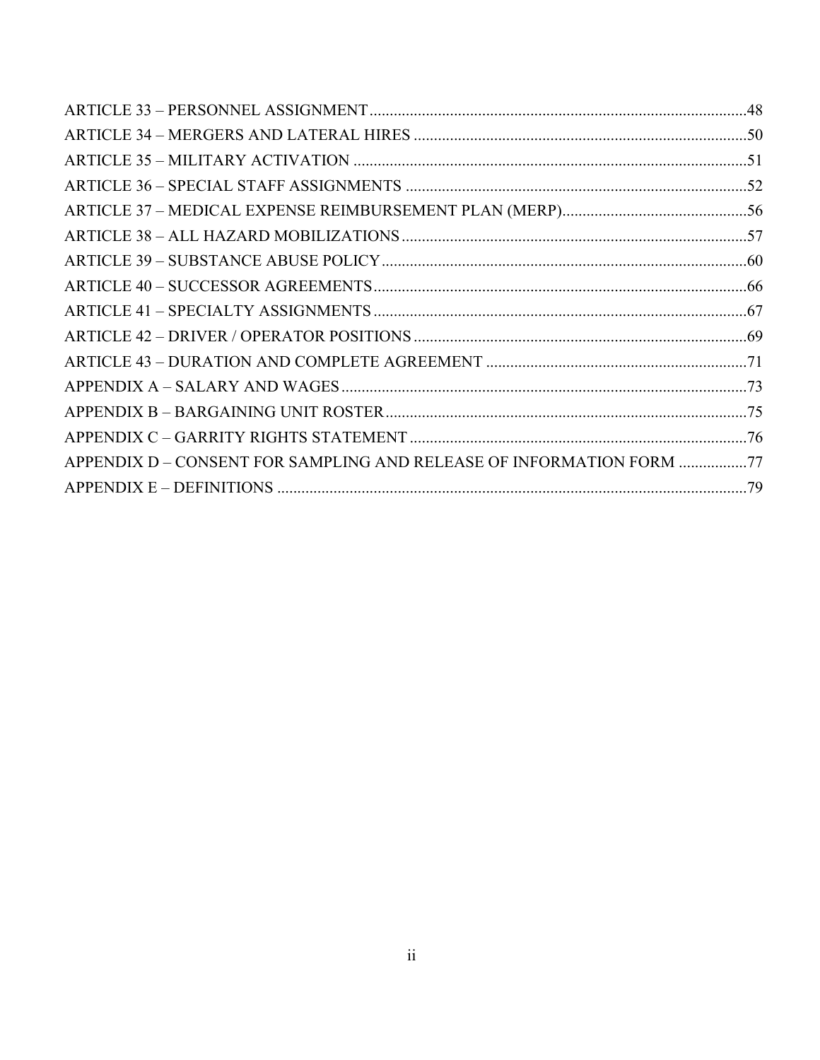ARTICLE 33 – PERSONNEL ASSIGNMENT.....48
ARTICLE 34 – MERGERS AND LATERAL HIRES.....50
ARTICLE 35 – MILITARY ACTIVATION.....51
ARTICLE 36 – SPECIAL STAFF ASSIGNMENTS.....52
ARTICLE 37 – MEDICAL EXPENSE REIMBURSEMENT PLAN (MERP).....56
ARTICLE 38 – ALL HAZARD MOBILIZATIONS.....57
ARTICLE 39 – SUBSTANCE ABUSE POLICY.....60
ARTICLE 40 – SUCCESSOR AGREEMENTS.....66
ARTICLE 41 – SPECIALTY ASSIGNMENTS.....67
ARTICLE 42 – DRIVER / OPERATOR POSITIONS.....69
ARTICLE 43 – DURATION AND COMPLETE AGREEMENT.....71
APPENDIX A – SALARY AND WAGES.....73
APPENDIX B – BARGAINING UNIT ROSTER.....75
APPENDIX C – GARRITY RIGHTS STATEMENT.....76
APPENDIX D – CONSENT FOR SAMPLING AND RELEASE OF INFORMATION FORM.....77
APPENDIX E – DEFINITIONS.....79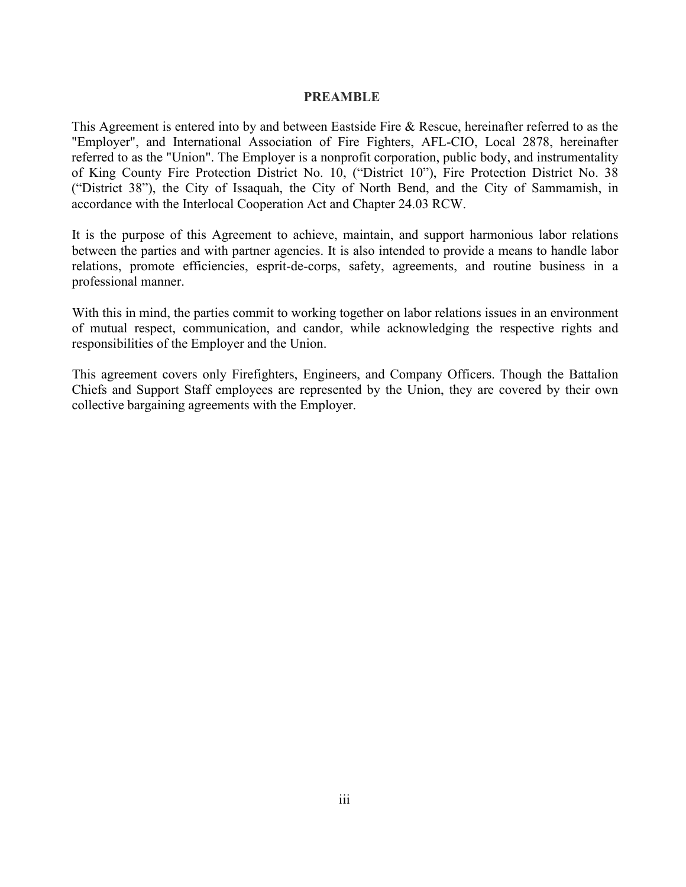## PREAMBLE

This Agreement is entered into by and between Eastside Fire & Rescue, hereinafter referred to as the "Employer", and International Association of Fire Fighters, AFL-CIO, Local 2878, hereinafter referred to as the "Union". The Employer is a nonprofit corporation, public body, and instrumentality of King County Fire Protection District No. 10, ("District 10"), Fire Protection District No. 38 ("District 38"), the City of Issaquah, the City of North Bend, and the City of Sammamish, in accordance with the Interlocal Cooperation Act and Chapter 24.03 RCW.

It is the purpose of this Agreement to achieve, maintain, and support harmonious labor relations between the parties and with partner agencies. It is also intended to provide a means to handle labor relations, promote efficiencies, esprit-de-corps, safety, agreements, and routine business in a professional manner.

With this in mind, the parties commit to working together on labor relations issues in an environment of mutual respect, communication, and candor, while acknowledging the respective rights and responsibilities of the Employer and the Union.

This agreement covers only Firefighters, Engineers, and Company Officers. Though the Battalion Chiefs and Support Staff employees are represented by the Union, they are covered by their own collective bargaining agreements with the Employer.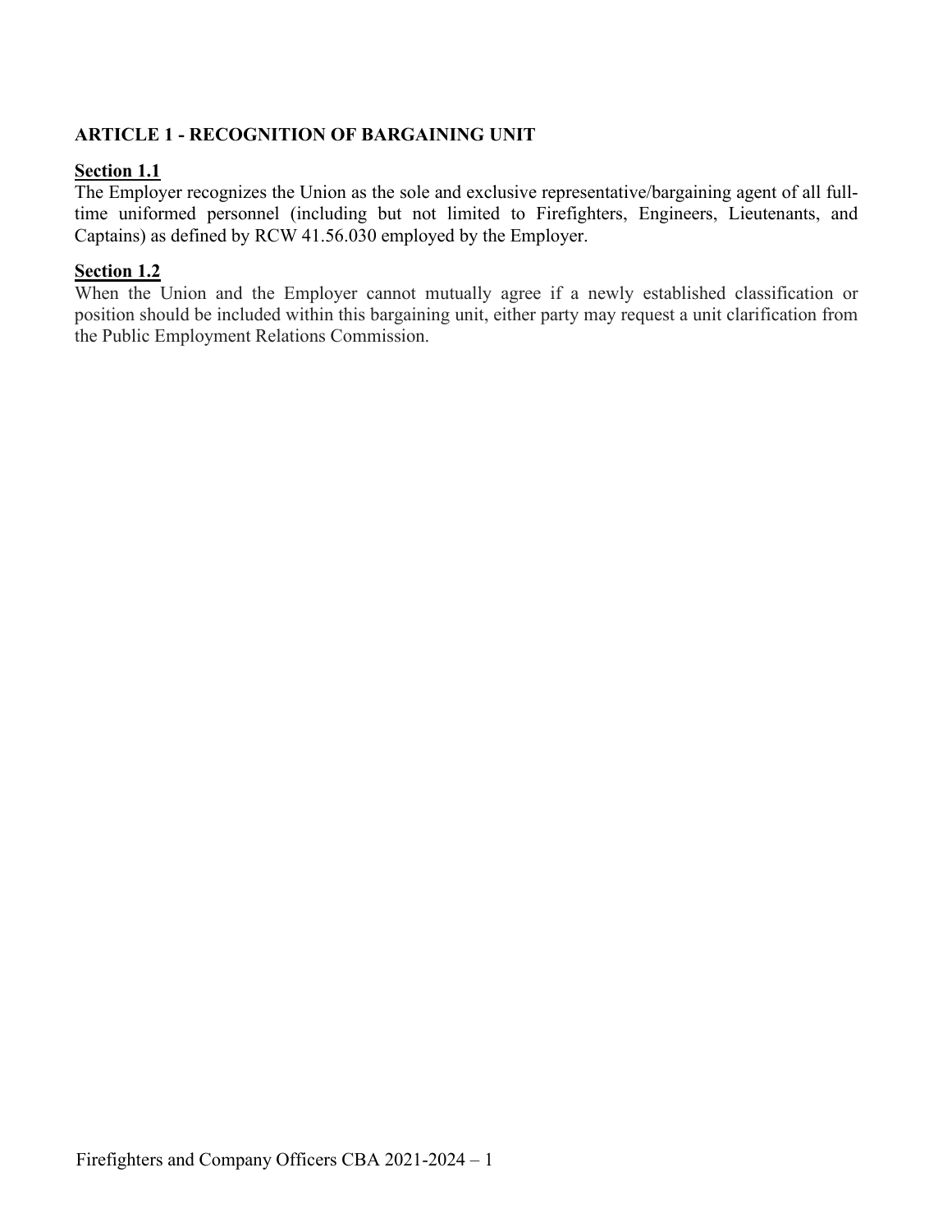## ARTICLE 1 - RECOGNITION OF BARGAINING UNIT

**Section 1.1**

The Employer recognizes the Union as the sole and exclusive representative/bargaining agent of all full-time uniformed personnel (including but not limited to Firefighters, Engineers, Lieutenants, and Captains) as defined by RCW 41.56.030 employed by the Employer.

**Section 1.2**

When the Union and the Employer cannot mutually agree if a newly established classification or position should be included within this bargaining unit, either party may request a unit clarification from the Public Employment Relations Commission.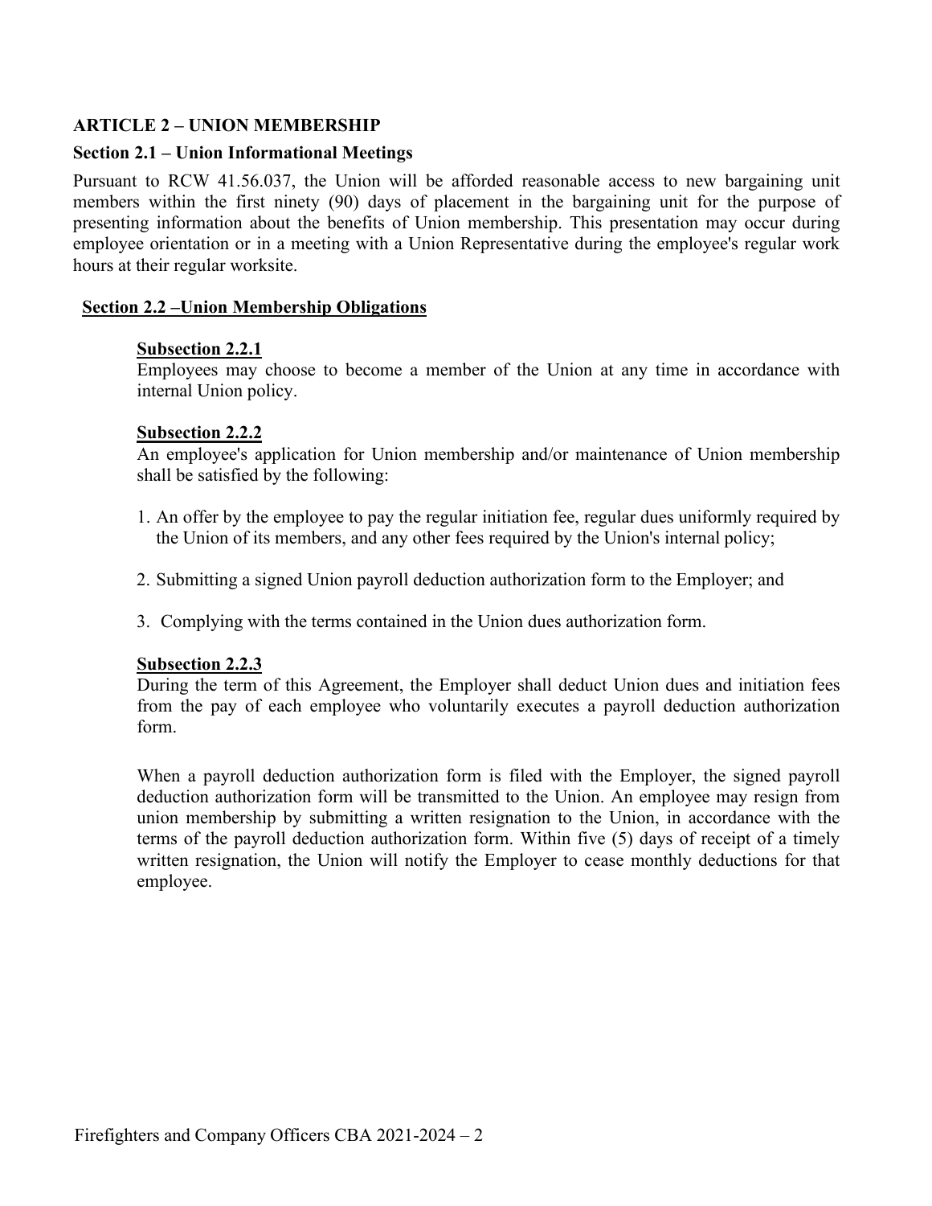## ARTICLE 2 – UNION MEMBERSHIP

### Section 2.1 – Union Informational Meetings

Pursuant to RCW 41.56.037, the Union will be afforded reasonable access to new bargaining unit members within the first ninety (90) days of placement in the bargaining unit for the purpose of presenting information about the benefits of Union membership. This presentation may occur during employee orientation or in a meeting with a Union Representative during the employee's regular work hours at their regular worksite.

### Section 2.2 –Union Membership Obligations

#### Subsection 2.2.1

Employees may choose to become a member of the Union at any time in accordance with internal Union policy.

#### Subsection 2.2.2

An employee's application for Union membership and/or maintenance of Union membership shall be satisfied by the following:

1. An offer by the employee to pay the regular initiation fee, regular dues uniformly required by the Union of its members, and any other fees required by the Union's internal policy;
2. Submitting a signed Union payroll deduction authorization form to the Employer; and
3. Complying with the terms contained in the Union dues authorization form.

#### Subsection 2.2.3

During the term of this Agreement, the Employer shall deduct Union dues and initiation fees from the pay of each employee who voluntarily executes a payroll deduction authorization form.

When a payroll deduction authorization form is filed with the Employer, the signed payroll deduction authorization form will be transmitted to the Union. An employee may resign from union membership by submitting a written resignation to the Union, in accordance with the terms of the payroll deduction authorization form. Within five (5) days of receipt of a timely written resignation, the Union will notify the Employer to cease monthly deductions for that employee.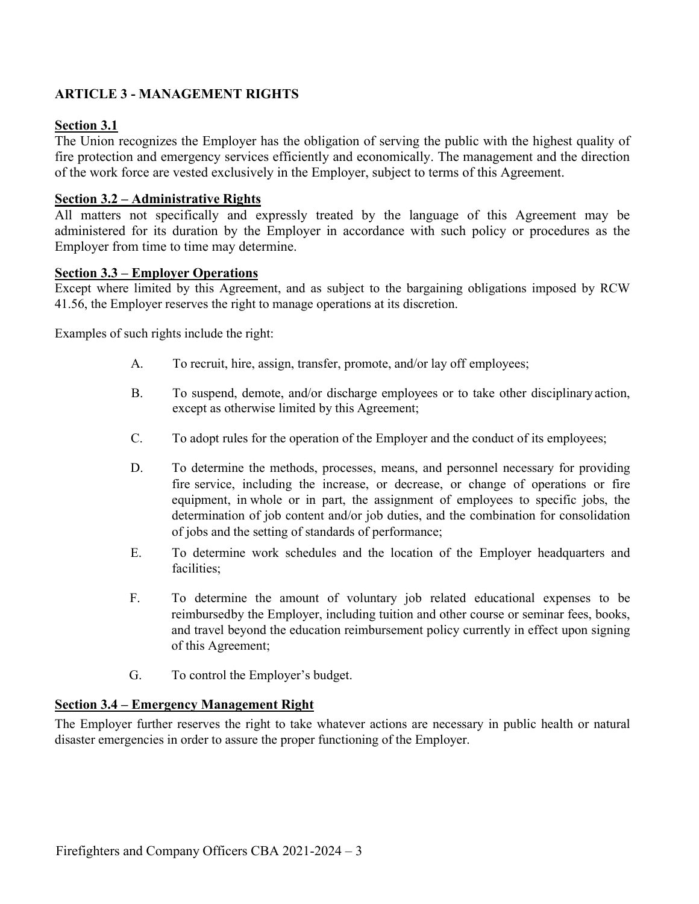## ARTICLE 3 - MANAGEMENT RIGHTS

**Section 3.1**

The Union recognizes the Employer has the obligation of serving the public with the highest quality of fire protection and emergency services efficiently and economically. The management and the direction of the work force are vested exclusively in the Employer, subject to terms of this Agreement.

**Section 3.2 – Administrative Rights**

All matters not specifically and expressly treated by the language of this Agreement may be administered for its duration by the Employer in accordance with such policy or procedures as the Employer from time to time may determine.

**Section 3.3 – Employer Operations**

Except where limited by this Agreement, and as subject to the bargaining obligations imposed by RCW 41.56, the Employer reserves the right to manage operations at its discretion.

Examples of such rights include the right:

A. To recruit, hire, assign, transfer, promote, and/or lay off employees;

B. To suspend, demote, and/or discharge employees or to take other disciplinary action, except as otherwise limited by this Agreement;

C. To adopt rules for the operation of the Employer and the conduct of its employees;

D. To determine the methods, processes, means, and personnel necessary for providing fire service, including the increase, or decrease, or change of operations or fire equipment, in whole or in part, the assignment of employees to specific jobs, the determination of job content and/or job duties, and the combination for consolidation of jobs and the setting of standards of performance;

E. To determine work schedules and the location of the Employer headquarters and facilities;

F. To determine the amount of voluntary job related educational expenses to be reimbursedby the Employer, including tuition and other course or seminar fees, books, and travel beyond the education reimbursement policy currently in effect upon signing of this Agreement;

G. To control the Employer's budget.

**Section 3.4 – Emergency Management Right**

The Employer further reserves the right to take whatever actions are necessary in public health or natural disaster emergencies in order to assure the proper functioning of the Employer.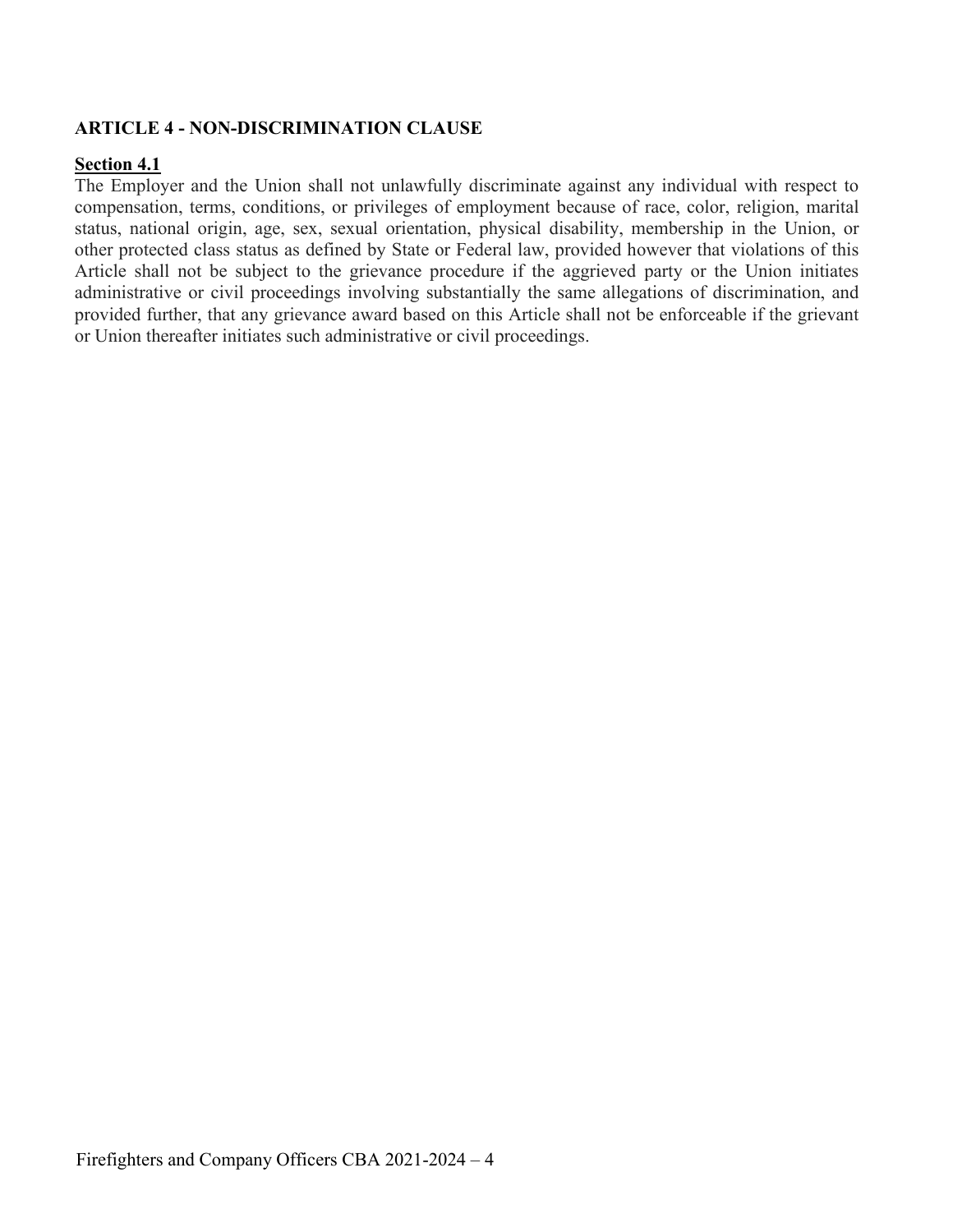## ARTICLE 4 - NON-DISCRIMINATION CLAUSE

**Section 4.1**

The Employer and the Union shall not unlawfully discriminate against any individual with respect to compensation, terms, conditions, or privileges of employment because of race, color, religion, marital status, national origin, age, sex, sexual orientation, physical disability, membership in the Union, or other protected class status as defined by State or Federal law, provided however that violations of this Article shall not be subject to the grievance procedure if the aggrieved party or the Union initiates administrative or civil proceedings involving substantially the same allegations of discrimination, and provided further, that any grievance award based on this Article shall not be enforceable if the grievant or Union thereafter initiates such administrative or civil proceedings.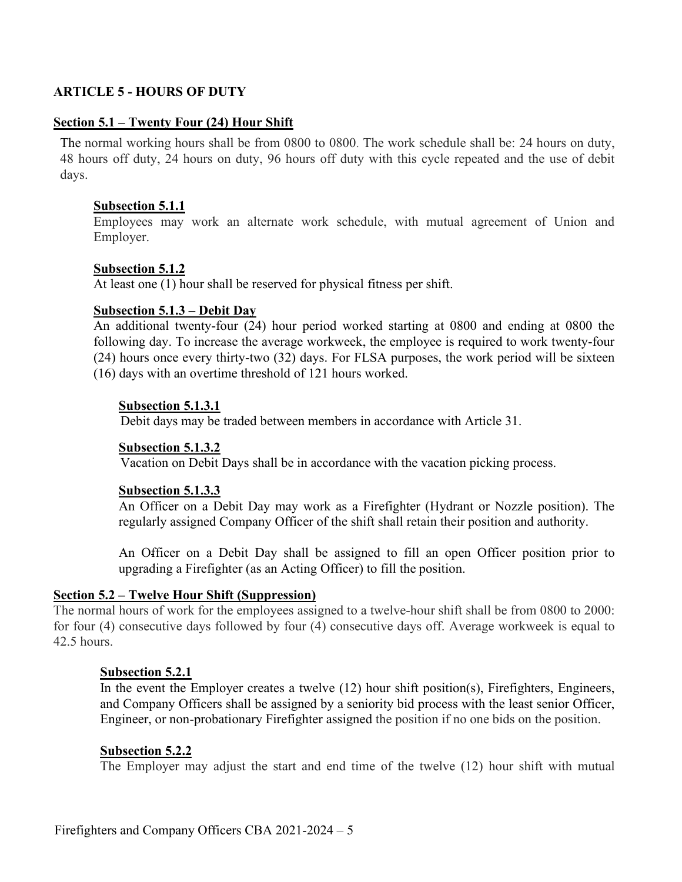## ARTICLE 5 - HOURS OF DUTY

### Section 5.1 – Twenty Four (24) Hour Shift

The normal working hours shall be from 0800 to 0800. The work schedule shall be: 24 hours on duty, 48 hours off duty, 24 hours on duty, 96 hours off duty with this cycle repeated and the use of debit days.

#### Subsection 5.1.1

Employees may work an alternate work schedule, with mutual agreement of Union and Employer.

#### Subsection 5.1.2

At least one (1) hour shall be reserved for physical fitness per shift.

#### Subsection 5.1.3 – Debit Day

An additional twenty-four (24) hour period worked starting at 0800 and ending at 0800 the following day. To increase the average workweek, the employee is required to work twenty-four (24) hours once every thirty-two (32) days. For FLSA purposes, the work period will be sixteen (16) days with an overtime threshold of 121 hours worked.

##### Subsection 5.1.3.1

Debit days may be traded between members in accordance with Article 31.

##### Subsection 5.1.3.2

Vacation on Debit Days shall be in accordance with the vacation picking process.

##### Subsection 5.1.3.3

An Officer on a Debit Day may work as a Firefighter (Hydrant or Nozzle position). The regularly assigned Company Officer of the shift shall retain their position and authority.

An Officer on a Debit Day shall be assigned to fill an open Officer position prior to upgrading a Firefighter (as an Acting Officer) to fill the position.

### Section 5.2 – Twelve Hour Shift (Suppression)

The normal hours of work for the employees assigned to a twelve-hour shift shall be from 0800 to 2000: for four (4) consecutive days followed by four (4) consecutive days off. Average workweek is equal to 42.5 hours.

#### Subsection 5.2.1

In the event the Employer creates a twelve (12) hour shift position(s), Firefighters, Engineers, and Company Officers shall be assigned by a seniority bid process with the least senior Officer, Engineer, or non-probationary Firefighter assigned the position if no one bids on the position.

#### Subsection 5.2.2

The Employer may adjust the start and end time of the twelve (12) hour shift with mutual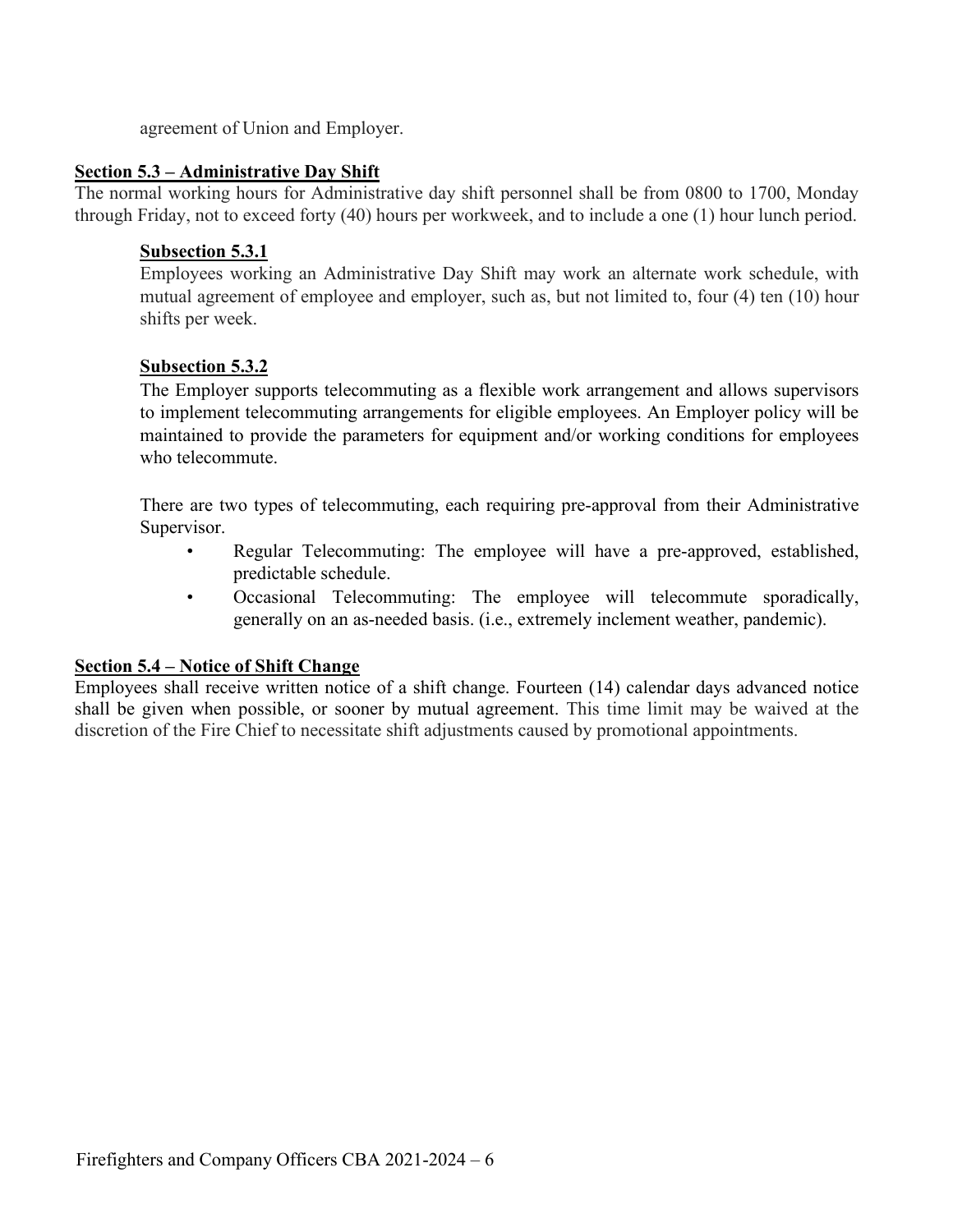agreement of Union and Employer.

**Section 5.3 – Administrative Day Shift**

The normal working hours for Administrative day shift personnel shall be from 0800 to 1700, Monday through Friday, not to exceed forty (40) hours per workweek, and to include a one (1) hour lunch period.

**Subsection 5.3.1**

Employees working an Administrative Day Shift may work an alternate work schedule, with mutual agreement of employee and employer, such as, but not limited to, four (4) ten (10) hour shifts per week.

**Subsection 5.3.2**

The Employer supports telecommuting as a flexible work arrangement and allows supervisors to implement telecommuting arrangements for eligible employees. An Employer policy will be maintained to provide the parameters for equipment and/or working conditions for employees who telecommute.

There are two types of telecommuting, each requiring pre-approval from their Administrative Supervisor.

- Regular Telecommuting: The employee will have a pre-approved, established, predictable schedule.
- Occasional Telecommuting: The employee will telecommute sporadically, generally on an as-needed basis. (i.e., extremely inclement weather, pandemic).

**Section 5.4 – Notice of Shift Change**

Employees shall receive written notice of a shift change. Fourteen (14) calendar days advanced notice shall be given when possible, or sooner by mutual agreement. This time limit may be waived at the discretion of the Fire Chief to necessitate shift adjustments caused by promotional appointments.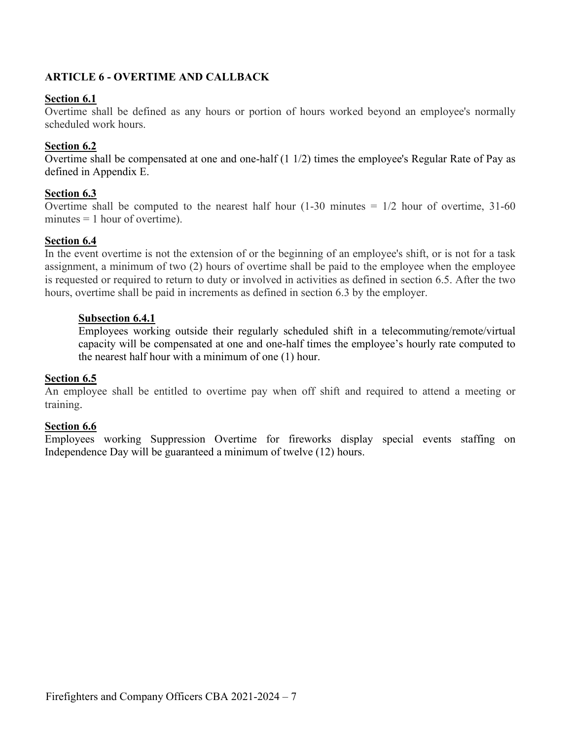## ARTICLE 6 - OVERTIME AND CALLBACK

### Section 6.1

Overtime shall be defined as any hours or portion of hours worked beyond an employee's normally scheduled work hours.

### Section 6.2

Overtime shall be compensated at one and one-half (1 1/2) times the employee's Regular Rate of Pay as defined in Appendix E.

### Section 6.3

Overtime shall be computed to the nearest half hour (1-30 minutes = 1/2 hour of overtime, 31-60 minutes = 1 hour of overtime).

### Section 6.4

In the event overtime is not the extension of or the beginning of an employee's shift, or is not for a task assignment, a minimum of two (2) hours of overtime shall be paid to the employee when the employee is requested or required to return to duty or involved in activities as defined in section 6.5. After the two hours, overtime shall be paid in increments as defined in section 6.3 by the employer.

#### Subsection 6.4.1

Employees working outside their regularly scheduled shift in a telecommuting/remote/virtual capacity will be compensated at one and one-half times the employee's hourly rate computed to the nearest half hour with a minimum of one (1) hour.

### Section 6.5

An employee shall be entitled to overtime pay when off shift and required to attend a meeting or training.

### Section 6.6

Employees working Suppression Overtime for fireworks display special events staffing on Independence Day will be guaranteed a minimum of twelve (12) hours.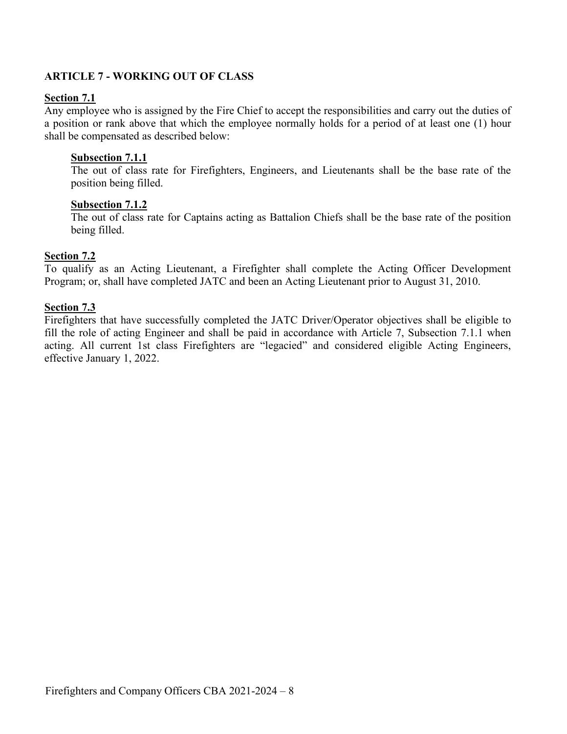## ARTICLE 7 - WORKING OUT OF CLASS

**Section 7.1**

Any employee who is assigned by the Fire Chief to accept the responsibilities and carry out the duties of a position or rank above that which the employee normally holds for a period of at least one (1) hour shall be compensated as described below:

**Subsection 7.1.1**

The out of class rate for Firefighters, Engineers, and Lieutenants shall be the base rate of the position being filled.

**Subsection 7.1.2**

The out of class rate for Captains acting as Battalion Chiefs shall be the base rate of the position being filled.

**Section 7.2**

To qualify as an Acting Lieutenant, a Firefighter shall complete the Acting Officer Development Program; or, shall have completed JATC and been an Acting Lieutenant prior to August 31, 2010.

**Section 7.3**

Firefighters that have successfully completed the JATC Driver/Operator objectives shall be eligible to fill the role of acting Engineer and shall be paid in accordance with Article 7, Subsection 7.1.1 when acting. All current 1st class Firefighters are "legacied" and considered eligible Acting Engineers, effective January 1, 2022.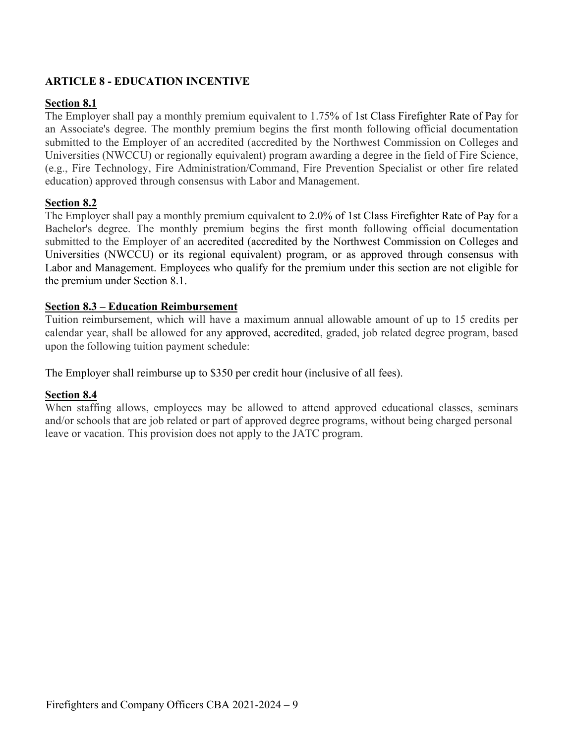## ARTICLE 8 - EDUCATION INCENTIVE

**Section 8.1**

The Employer shall pay a monthly premium equivalent to 1.75% of 1st Class Firefighter Rate of Pay for an Associate's degree. The monthly premium begins the first month following official documentation submitted to the Employer of an accredited (accredited by the Northwest Commission on Colleges and Universities (NWCCU) or regionally equivalent) program awarding a degree in the field of Fire Science, (e.g., Fire Technology, Fire Administration/Command, Fire Prevention Specialist or other fire related education) approved through consensus with Labor and Management.

**Section 8.2**

The Employer shall pay a monthly premium equivalent to 2.0% of 1st Class Firefighter Rate of Pay for a Bachelor's degree. The monthly premium begins the first month following official documentation submitted to the Employer of an accredited (accredited by the Northwest Commission on Colleges and Universities (NWCCU) or its regional equivalent) program, or as approved through consensus with Labor and Management. Employees who qualify for the premium under this section are not eligible for the premium under Section 8.1.

**Section 8.3 – Education Reimbursement**

Tuition reimbursement, which will have a maximum annual allowable amount of up to 15 credits per calendar year, shall be allowed for any approved, accredited, graded, job related degree program, based upon the following tuition payment schedule:

The Employer shall reimburse up to $350 per credit hour (inclusive of all fees).

**Section 8.4**

When staffing allows, employees may be allowed to attend approved educational classes, seminars and/or schools that are job related or part of approved degree programs, without being charged personal leave or vacation. This provision does not apply to the JATC program.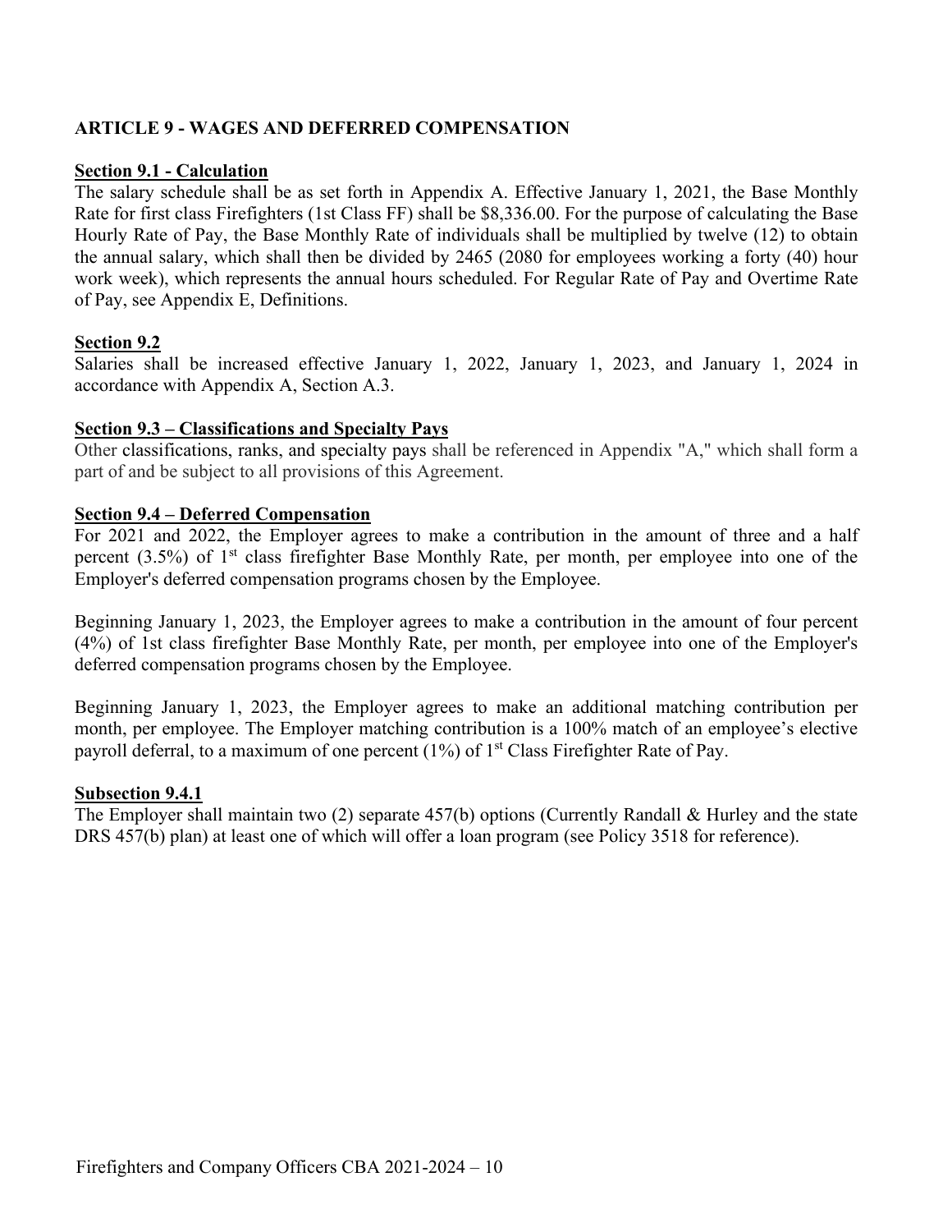## ARTICLE 9 - WAGES AND DEFERRED COMPENSATION

### Section 9.1 - Calculation

The salary schedule shall be as set forth in Appendix A. Effective January 1, 2021, the Base Monthly Rate for first class Firefighters (1st Class FF) shall be $8,336.00. For the purpose of calculating the Base Hourly Rate of Pay, the Base Monthly Rate of individuals shall be multiplied by twelve (12) to obtain the annual salary, which shall then be divided by 2465 (2080 for employees working a forty (40) hour work week), which represents the annual hours scheduled. For Regular Rate of Pay and Overtime Rate of Pay, see Appendix E, Definitions.

### Section 9.2

Salaries shall be increased effective January 1, 2022, January 1, 2023, and January 1, 2024 in accordance with Appendix A, Section A.3.

### Section 9.3 – Classifications and Specialty Pays

Other classifications, ranks, and specialty pays shall be referenced in Appendix "A," which shall form a part of and be subject to all provisions of this Agreement.

### Section 9.4 – Deferred Compensation

For 2021 and 2022, the Employer agrees to make a contribution in the amount of three and a half percent (3.5%) of 1st class firefighter Base Monthly Rate, per month, per employee into one of the Employer's deferred compensation programs chosen by the Employee.

Beginning January 1, 2023, the Employer agrees to make a contribution in the amount of four percent (4%) of 1st class firefighter Base Monthly Rate, per month, per employee into one of the Employer's deferred compensation programs chosen by the Employee.

Beginning January 1, 2023, the Employer agrees to make an additional matching contribution per month, per employee. The Employer matching contribution is a 100% match of an employee's elective payroll deferral, to a maximum of one percent (1%) of 1st Class Firefighter Rate of Pay.

### Subsection 9.4.1

The Employer shall maintain two (2) separate 457(b) options (Currently Randall & Hurley and the state DRS 457(b) plan) at least one of which will offer a loan program (see Policy 3518 for reference).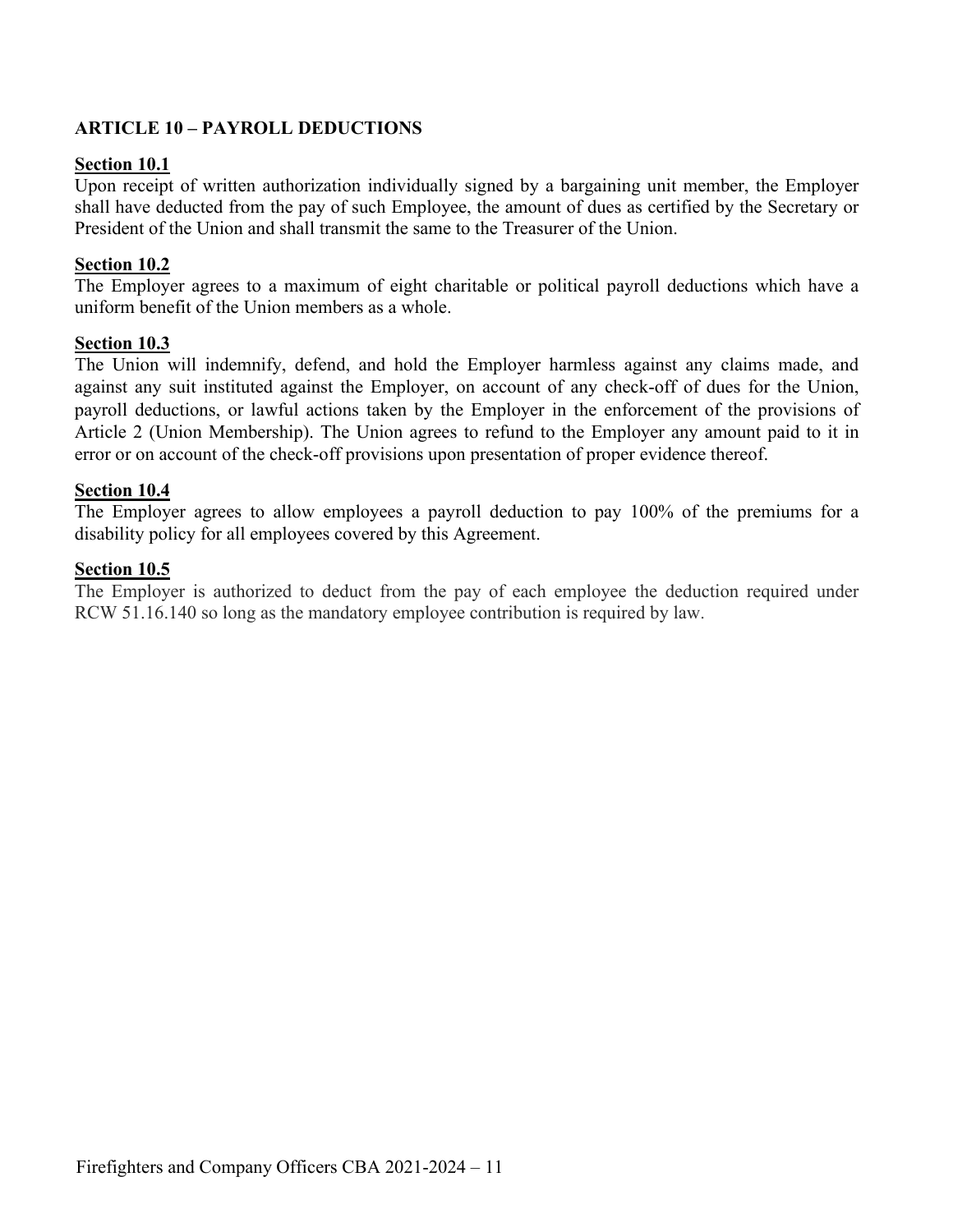## ARTICLE 10 – PAYROLL DEDUCTIONS

**Section 10.1**

Upon receipt of written authorization individually signed by a bargaining unit member, the Employer shall have deducted from the pay of such Employee, the amount of dues as certified by the Secretary or President of the Union and shall transmit the same to the Treasurer of the Union.

**Section 10.2**

The Employer agrees to a maximum of eight charitable or political payroll deductions which have a uniform benefit of the Union members as a whole.

**Section 10.3**

The Union will indemnify, defend, and hold the Employer harmless against any claims made, and against any suit instituted against the Employer, on account of any check-off of dues for the Union, payroll deductions, or lawful actions taken by the Employer in the enforcement of the provisions of Article 2 (Union Membership). The Union agrees to refund to the Employer any amount paid to it in error or on account of the check-off provisions upon presentation of proper evidence thereof.

**Section 10.4**

The Employer agrees to allow employees a payroll deduction to pay 100% of the premiums for a disability policy for all employees covered by this Agreement.

**Section 10.5**

The Employer is authorized to deduct from the pay of each employee the deduction required under RCW 51.16.140 so long as the mandatory employee contribution is required by law.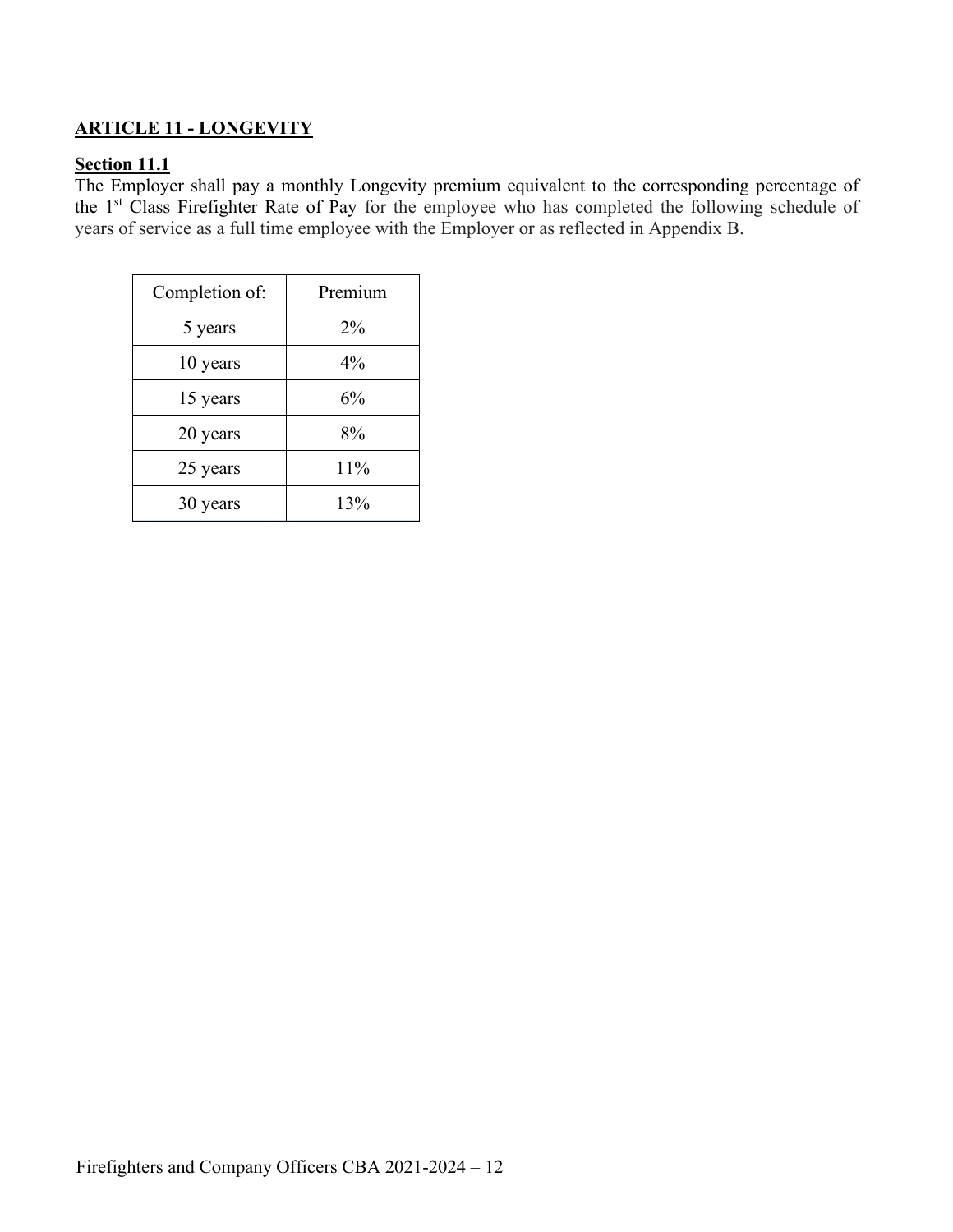## ARTICLE 11 - LONGEVITY

### Section 11.1

The Employer shall pay a monthly Longevity premium equivalent to the corresponding percentage of the 1st Class Firefighter Rate of Pay for the employee who has completed the following schedule of years of service as a full time employee with the Employer or as reflected in Appendix B.

| Completion of: | Premium |
|---|---|
| 5 years | 2% |
| 10 years | 4% |
| 15 years | 6% |
| 20 years | 8% |
| 25 years | 11% |
| 30 years | 13% |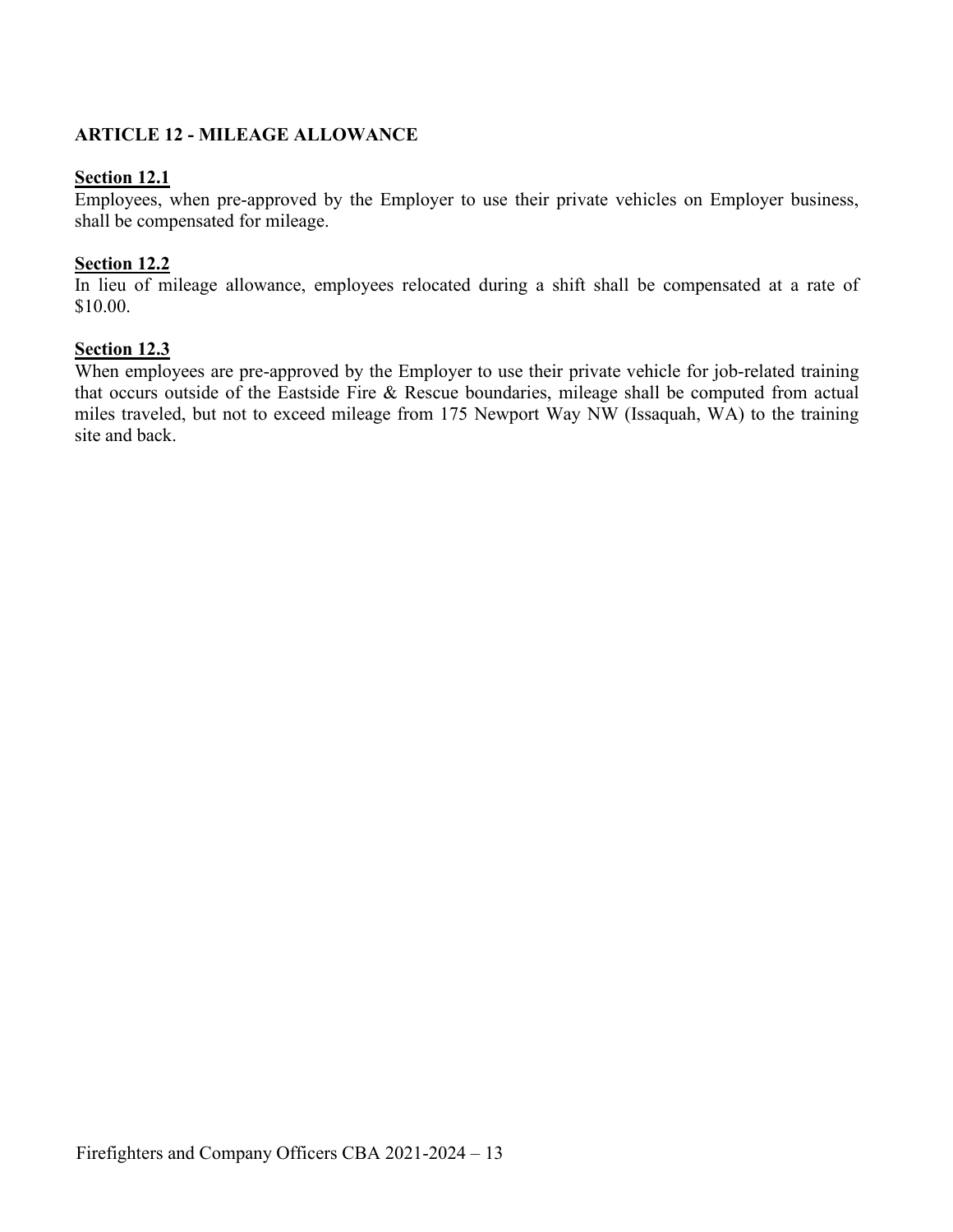## ARTICLE 12 - MILEAGE ALLOWANCE

**Section 12.1**

Employees, when pre-approved by the Employer to use their private vehicles on Employer business, shall be compensated for mileage.

**Section 12.2**

In lieu of mileage allowance, employees relocated during a shift shall be compensated at a rate of $10.00.

**Section 12.3**

When employees are pre-approved by the Employer to use their private vehicle for job-related training that occurs outside of the Eastside Fire & Rescue boundaries, mileage shall be computed from actual miles traveled, but not to exceed mileage from 175 Newport Way NW (Issaquah, WA) to the training site and back.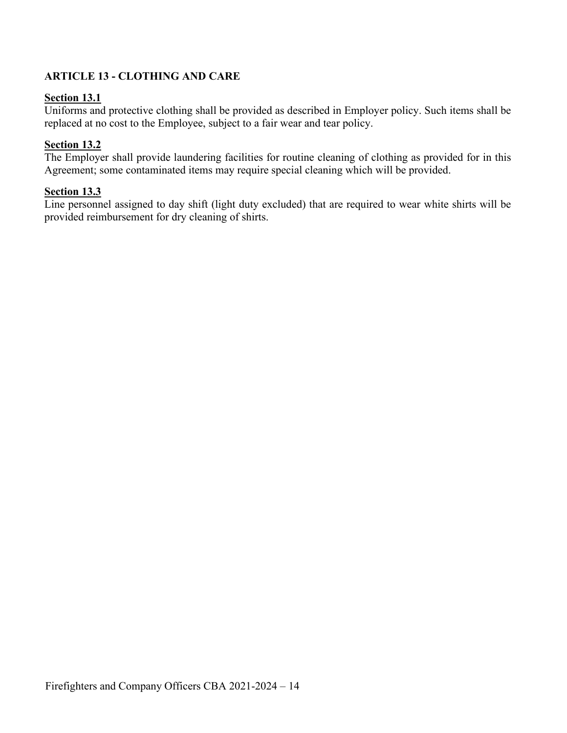## ARTICLE 13 - CLOTHING AND CARE

**Section 13.1**

Uniforms and protective clothing shall be provided as described in Employer policy. Such items shall be replaced at no cost to the Employee, subject to a fair wear and tear policy.

**Section 13.2**

The Employer shall provide laundering facilities for routine cleaning of clothing as provided for in this Agreement; some contaminated items may require special cleaning which will be provided.

**Section 13.3**

Line personnel assigned to day shift (light duty excluded) that are required to wear white shirts will be provided reimbursement for dry cleaning of shirts.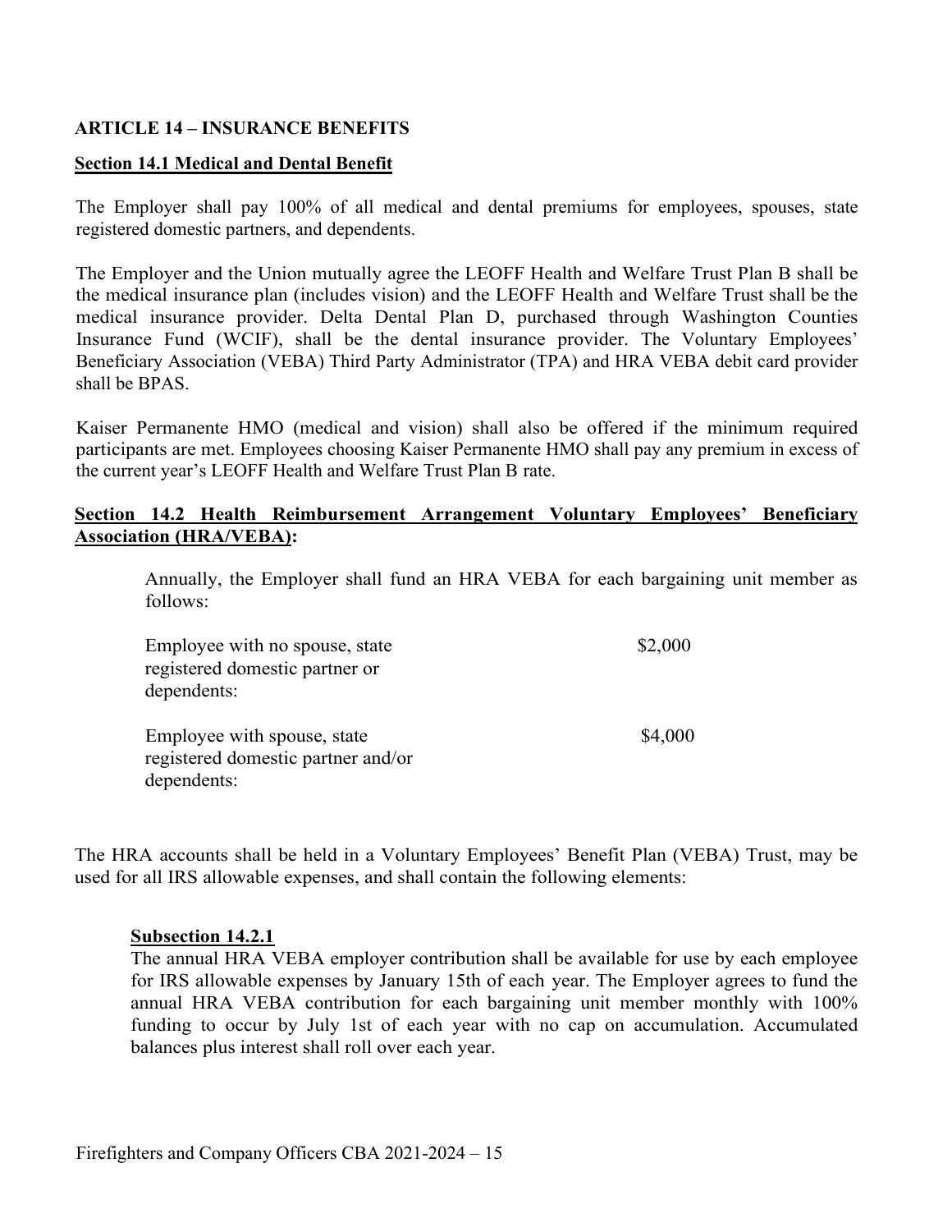## ARTICLE 14 – INSURANCE BENEFITS

**Section 14.1 Medical and Dental Benefit**

The Employer shall pay 100% of all medical and dental premiums for employees, spouses, state registered domestic partners, and dependents.

The Employer and the Union mutually agree the LEOFF Health and Welfare Trust Plan B shall be the medical insurance plan (includes vision) and the LEOFF Health and Welfare Trust shall be the medical insurance provider. Delta Dental Plan D, purchased through Washington Counties Insurance Fund (WCIF), shall be the dental insurance provider. The Voluntary Employees' Beneficiary Association (VEBA) Third Party Administrator (TPA) and HRA VEBA debit card provider shall be BPAS.

Kaiser Permanente HMO (medical and vision) shall also be offered if the minimum required participants are met. Employees choosing Kaiser Permanente HMO shall pay any premium in excess of the current year's LEOFF Health and Welfare Trust Plan B rate.

**Section 14.2 Health Reimbursement Arrangement Voluntary Employees' Beneficiary Association (HRA/VEBA):**

Annually, the Employer shall fund an HRA VEBA for each bargaining unit member as follows:

| | |
|---|---|
| Employee with no spouse, state registered domestic partner or dependents: | $2,000 |
| Employee with spouse, state registered domestic partner and/or dependents: | $4,000 |

The HRA accounts shall be held in a Voluntary Employees' Benefit Plan (VEBA) Trust, may be used for all IRS allowable expenses, and shall contain the following elements:

**Subsection 14.2.1**

The annual HRA VEBA employer contribution shall be available for use by each employee for IRS allowable expenses by January 15th of each year. The Employer agrees to fund the annual HRA VEBA contribution for each bargaining unit member monthly with 100% funding to occur by July 1st of each year with no cap on accumulation. Accumulated balances plus interest shall roll over each year.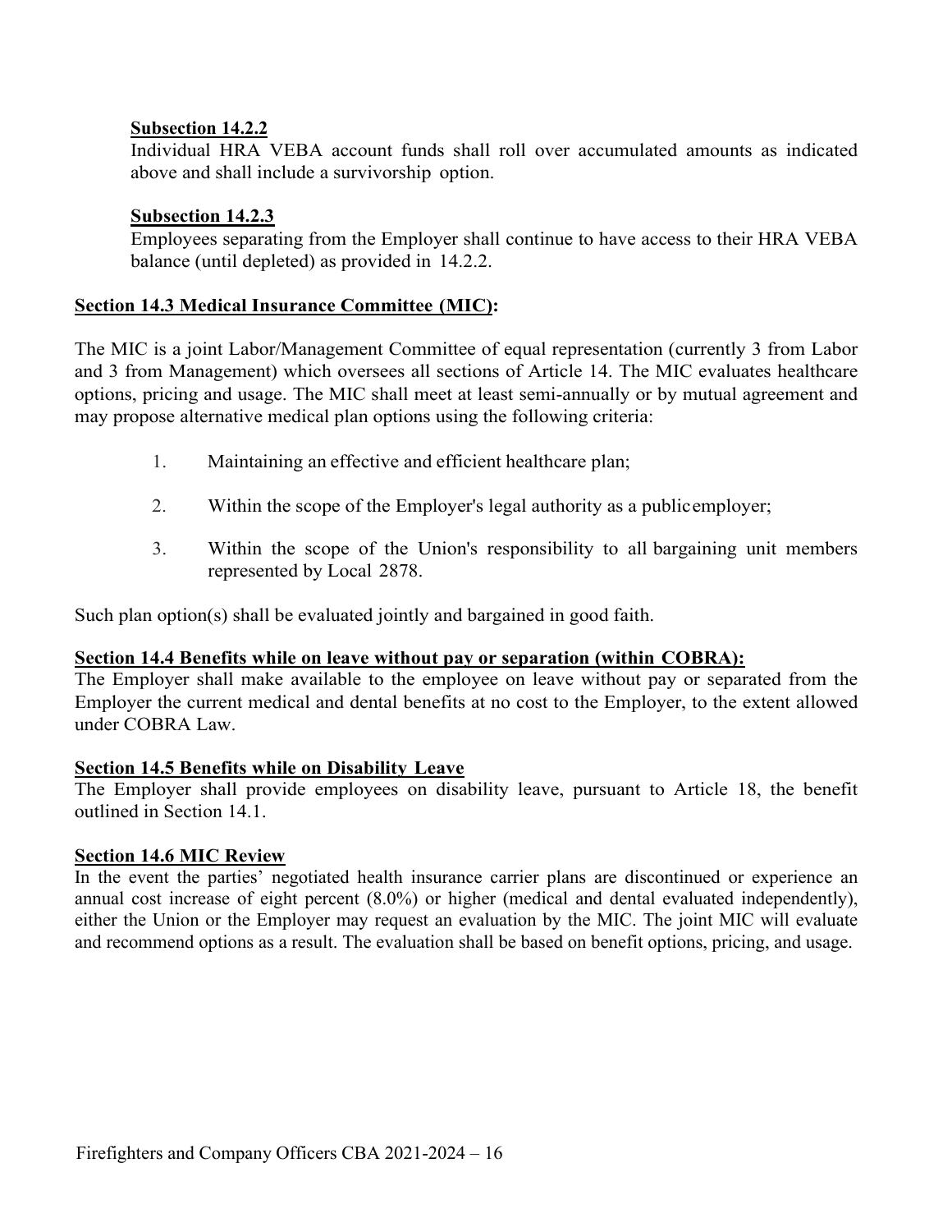**Subsection 14.2.2**

Individual HRA VEBA account funds shall roll over accumulated amounts as indicated above and shall include a survivorship option.

**Subsection 14.2.3**

Employees separating from the Employer shall continue to have access to their HRA VEBA balance (until depleted) as provided in 14.2.2.

**Section 14.3 Medical Insurance Committee (MIC):**

The MIC is a joint Labor/Management Committee of equal representation (currently 3 from Labor and 3 from Management) which oversees all sections of Article 14. The MIC evaluates healthcare options, pricing and usage. The MIC shall meet at least semi-annually or by mutual agreement and may propose alternative medical plan options using the following criteria:

1. Maintaining an effective and efficient healthcare plan;
2. Within the scope of the Employer's legal authority as a public employer;
3. Within the scope of the Union's responsibility to all bargaining unit members represented by Local 2878.

Such plan option(s) shall be evaluated jointly and bargained in good faith.

**Section 14.4 Benefits while on leave without pay or separation (within COBRA):**

The Employer shall make available to the employee on leave without pay or separated from the Employer the current medical and dental benefits at no cost to the Employer, to the extent allowed under COBRA Law.

**Section 14.5 Benefits while on Disability Leave**

The Employer shall provide employees on disability leave, pursuant to Article 18, the benefit outlined in Section 14.1.

**Section 14.6 MIC Review**

In the event the parties' negotiated health insurance carrier plans are discontinued or experience an annual cost increase of eight percent (8.0%) or higher (medical and dental evaluated independently), either the Union or the Employer may request an evaluation by the MIC. The joint MIC will evaluate and recommend options as a result. The evaluation shall be based on benefit options, pricing, and usage.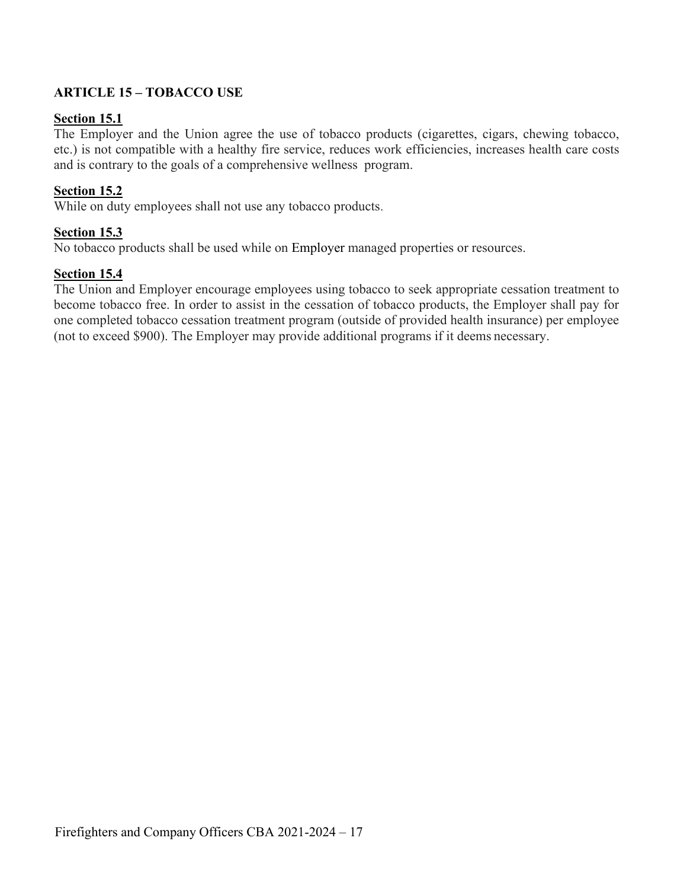## ARTICLE 15 – TOBACCO USE

**Section 15.1**
The Employer and the Union agree the use of tobacco products (cigarettes, cigars, chewing tobacco, etc.) is not compatible with a healthy fire service, reduces work efficiencies, increases health care costs and is contrary to the goals of a comprehensive wellness program.

**Section 15.2**
While on duty employees shall not use any tobacco products.

**Section 15.3**
No tobacco products shall be used while on Employer managed properties or resources.

**Section 15.4**
The Union and Employer encourage employees using tobacco to seek appropriate cessation treatment to become tobacco free. In order to assist in the cessation of tobacco products, the Employer shall pay for one completed tobacco cessation treatment program (outside of provided health insurance) per employee (not to exceed $900). The Employer may provide additional programs if it deems necessary.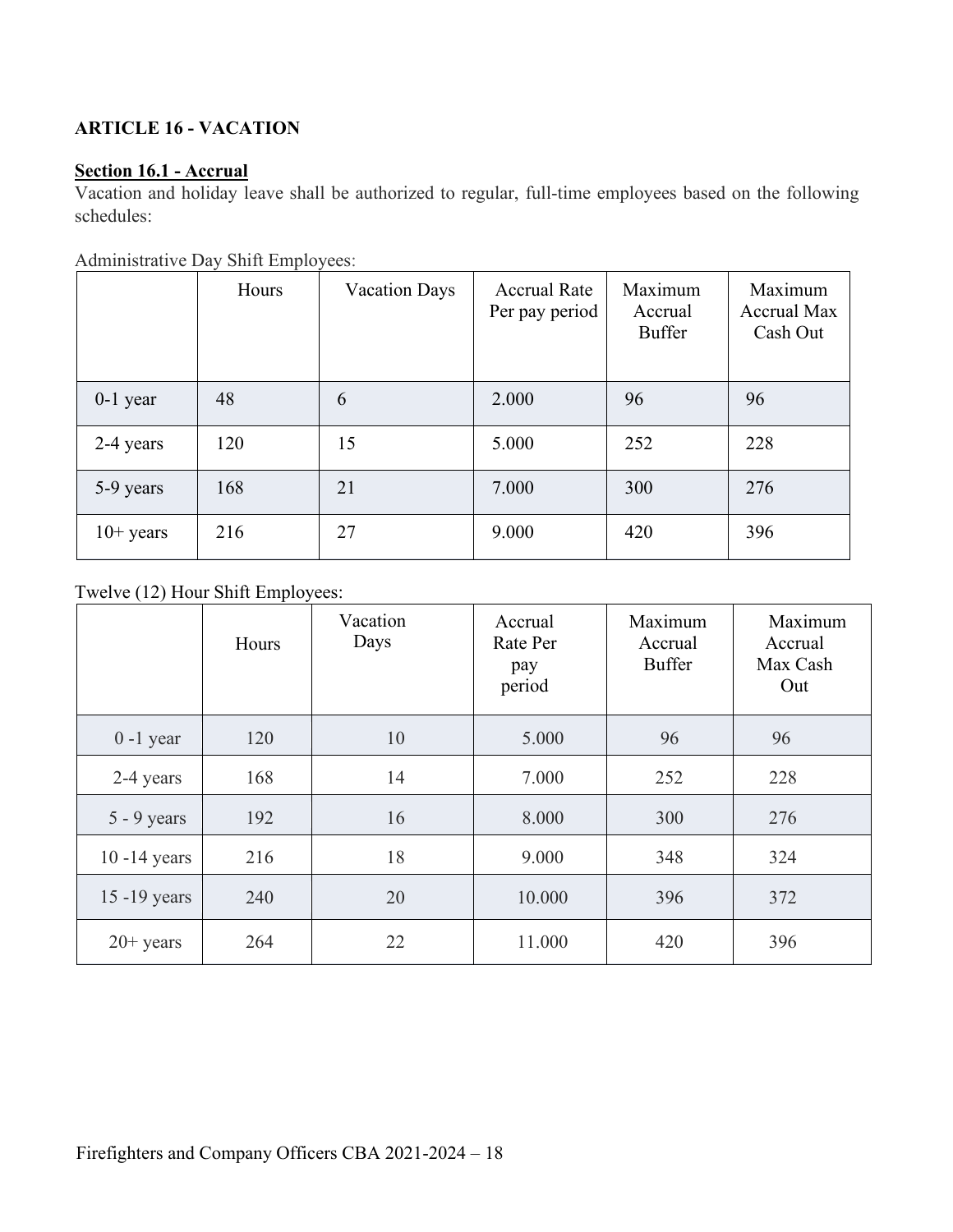## ARTICLE 16 - VACATION

### Section 16.1 - Accrual

Vacation and holiday leave shall be authorized to regular, full-time employees based on the following schedules:

Administrative Day Shift Employees:

| | Hours | Vacation Days | Accrual Rate Per pay period | Maximum Accrual Buffer | Maximum Accrual Max Cash Out |
|---|---|---|---|---|---|
| 0-1 year | 48 | 6 | 2.000 | 96 | 96 |
| 2-4 years | 120 | 15 | 5.000 | 252 | 228 |
| 5-9 years | 168 | 21 | 7.000 | 300 | 276 |
| 10+ years | 216 | 27 | 9.000 | 420 | 396 |

Twelve (12) Hour Shift Employees:

| | Hours | Vacation Days | Accrual Rate Per pay period | Maximum Accrual Buffer | Maximum Accrual Max Cash Out |
|---|---|---|---|---|---|
| 0 -1 year | 120 | 10 | 5.000 | 96 | 96 |
| 2-4 years | 168 | 14 | 7.000 | 252 | 228 |
| 5 - 9 years | 192 | 16 | 8.000 | 300 | 276 |
| 10 -14 years | 216 | 18 | 9.000 | 348 | 324 |
| 15 -19 years | 240 | 20 | 10.000 | 396 | 372 |
| 20+ years | 264 | 22 | 11.000 | 420 | 396 |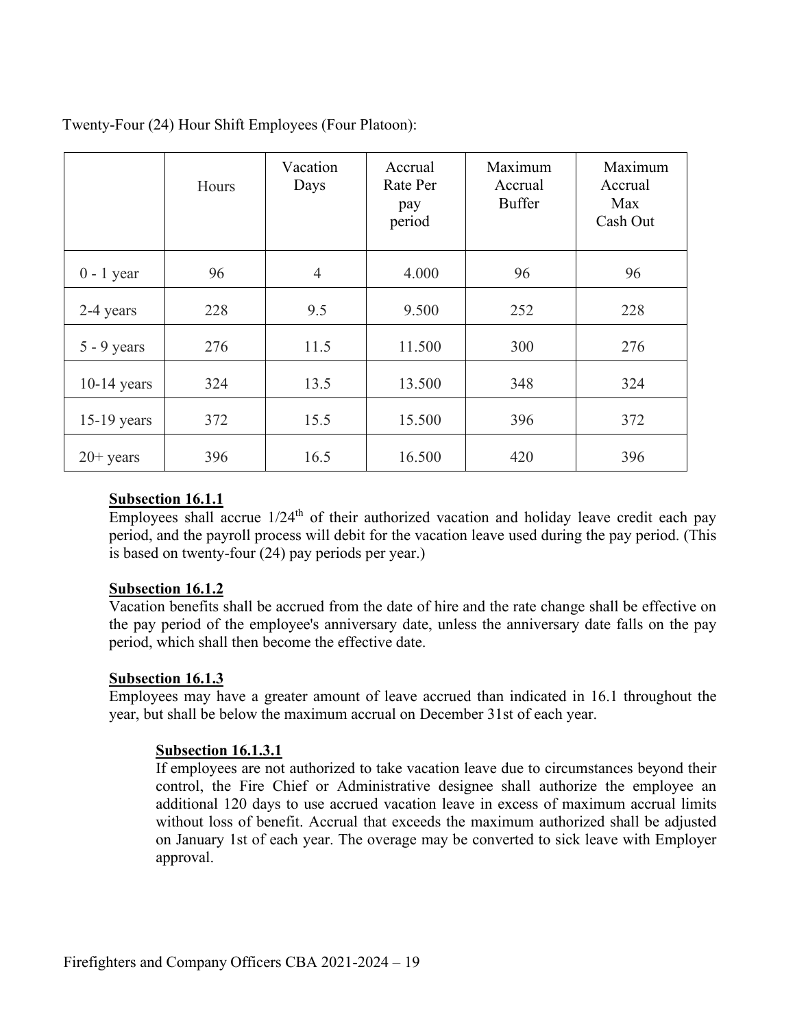Twenty-Four (24) Hour Shift Employees (Four Platoon):

| | Hours | Vacation Days | Accrual Rate Per pay period | Maximum Accrual Buffer | Maximum Accrual Max Cash Out |
|---|---|---|---|---|---|
| 0 - 1 year | 96 | 4 | 4.000 | 96 | 96 |
| 2-4 years | 228 | 9.5 | 9.500 | 252 | 228 |
| 5 - 9 years | 276 | 11.5 | 11.500 | 300 | 276 |
| 10-14 years | 324 | 13.5 | 13.500 | 348 | 324 |
| 15-19 years | 372 | 15.5 | 15.500 | 396 | 372 |
| 20+ years | 396 | 16.5 | 16.500 | 420 | 396 |

**Subsection 16.1.1**

Employees shall accrue 1/24th of their authorized vacation and holiday leave credit each pay period, and the payroll process will debit for the vacation leave used during the pay period. (This is based on twenty-four (24) pay periods per year.)

**Subsection 16.1.2**

Vacation benefits shall be accrued from the date of hire and the rate change shall be effective on the pay period of the employee's anniversary date, unless the anniversary date falls on the pay period, which shall then become the effective date.

**Subsection 16.1.3**

Employees may have a greater amount of leave accrued than indicated in 16.1 throughout the year, but shall be below the maximum accrual on December 31st of each year.

**Subsection 16.1.3.1**

If employees are not authorized to take vacation leave due to circumstances beyond their control, the Fire Chief or Administrative designee shall authorize the employee an additional 120 days to use accrued vacation leave in excess of maximum accrual limits without loss of benefit. Accrual that exceeds the maximum authorized shall be adjusted on January 1st of each year. The overage may be converted to sick leave with Employer approval.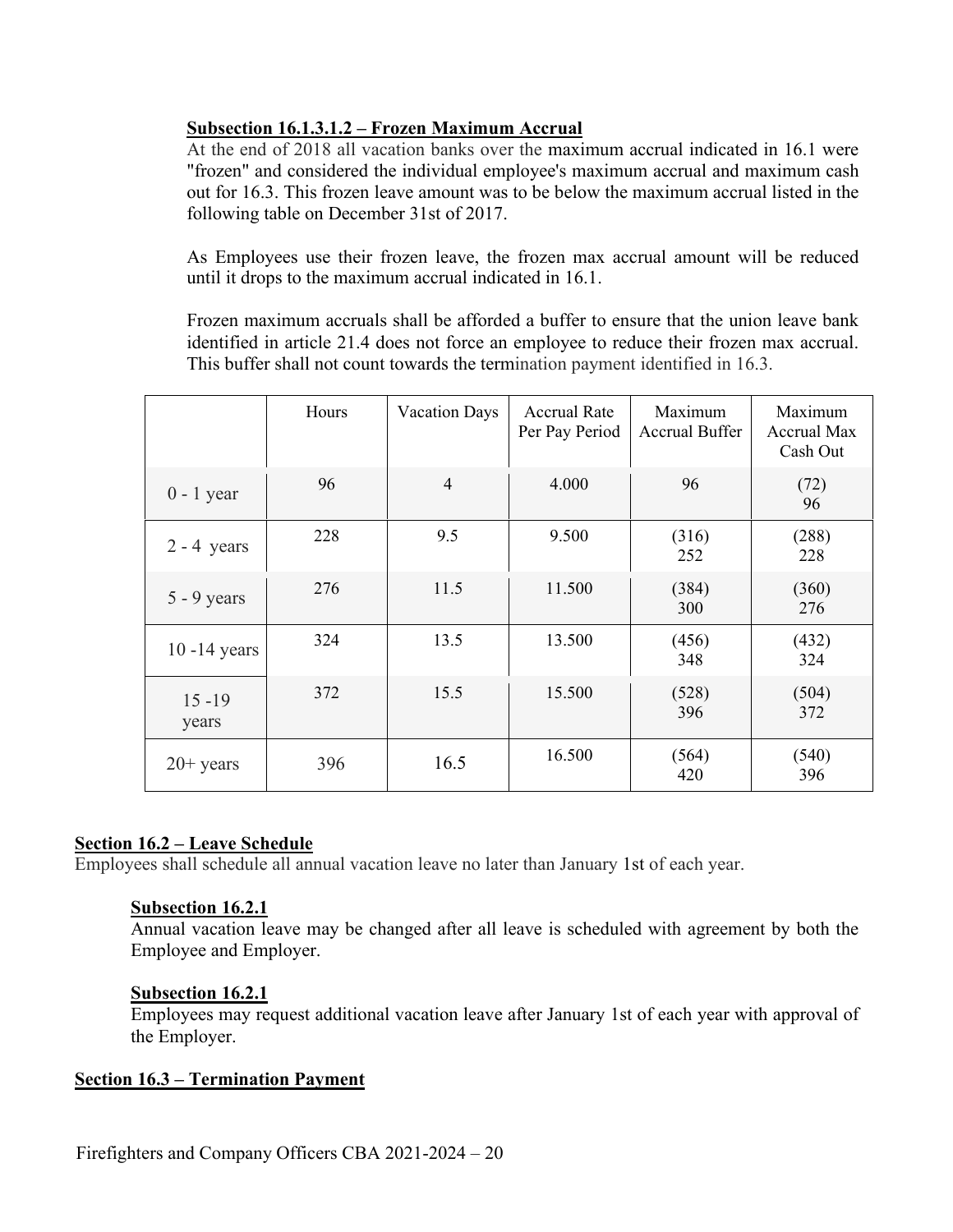**Subsection 16.1.3.1.2 – Frozen Maximum Accrual**

At the end of 2018 all vacation banks over the maximum accrual indicated in 16.1 were "frozen" and considered the individual employee's maximum accrual and maximum cash out for 16.3. This frozen leave amount was to be below the maximum accrual listed in the following table on December 31st of 2017.

As Employees use their frozen leave, the frozen max accrual amount will be reduced until it drops to the maximum accrual indicated in 16.1.

Frozen maximum accruals shall be afforded a buffer to ensure that the union leave bank identified in article 21.4 does not force an employee to reduce their frozen max accrual. This buffer shall not count towards the termination payment identified in 16.3.

| | Hours | Vacation Days | Accrual Rate Per Pay Period | Maximum Accrual Buffer | Maximum Accrual Max Cash Out |
|---|---|---|---|---|---|
| 0 - 1 year | 96 | 4 | 4.000 | 96 | (72) 96 |
| 2 - 4 years | 228 | 9.5 | 9.500 | (316) 252 | (288) 228 |
| 5 - 9 years | 276 | 11.5 | 11.500 | (384) 300 | (360) 276 |
| 10 -14 years | 324 | 13.5 | 13.500 | (456) 348 | (432) 324 |
| 15 -19 years | 372 | 15.5 | 15.500 | (528) 396 | (504) 372 |
| 20+ years | 396 | 16.5 | 16.500 | (564) 420 | (540) 396 |

## Section 16.2 – Leave Schedule

Employees shall schedule all annual vacation leave no later than January 1st of each year.

**Subsection 16.2.1**

Annual vacation leave may be changed after all leave is scheduled with agreement by both the Employee and Employer.

**Subsection 16.2.1**

Employees may request additional vacation leave after January 1st of each year with approval of the Employer.

## Section 16.3 – Termination Payment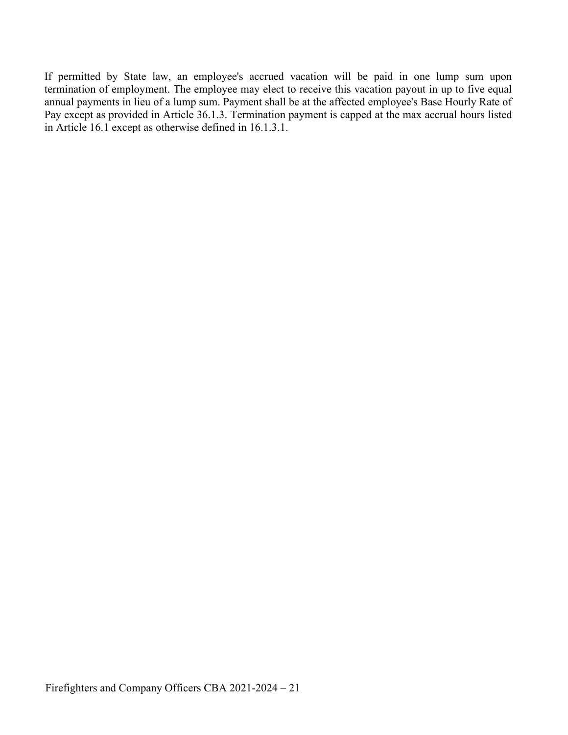If permitted by State law, an employee's accrued vacation will be paid in one lump sum upon termination of employment. The employee may elect to receive this vacation payout in up to five equal annual payments in lieu of a lump sum. Payment shall be at the affected employee's Base Hourly Rate of Pay except as provided in Article 36.1.3. Termination payment is capped at the max accrual hours listed in Article 16.1 except as otherwise defined in 16.1.3.1.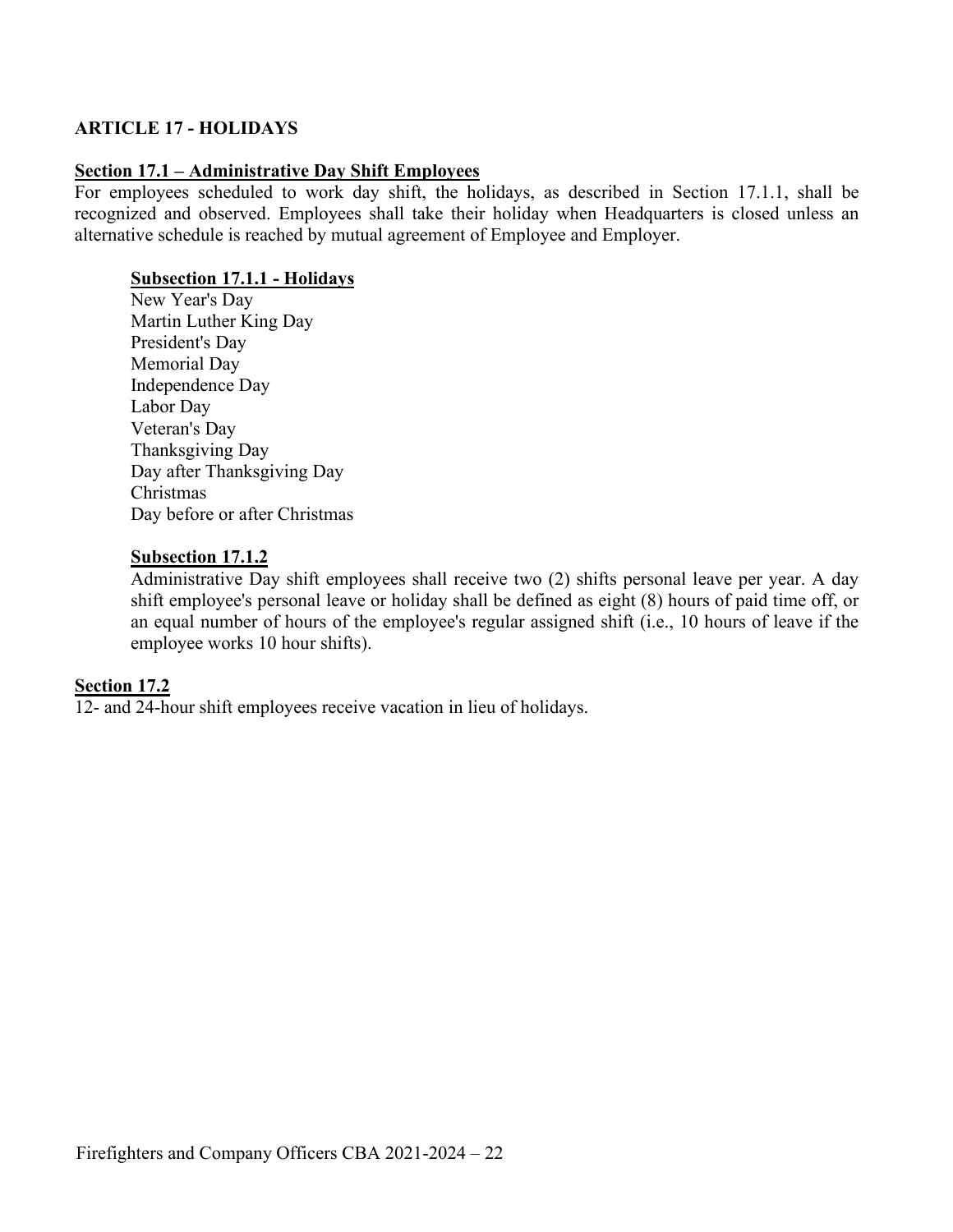## ARTICLE 17 - HOLIDAYS

### Section 17.1 – Administrative Day Shift Employees

For employees scheduled to work day shift, the holidays, as described in Section 17.1.1, shall be recognized and observed. Employees shall take their holiday when Headquarters is closed unless an alternative schedule is reached by mutual agreement of Employee and Employer.

#### Subsection 17.1.1 - Holidays

New Year's Day
Martin Luther King Day
President's Day
Memorial Day
Independence Day
Labor Day
Veteran's Day
Thanksgiving Day
Day after Thanksgiving Day
Christmas
Day before or after Christmas

#### Subsection 17.1.2

Administrative Day shift employees shall receive two (2) shifts personal leave per year. A day shift employee's personal leave or holiday shall be defined as eight (8) hours of paid time off, or an equal number of hours of the employee's regular assigned shift (i.e., 10 hours of leave if the employee works 10 hour shifts).

### Section 17.2

12- and 24-hour shift employees receive vacation in lieu of holidays.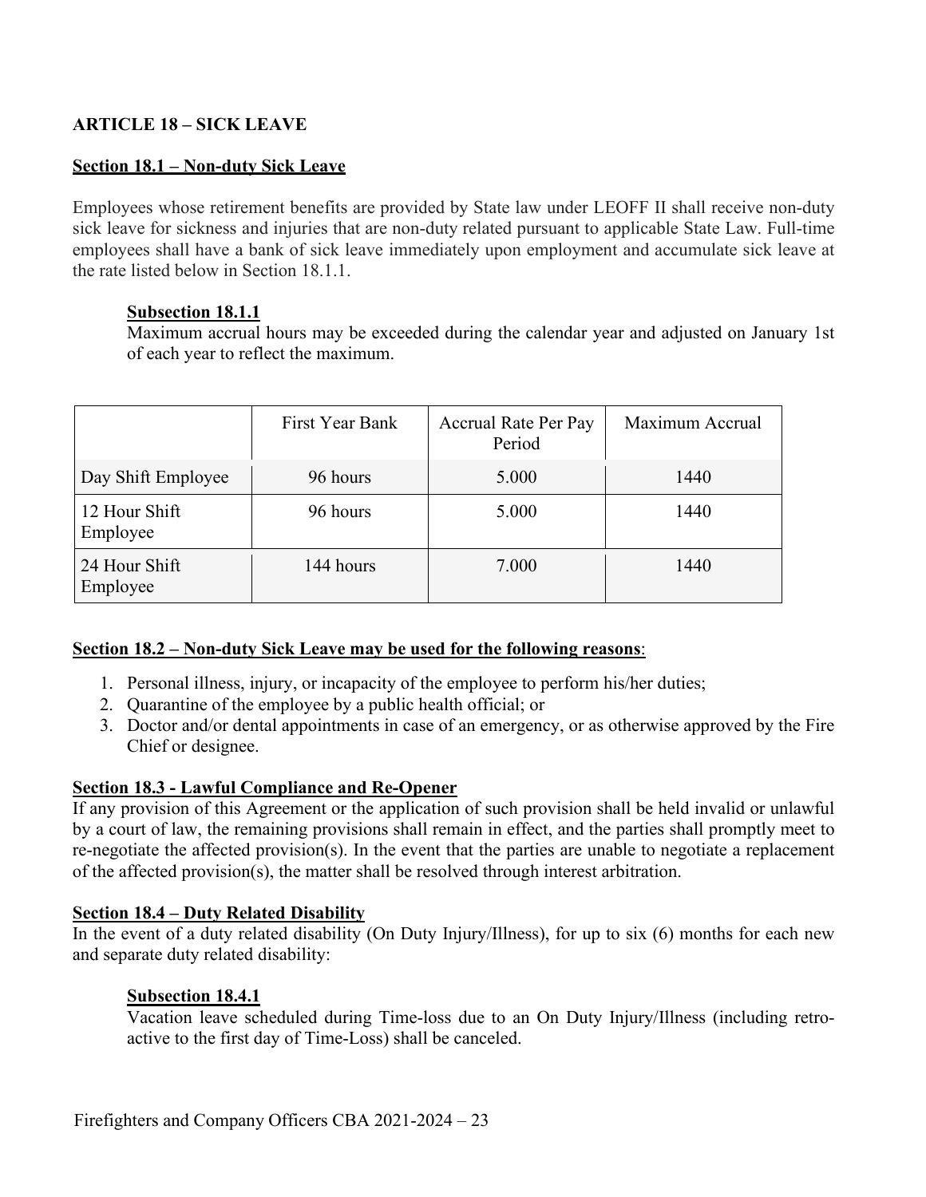## ARTICLE 18 – SICK LEAVE

### Section 18.1 – Non-duty Sick Leave

Employees whose retirement benefits are provided by State law under LEOFF II shall receive non-duty sick leave for sickness and injuries that are non-duty related pursuant to applicable State Law. Full-time employees shall have a bank of sick leave immediately upon employment and accumulate sick leave at the rate listed below in Section 18.1.1.

#### Subsection 18.1.1

Maximum accrual hours may be exceeded during the calendar year and adjusted on January 1st of each year to reflect the maximum.

| | First Year Bank | Accrual Rate Per Pay Period | Maximum Accrual |
|---|---|---|---|
| Day Shift Employee | 96 hours | 5.000 | 1440 |
| 12 Hour Shift Employee | 96 hours | 5.000 | 1440 |
| 24 Hour Shift Employee | 144 hours | 7.000 | 1440 |

### Section 18.2 – Non-duty Sick Leave may be used for the following reasons:

1. Personal illness, injury, or incapacity of the employee to perform his/her duties;
2. Quarantine of the employee by a public health official; or
3. Doctor and/or dental appointments in case of an emergency, or as otherwise approved by the Fire Chief or designee.

### Section 18.3 - Lawful Compliance and Re-Opener

If any provision of this Agreement or the application of such provision shall be held invalid or unlawful by a court of law, the remaining provisions shall remain in effect, and the parties shall promptly meet to re-negotiate the affected provision(s). In the event that the parties are unable to negotiate a replacement of the affected provision(s), the matter shall be resolved through interest arbitration.

### Section 18.4 – Duty Related Disability

In the event of a duty related disability (On Duty Injury/Illness), for up to six (6) months for each new and separate duty related disability:

#### Subsection 18.4.1

Vacation leave scheduled during Time-loss due to an On Duty Injury/Illness (including retro-active to the first day of Time-Loss) shall be canceled.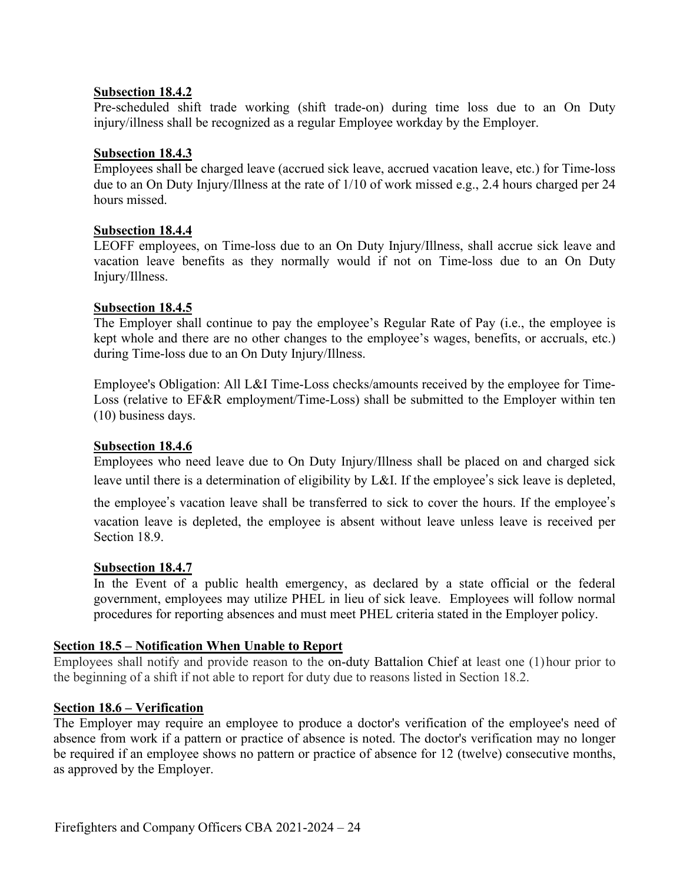**Subsection 18.4.2**

Pre-scheduled shift trade working (shift trade-on) during time loss due to an On Duty injury/illness shall be recognized as a regular Employee workday by the Employer.

**Subsection 18.4.3**

Employees shall be charged leave (accrued sick leave, accrued vacation leave, etc.) for Time-loss due to an On Duty Injury/Illness at the rate of 1/10 of work missed e.g., 2.4 hours charged per 24 hours missed.

**Subsection 18.4.4**

LEOFF employees, on Time-loss due to an On Duty Injury/Illness, shall accrue sick leave and vacation leave benefits as they normally would if not on Time-loss due to an On Duty Injury/Illness.

**Subsection 18.4.5**

The Employer shall continue to pay the employee's Regular Rate of Pay (i.e., the employee is kept whole and there are no other changes to the employee's wages, benefits, or accruals, etc.) during Time-loss due to an On Duty Injury/Illness.

Employee's Obligation: All L&I Time-Loss checks/amounts received by the employee for Time-Loss (relative to EF&R employment/Time-Loss) shall be submitted to the Employer within ten (10) business days.

**Subsection 18.4.6**

Employees who need leave due to On Duty Injury/Illness shall be placed on and charged sick leave until there is a determination of eligibility by L&I. If the employee's sick leave is depleted, the employee's vacation leave shall be transferred to sick to cover the hours. If the employee's vacation leave is depleted, the employee is absent without leave unless leave is received per Section 18.9.

**Subsection 18.4.7**

In the Event of a public health emergency, as declared by a state official or the federal government, employees may utilize PHEL in lieu of sick leave. Employees will follow normal procedures for reporting absences and must meet PHEL criteria stated in the Employer policy.

## Section 18.5 – Notification When Unable to Report

Employees shall notify and provide reason to the on-duty Battalion Chief at least one (1) hour prior to the beginning of a shift if not able to report for duty due to reasons listed in Section 18.2.

## Section 18.6 – Verification

The Employer may require an employee to produce a doctor's verification of the employee's need of absence from work if a pattern or practice of absence is noted. The doctor's verification may no longer be required if an employee shows no pattern or practice of absence for 12 (twelve) consecutive months, as approved by the Employer.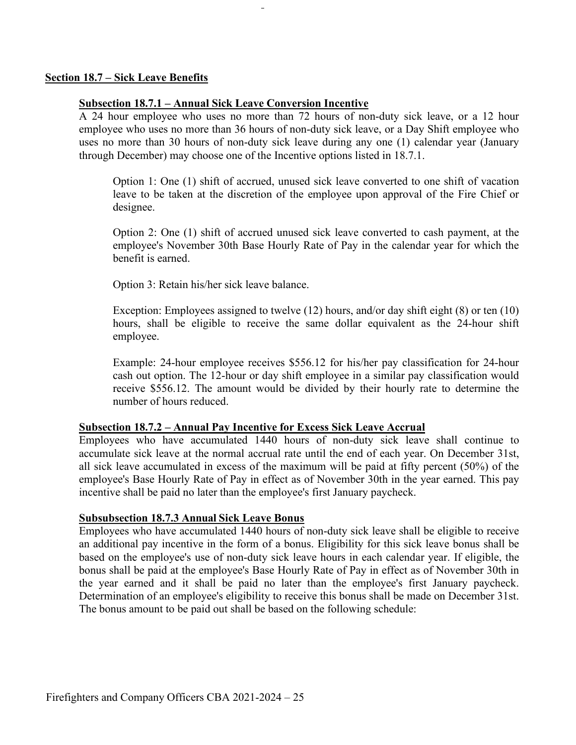## Section 18.7 – Sick Leave Benefits

### Subsection 18.7.1 – Annual Sick Leave Conversion Incentive

A 24 hour employee who uses no more than 72 hours of non-duty sick leave, or a 12 hour employee who uses no more than 36 hours of non-duty sick leave, or a Day Shift employee who uses no more than 30 hours of non-duty sick leave during any one (1) calendar year (January through December) may choose one of the Incentive options listed in 18.7.1.

Option 1: One (1) shift of accrued, unused sick leave converted to one shift of vacation leave to be taken at the discretion of the employee upon approval of the Fire Chief or designee.

Option 2: One (1) shift of accrued unused sick leave converted to cash payment, at the employee's November 30th Base Hourly Rate of Pay in the calendar year for which the benefit is earned.

Option 3: Retain his/her sick leave balance.

Exception: Employees assigned to twelve (12) hours, and/or day shift eight (8) or ten (10) hours, shall be eligible to receive the same dollar equivalent as the 24-hour shift employee.

Example: 24-hour employee receives $556.12 for his/her pay classification for 24-hour cash out option. The 12-hour or day shift employee in a similar pay classification would receive $556.12. The amount would be divided by their hourly rate to determine the number of hours reduced.

### Subsection 18.7.2 – Annual Pay Incentive for Excess Sick Leave Accrual

Employees who have accumulated 1440 hours of non-duty sick leave shall continue to accumulate sick leave at the normal accrual rate until the end of each year. On December 31st, all sick leave accumulated in excess of the maximum will be paid at fifty percent (50%) of the employee's Base Hourly Rate of Pay in effect as of November 30th in the year earned. This pay incentive shall be paid no later than the employee's first January paycheck.

### Subsubsection 18.7.3 Annual Sick Leave Bonus

Employees who have accumulated 1440 hours of non-duty sick leave shall be eligible to receive an additional pay incentive in the form of a bonus. Eligibility for this sick leave bonus shall be based on the employee's use of non-duty sick leave hours in each calendar year. If eligible, the bonus shall be paid at the employee's Base Hourly Rate of Pay in effect as of November 30th in the year earned and it shall be paid no later than the employee's first January paycheck. Determination of an employee's eligibility to receive this bonus shall be made on December 31st. The bonus amount to be paid out shall be based on the following schedule: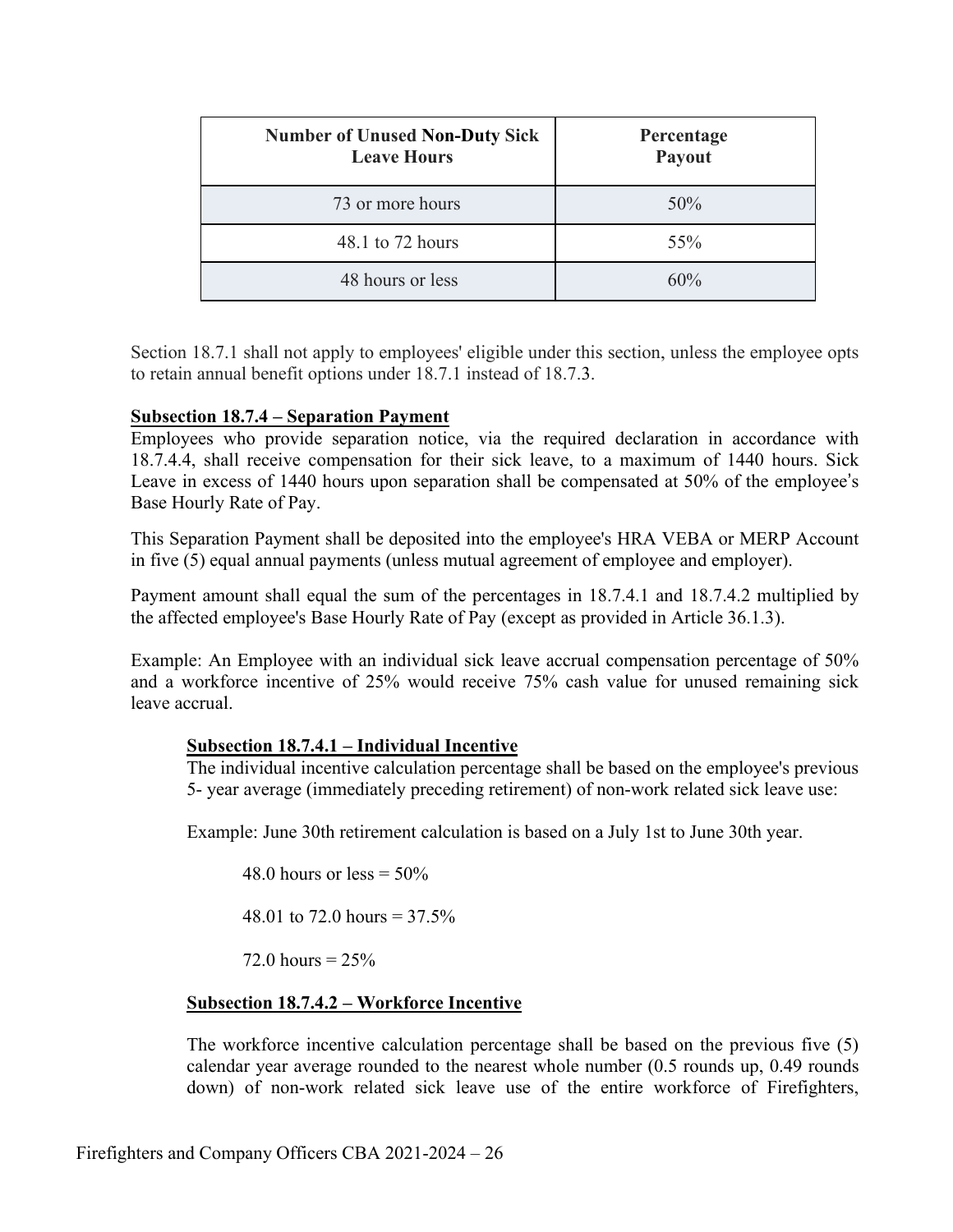| Number of Unused Non-Duty Sick Leave Hours | Percentage Payout |
|---|---|
| 73 or more hours | 50% |
| 48.1 to 72 hours | 55% |
| 48 hours or less | 60% |

Section 18.7.1 shall not apply to employees' eligible under this section, unless the employee opts to retain annual benefit options under 18.7.1 instead of 18.7.3.

**Subsection 18.7.4 – Separation Payment**

Employees who provide separation notice, via the required declaration in accordance with 18.7.4.4, shall receive compensation for their sick leave, to a maximum of 1440 hours. Sick Leave in excess of 1440 hours upon separation shall be compensated at 50% of the employee's Base Hourly Rate of Pay.

This Separation Payment shall be deposited into the employee's HRA VEBA or MERP Account in five (5) equal annual payments (unless mutual agreement of employee and employer).

Payment amount shall equal the sum of the percentages in 18.7.4.1 and 18.7.4.2 multiplied by the affected employee's Base Hourly Rate of Pay (except as provided in Article 36.1.3).

Example: An Employee with an individual sick leave accrual compensation percentage of 50% and a workforce incentive of 25% would receive 75% cash value for unused remaining sick leave accrual.

**Subsection 18.7.4.1 – Individual Incentive**

The individual incentive calculation percentage shall be based on the employee's previous 5- year average (immediately preceding retirement) of non-work related sick leave use:

Example: June 30th retirement calculation is based on a July 1st to June 30th year.

48.0 hours or less = 50%

48.01 to 72.0 hours = 37.5%

72.0 hours = 25%

**Subsection 18.7.4.2 – Workforce Incentive**

The workforce incentive calculation percentage shall be based on the previous five (5) calendar year average rounded to the nearest whole number (0.5 rounds up, 0.49 rounds down) of non-work related sick leave use of the entire workforce of Firefighters,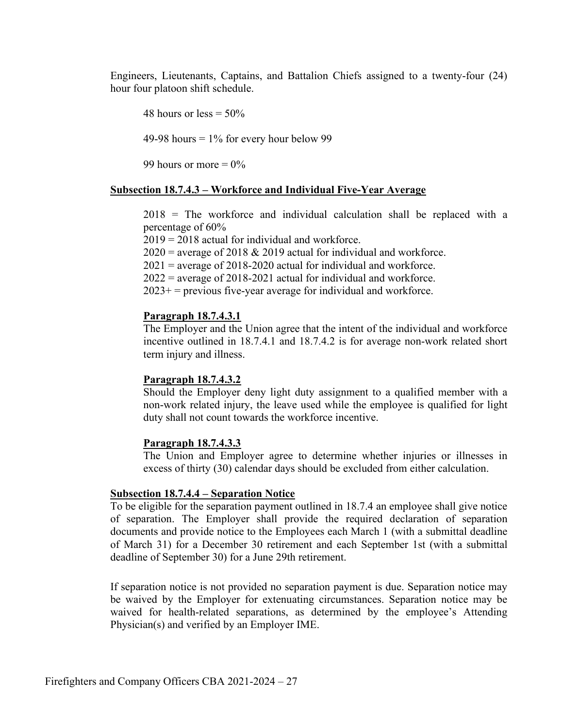Engineers, Lieutenants, Captains, and Battalion Chiefs assigned to a twenty-four (24) hour four platoon shift schedule.

48 hours or less = 50%

49-98 hours = 1% for every hour below 99

99 hours or more = 0%

**Subsection 18.7.4.3 – Workforce and Individual Five-Year Average**

2018 = The workforce and individual calculation shall be replaced with a percentage of 60%
2019 = 2018 actual for individual and workforce.
2020 = average of 2018 & 2019 actual for individual and workforce.
2021 = average of 2018-2020 actual for individual and workforce.
2022 = average of 2018-2021 actual for individual and workforce.
2023+ = previous five-year average for individual and workforce.

**Paragraph 18.7.4.3.1**
The Employer and the Union agree that the intent of the individual and workforce incentive outlined in 18.7.4.1 and 18.7.4.2 is for average non-work related short term injury and illness.

**Paragraph 18.7.4.3.2**
Should the Employer deny light duty assignment to a qualified member with a non-work related injury, the leave used while the employee is qualified for light duty shall not count towards the workforce incentive.

**Paragraph 18.7.4.3.3**
The Union and Employer agree to determine whether injuries or illnesses in excess of thirty (30) calendar days should be excluded from either calculation.

**Subsection 18.7.4.4 – Separation Notice**
To be eligible for the separation payment outlined in 18.7.4 an employee shall give notice of separation. The Employer shall provide the required declaration of separation documents and provide notice to the Employees each March 1 (with a submittal deadline of March 31) for a December 30 retirement and each September 1st (with a submittal deadline of September 30) for a June 29th retirement.

If separation notice is not provided no separation payment is due. Separation notice may be waived by the Employer for extenuating circumstances. Separation notice may be waived for health-related separations, as determined by the employee's Attending Physician(s) and verified by an Employer IME.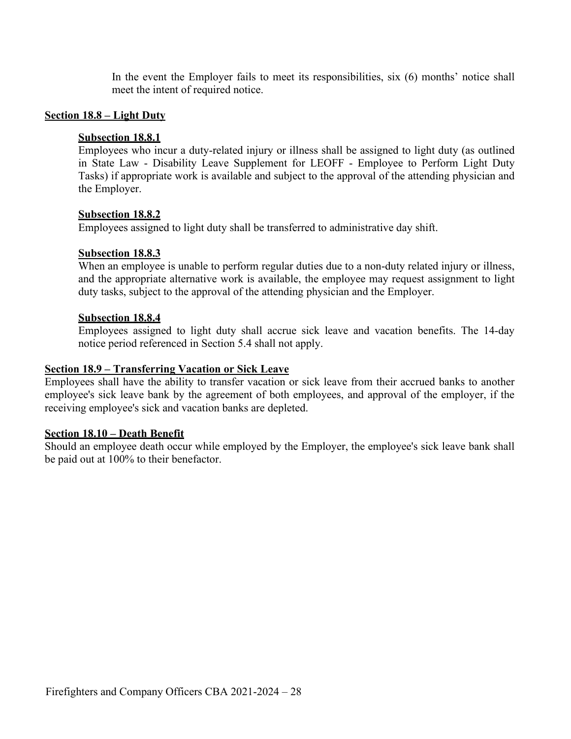In the event the Employer fails to meet its responsibilities, six (6) months' notice shall meet the intent of required notice.

## Section 18.8 – Light Duty

### Subsection 18.8.1

Employees who incur a duty-related injury or illness shall be assigned to light duty (as outlined in State Law - Disability Leave Supplement for LEOFF - Employee to Perform Light Duty Tasks) if appropriate work is available and subject to the approval of the attending physician and the Employer.

### Subsection 18.8.2

Employees assigned to light duty shall be transferred to administrative day shift.

### Subsection 18.8.3

When an employee is unable to perform regular duties due to a non-duty related injury or illness, and the appropriate alternative work is available, the employee may request assignment to light duty tasks, subject to the approval of the attending physician and the Employer.

### Subsection 18.8.4

Employees assigned to light duty shall accrue sick leave and vacation benefits. The 14-day notice period referenced in Section 5.4 shall not apply.

## Section 18.9 – Transferring Vacation or Sick Leave

Employees shall have the ability to transfer vacation or sick leave from their accrued banks to another employee's sick leave bank by the agreement of both employees, and approval of the employer, if the receiving employee's sick and vacation banks are depleted.

## Section 18.10 – Death Benefit

Should an employee death occur while employed by the Employer, the employee's sick leave bank shall be paid out at 100% to their benefactor.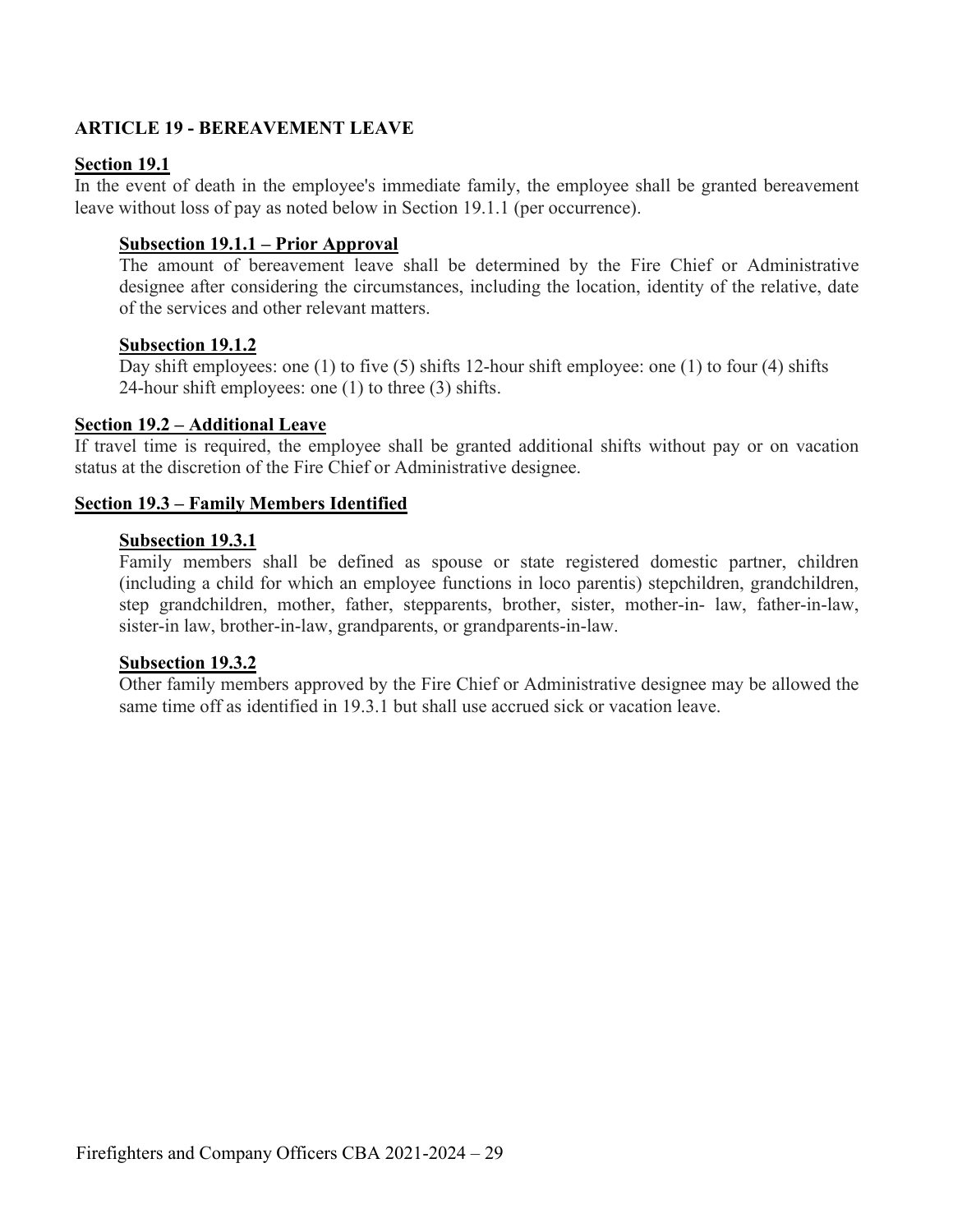## ARTICLE 19 - BEREAVEMENT LEAVE

### Section 19.1

In the event of death in the employee's immediate family, the employee shall be granted bereavement leave without loss of pay as noted below in Section 19.1.1 (per occurrence).

#### Subsection 19.1.1 – Prior Approval

The amount of bereavement leave shall be determined by the Fire Chief or Administrative designee after considering the circumstances, including the location, identity of the relative, date of the services and other relevant matters.

#### Subsection 19.1.2

Day shift employees: one (1) to five (5) shifts 12-hour shift employee: one (1) to four (4) shifts
24-hour shift employees: one (1) to three (3) shifts.

### Section 19.2 – Additional Leave

If travel time is required, the employee shall be granted additional shifts without pay or on vacation status at the discretion of the Fire Chief or Administrative designee.

### Section 19.3 – Family Members Identified

#### Subsection 19.3.1

Family members shall be defined as spouse or state registered domestic partner, children (including a child for which an employee functions in loco parentis) stepchildren, grandchildren, step grandchildren, mother, father, stepparents, brother, sister, mother-in- law, father-in-law, sister-in law, brother-in-law, grandparents, or grandparents-in-law.

#### Subsection 19.3.2

Other family members approved by the Fire Chief or Administrative designee may be allowed the same time off as identified in 19.3.1 but shall use accrued sick or vacation leave.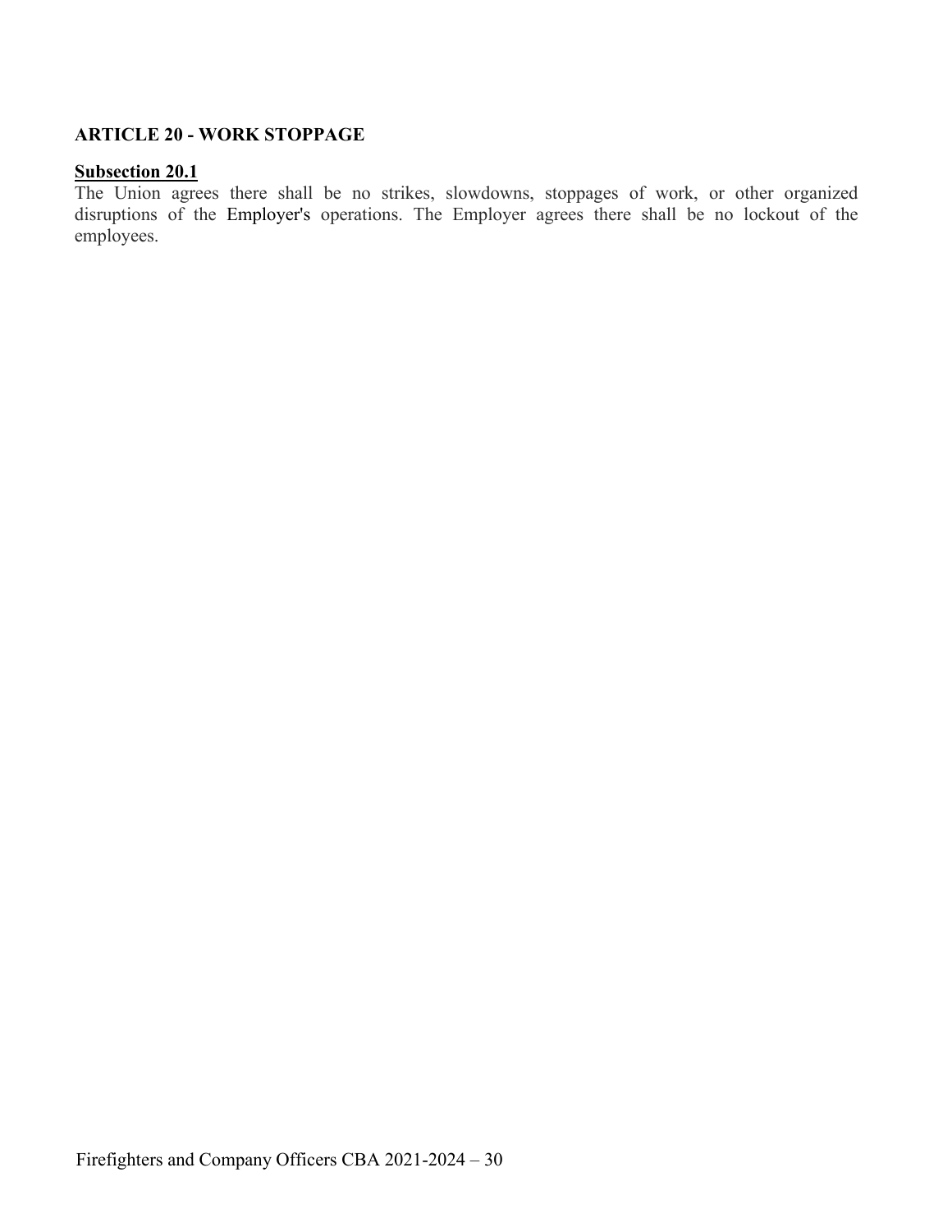## ARTICLE 20 - WORK STOPPAGE

**<u>Subsection 20.1</u>**

The Union agrees there shall be no strikes, slowdowns, stoppages of work, or other organized disruptions of the Employer's operations. The Employer agrees there shall be no lockout of the employees.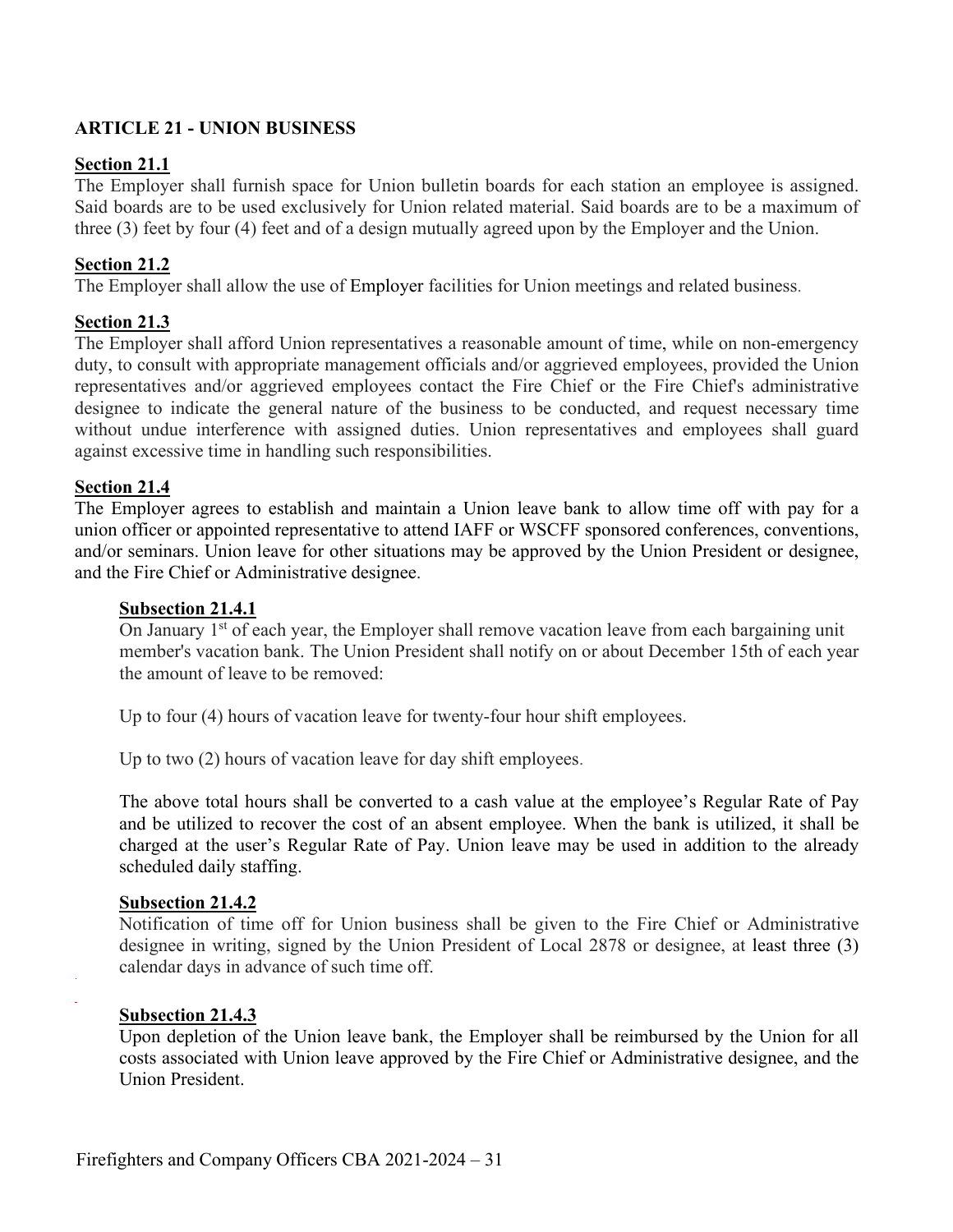## ARTICLE 21 - UNION BUSINESS

**Section 21.1**

The Employer shall furnish space for Union bulletin boards for each station an employee is assigned. Said boards are to be used exclusively for Union related material. Said boards are to be a maximum of three (3) feet by four (4) feet and of a design mutually agreed upon by the Employer and the Union.

**Section 21.2**

The Employer shall allow the use of Employer facilities for Union meetings and related business.

**Section 21.3**

The Employer shall afford Union representatives a reasonable amount of time, while on non-emergency duty, to consult with appropriate management officials and/or aggrieved employees, provided the Union representatives and/or aggrieved employees contact the Fire Chief or the Fire Chief's administrative designee to indicate the general nature of the business to be conducted, and request necessary time without undue interference with assigned duties. Union representatives and employees shall guard against excessive time in handling such responsibilities.

**Section 21.4**

The Employer agrees to establish and maintain a Union leave bank to allow time off with pay for a union officer or appointed representative to attend IAFF or WSCFF sponsored conferences, conventions, and/or seminars. Union leave for other situations may be approved by the Union President or designee, and the Fire Chief or Administrative designee.

**Subsection 21.4.1**

On January 1st of each year, the Employer shall remove vacation leave from each bargaining unit member's vacation bank. The Union President shall notify on or about December 15th of each year the amount of leave to be removed:

Up to four (4) hours of vacation leave for twenty-four hour shift employees.

Up to two (2) hours of vacation leave for day shift employees.

The above total hours shall be converted to a cash value at the employee's Regular Rate of Pay and be utilized to recover the cost of an absent employee. When the bank is utilized, it shall be charged at the user's Regular Rate of Pay. Union leave may be used in addition to the already scheduled daily staffing.

**Subsection 21.4.2**

Notification of time off for Union business shall be given to the Fire Chief or Administrative designee in writing, signed by the Union President of Local 2878 or designee, at least three (3) calendar days in advance of such time off.

**Subsection 21.4.3**

Upon depletion of the Union leave bank, the Employer shall be reimbursed by the Union for all costs associated with Union leave approved by the Fire Chief or Administrative designee, and the Union President.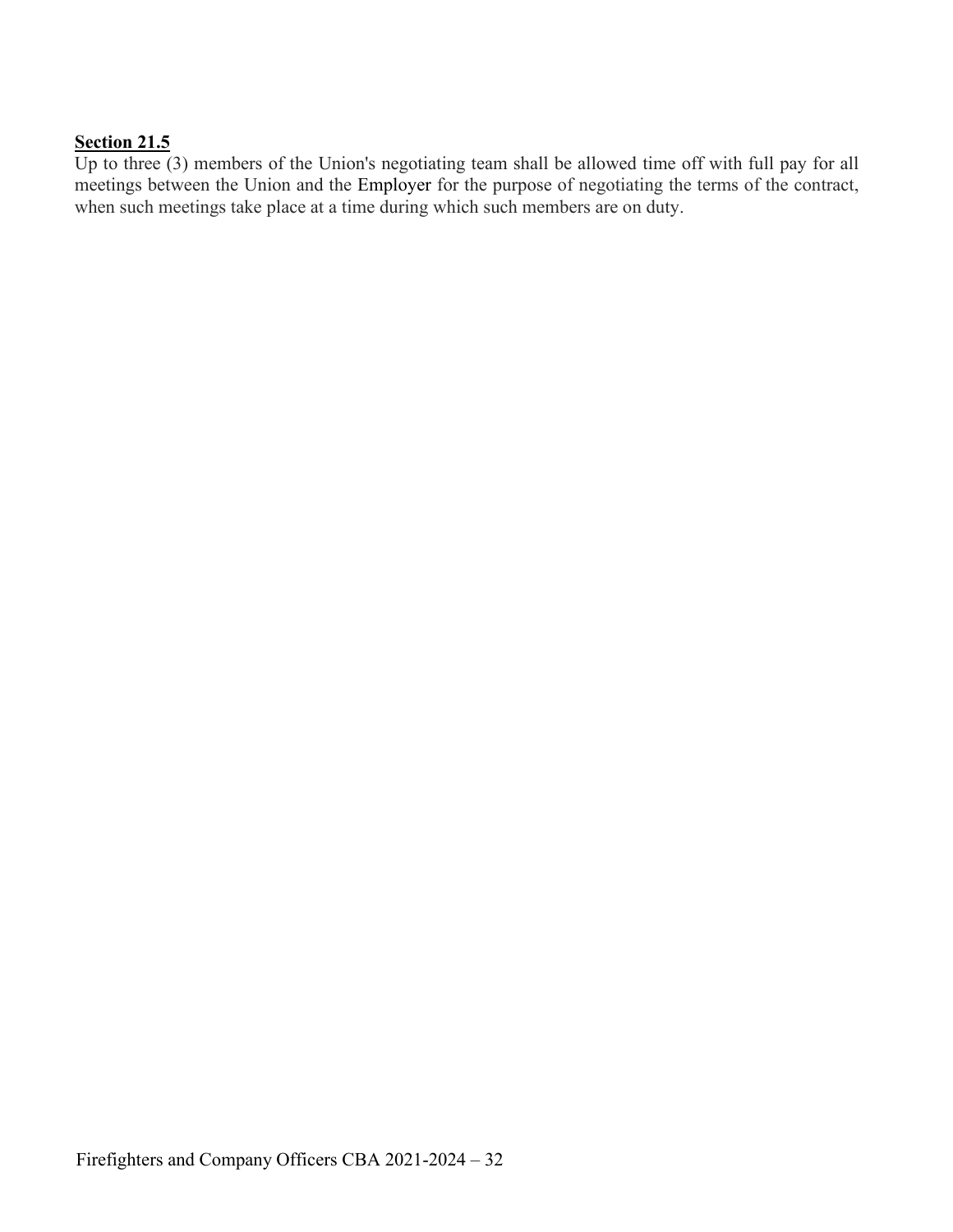**Section 21.5**

Up to three (3) members of the Union's negotiating team shall be allowed time off with full pay for all meetings between the Union and the Employer for the purpose of negotiating the terms of the contract, when such meetings take place at a time during which such members are on duty.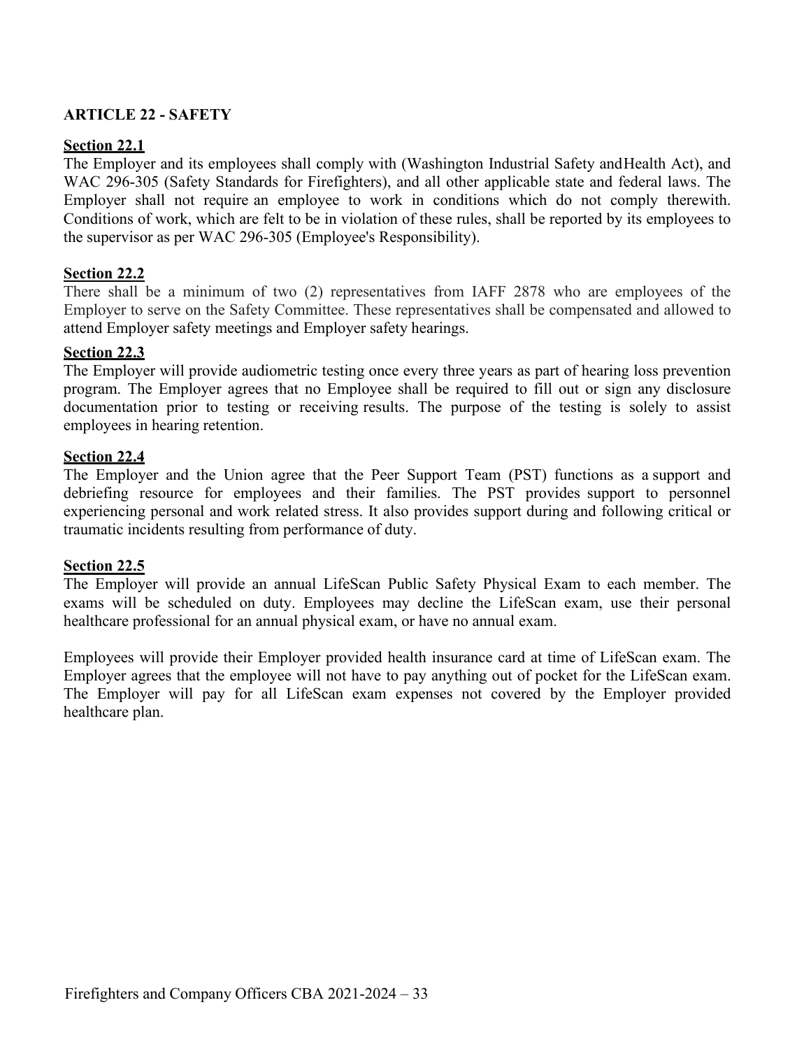## ARTICLE 22 - SAFETY

### Section 22.1

The Employer and its employees shall comply with (Washington Industrial Safety and Health Act), and WAC 296-305 (Safety Standards for Firefighters), and all other applicable state and federal laws. The Employer shall not require an employee to work in conditions which do not comply therewith. Conditions of work, which are felt to be in violation of these rules, shall be reported by its employees to the supervisor as per WAC 296-305 (Employee's Responsibility).

### Section 22.2

There shall be a minimum of two (2) representatives from IAFF 2878 who are employees of the Employer to serve on the Safety Committee. These representatives shall be compensated and allowed to attend Employer safety meetings and Employer safety hearings.

### Section 22.3

The Employer will provide audiometric testing once every three years as part of hearing loss prevention program. The Employer agrees that no Employee shall be required to fill out or sign any disclosure documentation prior to testing or receiving results. The purpose of the testing is solely to assist employees in hearing retention.

### Section 22.4

The Employer and the Union agree that the Peer Support Team (PST) functions as a support and debriefing resource for employees and their families. The PST provides support to personnel experiencing personal and work related stress. It also provides support during and following critical or traumatic incidents resulting from performance of duty.

### Section 22.5

The Employer will provide an annual LifeScan Public Safety Physical Exam to each member. The exams will be scheduled on duty. Employees may decline the LifeScan exam, use their personal healthcare professional for an annual physical exam, or have no annual exam.

Employees will provide their Employer provided health insurance card at time of LifeScan exam. The Employer agrees that the employee will not have to pay anything out of pocket for the LifeScan exam. The Employer will pay for all LifeScan exam expenses not covered by the Employer provided healthcare plan.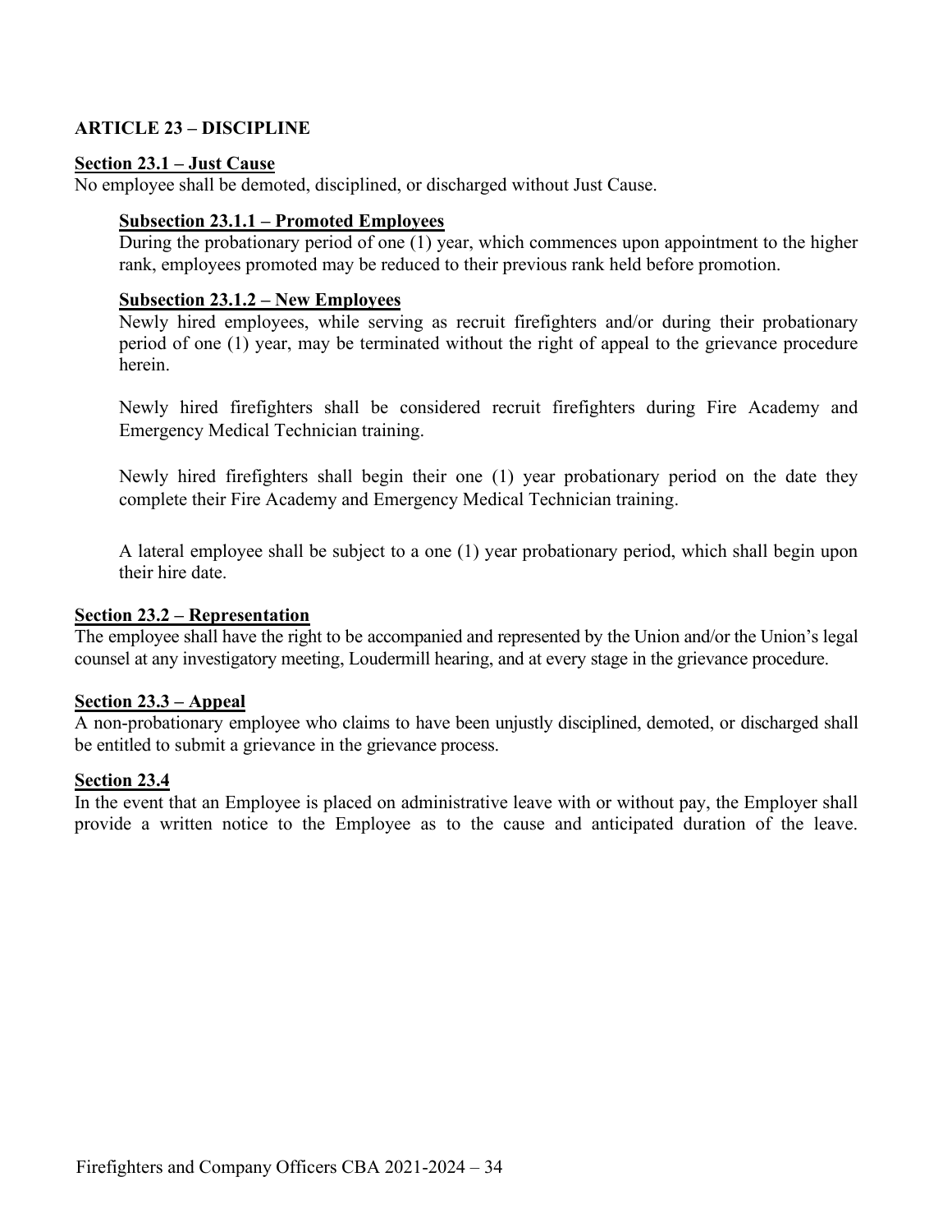## ARTICLE 23 – DISCIPLINE

### Section 23.1 – Just Cause

No employee shall be demoted, disciplined, or discharged without Just Cause.

#### Subsection 23.1.1 – Promoted Employees

During the probationary period of one (1) year, which commences upon appointment to the higher rank, employees promoted may be reduced to their previous rank held before promotion.

#### Subsection 23.1.2 – New Employees

Newly hired employees, while serving as recruit firefighters and/or during their probationary period of one (1) year, may be terminated without the right of appeal to the grievance procedure herein.

Newly hired firefighters shall be considered recruit firefighters during Fire Academy and Emergency Medical Technician training.

Newly hired firefighters shall begin their one (1) year probationary period on the date they complete their Fire Academy and Emergency Medical Technician training.

A lateral employee shall be subject to a one (1) year probationary period, which shall begin upon their hire date.

### Section 23.2 – Representation

The employee shall have the right to be accompanied and represented by the Union and/or the Union's legal counsel at any investigatory meeting, Loudermill hearing, and at every stage in the grievance procedure.

### Section 23.3 – Appeal

A non-probationary employee who claims to have been unjustly disciplined, demoted, or discharged shall be entitled to submit a grievance in the grievance process.

### Section 23.4

In the event that an Employee is placed on administrative leave with or without pay, the Employer shall provide a written notice to the Employee as to the cause and anticipated duration of the leave.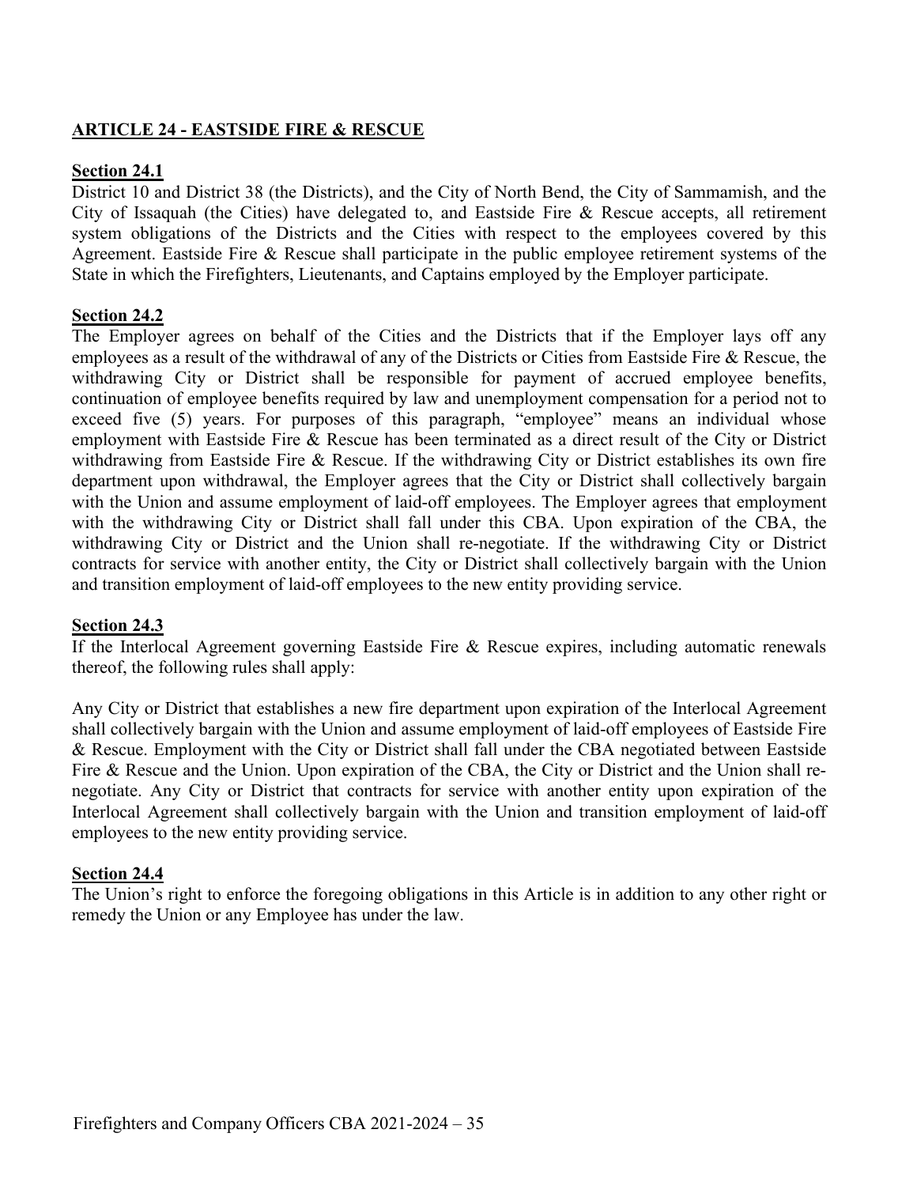## ARTICLE 24 - EASTSIDE FIRE & RESCUE

### Section 24.1

District 10 and District 38 (the Districts), and the City of North Bend, the City of Sammamish, and the City of Issaquah (the Cities) have delegated to, and Eastside Fire & Rescue accepts, all retirement system obligations of the Districts and the Cities with respect to the employees covered by this Agreement. Eastside Fire & Rescue shall participate in the public employee retirement systems of the State in which the Firefighters, Lieutenants, and Captains employed by the Employer participate.

### Section 24.2

The Employer agrees on behalf of the Cities and the Districts that if the Employer lays off any employees as a result of the withdrawal of any of the Districts or Cities from Eastside Fire & Rescue, the withdrawing City or District shall be responsible for payment of accrued employee benefits, continuation of employee benefits required by law and unemployment compensation for a period not to exceed five (5) years. For purposes of this paragraph, "employee" means an individual whose employment with Eastside Fire & Rescue has been terminated as a direct result of the City or District withdrawing from Eastside Fire & Rescue. If the withdrawing City or District establishes its own fire department upon withdrawal, the Employer agrees that the City or District shall collectively bargain with the Union and assume employment of laid-off employees. The Employer agrees that employment with the withdrawing City or District shall fall under this CBA. Upon expiration of the CBA, the withdrawing City or District and the Union shall re-negotiate. If the withdrawing City or District contracts for service with another entity, the City or District shall collectively bargain with the Union and transition employment of laid-off employees to the new entity providing service.

### Section 24.3

If the Interlocal Agreement governing Eastside Fire & Rescue expires, including automatic renewals thereof, the following rules shall apply:

Any City or District that establishes a new fire department upon expiration of the Interlocal Agreement shall collectively bargain with the Union and assume employment of laid-off employees of Eastside Fire & Rescue. Employment with the City or District shall fall under the CBA negotiated between Eastside Fire & Rescue and the Union. Upon expiration of the CBA, the City or District and the Union shall re-negotiate. Any City or District that contracts for service with another entity upon expiration of the Interlocal Agreement shall collectively bargain with the Union and transition employment of laid-off employees to the new entity providing service.

### Section 24.4

The Union's right to enforce the foregoing obligations in this Article is in addition to any other right or remedy the Union or any Employee has under the law.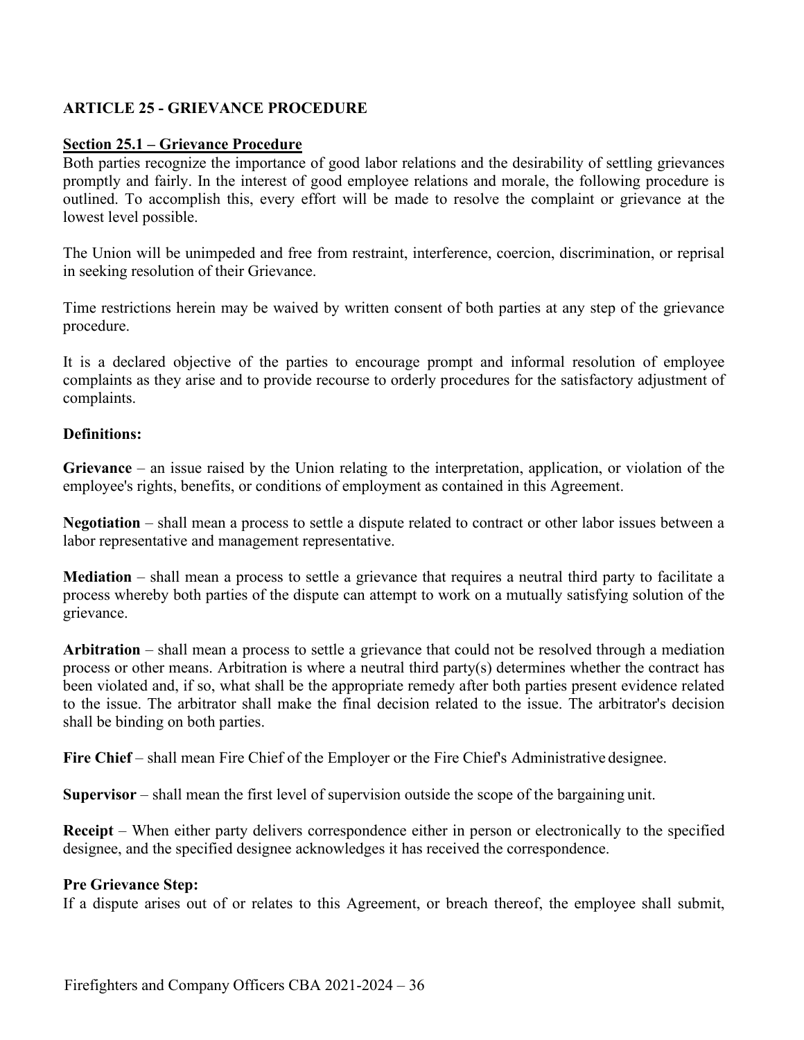## ARTICLE 25 - GRIEVANCE PROCEDURE

### Section 25.1 – Grievance Procedure

Both parties recognize the importance of good labor relations and the desirability of settling grievances promptly and fairly. In the interest of good employee relations and morale, the following procedure is outlined. To accomplish this, every effort will be made to resolve the complaint or grievance at the lowest level possible.

The Union will be unimpeded and free from restraint, interference, coercion, discrimination, or reprisal in seeking resolution of their Grievance.

Time restrictions herein may be waived by written consent of both parties at any step of the grievance procedure.

It is a declared objective of the parties to encourage prompt and informal resolution of employee complaints as they arise and to provide recourse to orderly procedures for the satisfactory adjustment of complaints.

**Definitions:**

**Grievance** – an issue raised by the Union relating to the interpretation, application, or violation of the employee's rights, benefits, or conditions of employment as contained in this Agreement.

**Negotiation** – shall mean a process to settle a dispute related to contract or other labor issues between a labor representative and management representative.

**Mediation** – shall mean a process to settle a grievance that requires a neutral third party to facilitate a process whereby both parties of the dispute can attempt to work on a mutually satisfying solution of the grievance.

**Arbitration** – shall mean a process to settle a grievance that could not be resolved through a mediation process or other means. Arbitration is where a neutral third party(s) determines whether the contract has been violated and, if so, what shall be the appropriate remedy after both parties present evidence related to the issue. The arbitrator shall make the final decision related to the issue. The arbitrator's decision shall be binding on both parties.

**Fire Chief** – shall mean Fire Chief of the Employer or the Fire Chief's Administrative designee.

**Supervisor** – shall mean the first level of supervision outside the scope of the bargaining unit.

**Receipt** – When either party delivers correspondence either in person or electronically to the specified designee, and the specified designee acknowledges it has received the correspondence.

**Pre Grievance Step:**

If a dispute arises out of or relates to this Agreement, or breach thereof, the employee shall submit,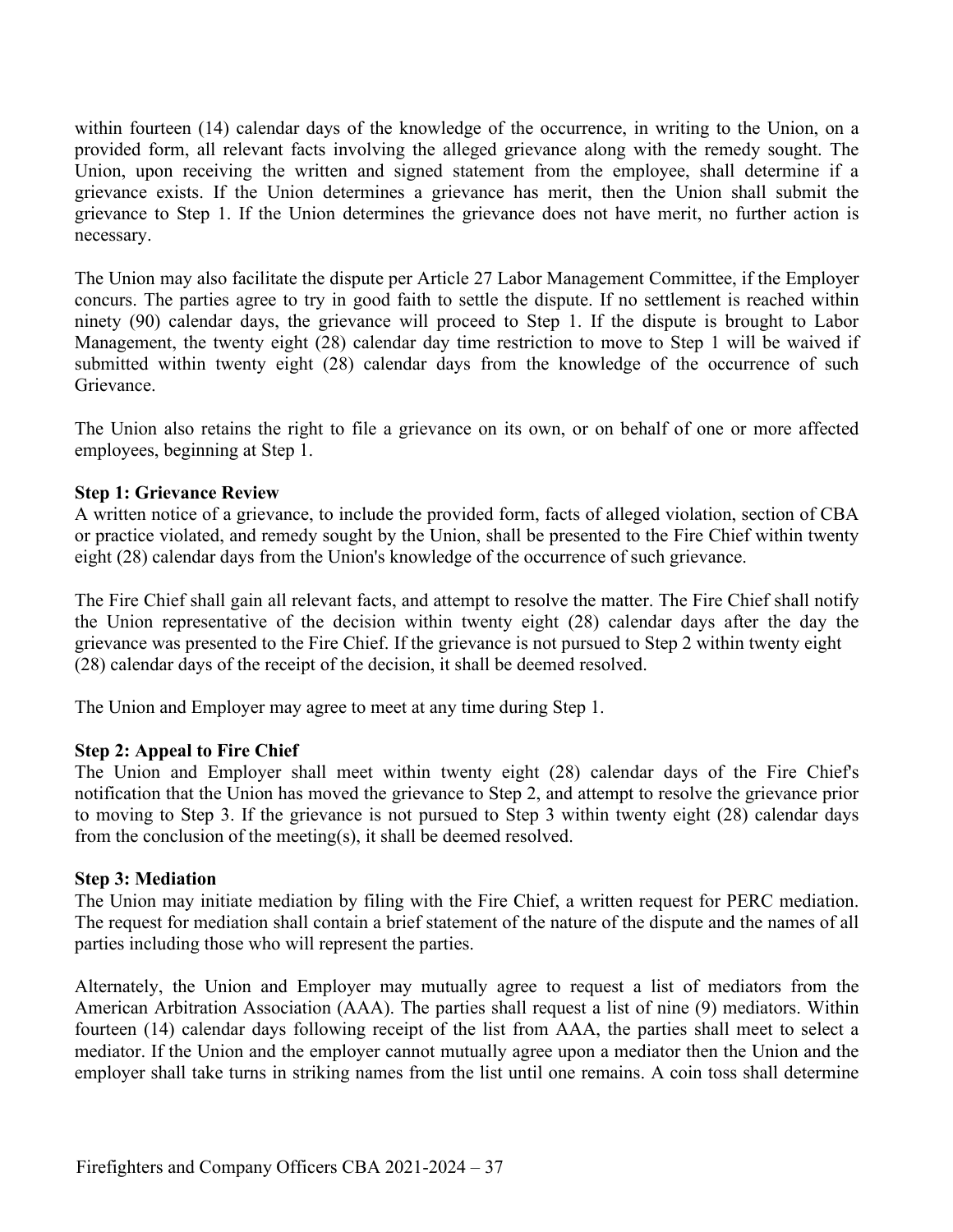within fourteen (14) calendar days of the knowledge of the occurrence, in writing to the Union, on a provided form, all relevant facts involving the alleged grievance along with the remedy sought. The Union, upon receiving the written and signed statement from the employee, shall determine if a grievance exists. If the Union determines a grievance has merit, then the Union shall submit the grievance to Step 1. If the Union determines the grievance does not have merit, no further action is necessary.

The Union may also facilitate the dispute per Article 27 Labor Management Committee, if the Employer concurs. The parties agree to try in good faith to settle the dispute. If no settlement is reached within ninety (90) calendar days, the grievance will proceed to Step 1. If the dispute is brought to Labor Management, the twenty eight (28) calendar day time restriction to move to Step 1 will be waived if submitted within twenty eight (28) calendar days from the knowledge of the occurrence of such Grievance.

The Union also retains the right to file a grievance on its own, or on behalf of one or more affected employees, beginning at Step 1.

**Step 1: Grievance Review**

A written notice of a grievance, to include the provided form, facts of alleged violation, section of CBA or practice violated, and remedy sought by the Union, shall be presented to the Fire Chief within twenty eight (28) calendar days from the Union's knowledge of the occurrence of such grievance.

The Fire Chief shall gain all relevant facts, and attempt to resolve the matter. The Fire Chief shall notify the Union representative of the decision within twenty eight (28) calendar days after the day the grievance was presented to the Fire Chief. If the grievance is not pursued to Step 2 within twenty eight (28) calendar days of the receipt of the decision, it shall be deemed resolved.

The Union and Employer may agree to meet at any time during Step 1.

**Step 2: Appeal to Fire Chief**

The Union and Employer shall meet within twenty eight (28) calendar days of the Fire Chief's notification that the Union has moved the grievance to Step 2, and attempt to resolve the grievance prior to moving to Step 3. If the grievance is not pursued to Step 3 within twenty eight (28) calendar days from the conclusion of the meeting(s), it shall be deemed resolved.

**Step 3: Mediation**

The Union may initiate mediation by filing with the Fire Chief, a written request for PERC mediation. The request for mediation shall contain a brief statement of the nature of the dispute and the names of all parties including those who will represent the parties.

Alternately, the Union and Employer may mutually agree to request a list of mediators from the American Arbitration Association (AAA). The parties shall request a list of nine (9) mediators. Within fourteen (14) calendar days following receipt of the list from AAA, the parties shall meet to select a mediator. If the Union and the employer cannot mutually agree upon a mediator then the Union and the employer shall take turns in striking names from the list until one remains. A coin toss shall determine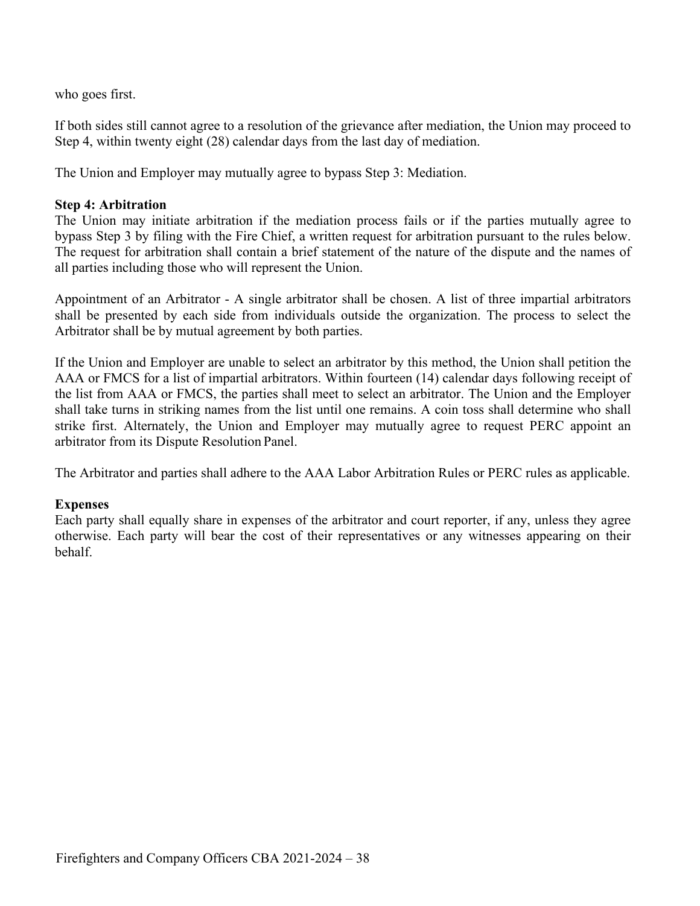who goes first.

If both sides still cannot agree to a resolution of the grievance after mediation, the Union may proceed to Step 4, within twenty eight (28) calendar days from the last day of mediation.

The Union and Employer may mutually agree to bypass Step 3: Mediation.

**Step 4: Arbitration**

The Union may initiate arbitration if the mediation process fails or if the parties mutually agree to bypass Step 3 by filing with the Fire Chief, a written request for arbitration pursuant to the rules below. The request for arbitration shall contain a brief statement of the nature of the dispute and the names of all parties including those who will represent the Union.

Appointment of an Arbitrator - A single arbitrator shall be chosen. A list of three impartial arbitrators shall be presented by each side from individuals outside the organization. The process to select the Arbitrator shall be by mutual agreement by both parties.

If the Union and Employer are unable to select an arbitrator by this method, the Union shall petition the AAA or FMCS for a list of impartial arbitrators. Within fourteen (14) calendar days following receipt of the list from AAA or FMCS, the parties shall meet to select an arbitrator. The Union and the Employer shall take turns in striking names from the list until one remains. A coin toss shall determine who shall strike first. Alternately, the Union and Employer may mutually agree to request PERC appoint an arbitrator from its Dispute Resolution Panel.

The Arbitrator and parties shall adhere to the AAA Labor Arbitration Rules or PERC rules as applicable.

**Expenses**

Each party shall equally share in expenses of the arbitrator and court reporter, if any, unless they agree otherwise. Each party will bear the cost of their representatives or any witnesses appearing on their behalf.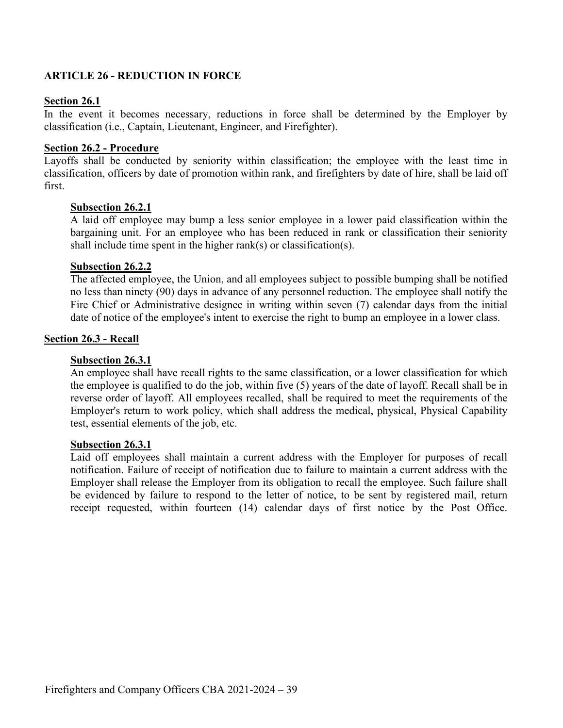## ARTICLE 26 - REDUCTION IN FORCE

**Section 26.1**

In the event it becomes necessary, reductions in force shall be determined by the Employer by classification (i.e., Captain, Lieutenant, Engineer, and Firefighter).

**Section 26.2 - Procedure**

Layoffs shall be conducted by seniority within classification; the employee with the least time in classification, officers by date of promotion within rank, and firefighters by date of hire, shall be laid off first.

**Subsection 26.2.1**

A laid off employee may bump a less senior employee in a lower paid classification within the bargaining unit. For an employee who has been reduced in rank or classification their seniority shall include time spent in the higher rank(s) or classification(s).

**Subsection 26.2.2**

The affected employee, the Union, and all employees subject to possible bumping shall be notified no less than ninety (90) days in advance of any personnel reduction. The employee shall notify the Fire Chief or Administrative designee in writing within seven (7) calendar days from the initial date of notice of the employee's intent to exercise the right to bump an employee in a lower class.

**Section 26.3 - Recall**

**Subsection 26.3.1**

An employee shall have recall rights to the same classification, or a lower classification for which the employee is qualified to do the job, within five (5) years of the date of layoff. Recall shall be in reverse order of layoff. All employees recalled, shall be required to meet the requirements of the Employer's return to work policy, which shall address the medical, physical, Physical Capability test, essential elements of the job, etc.

**Subsection 26.3.1**

Laid off employees shall maintain a current address with the Employer for purposes of recall notification. Failure of receipt of notification due to failure to maintain a current address with the Employer shall release the Employer from its obligation to recall the employee. Such failure shall be evidenced by failure to respond to the letter of notice, to be sent by registered mail, return receipt requested, within fourteen (14) calendar days of first notice by the Post Office.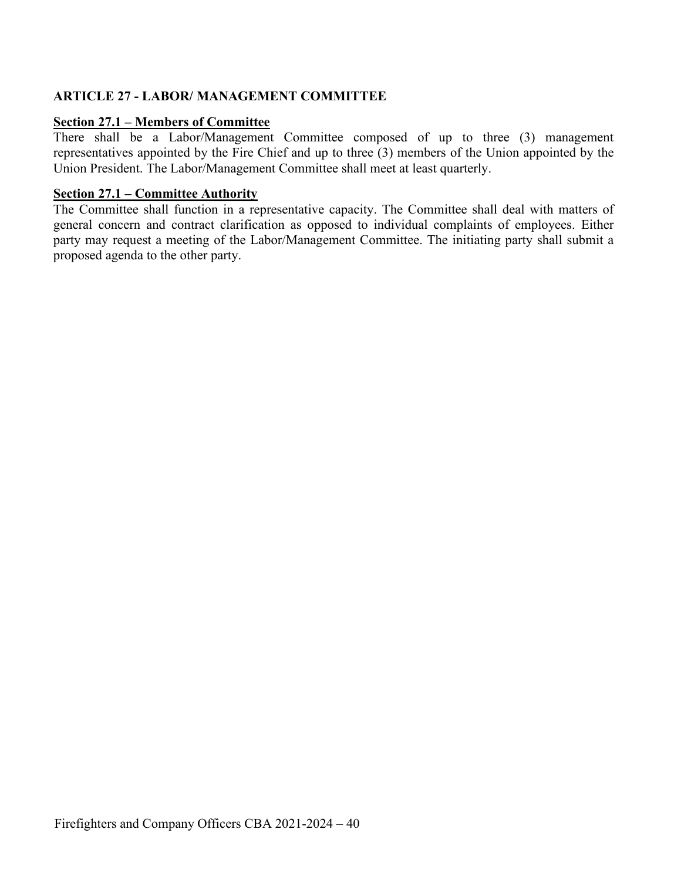## ARTICLE 27 - LABOR/ MANAGEMENT COMMITTEE

**Section 27.1 – Members of Committee**

There shall be a Labor/Management Committee composed of up to three (3) management representatives appointed by the Fire Chief and up to three (3) members of the Union appointed by the Union President. The Labor/Management Committee shall meet at least quarterly.

**Section 27.1 – Committee Authority**

The Committee shall function in a representative capacity. The Committee shall deal with matters of general concern and contract clarification as opposed to individual complaints of employees. Either party may request a meeting of the Labor/Management Committee. The initiating party shall submit a proposed agenda to the other party.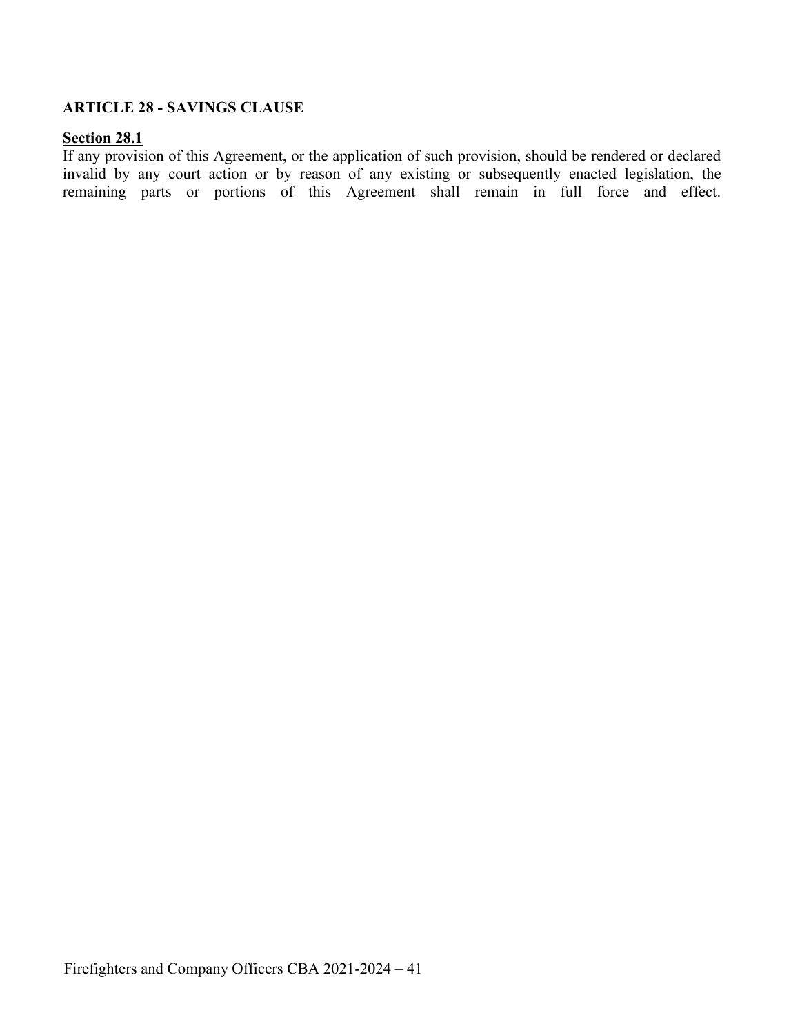## ARTICLE 28 - SAVINGS CLAUSE

**Section 28.1**

If any provision of this Agreement, or the application of such provision, should be rendered or declared invalid by any court action or by reason of any existing or subsequently enacted legislation, the remaining parts or portions of this Agreement shall remain in full force and effect.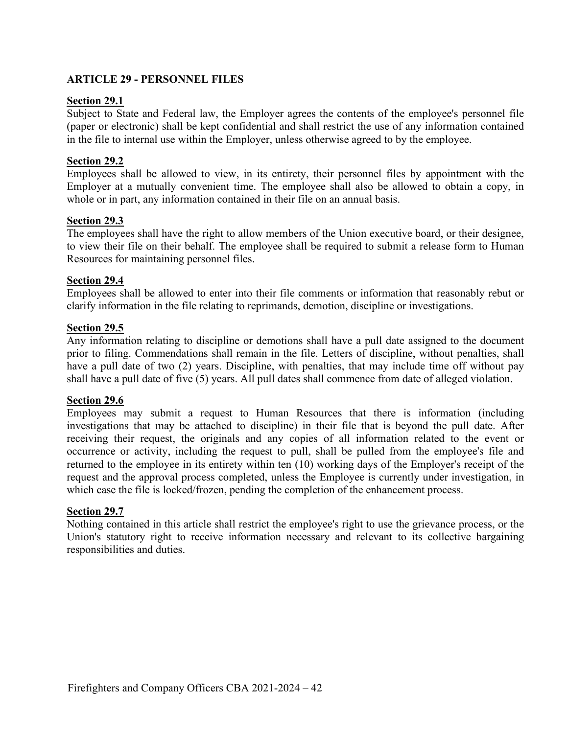## ARTICLE 29 - PERSONNEL FILES

**Section 29.1**

Subject to State and Federal law, the Employer agrees the contents of the employee's personnel file (paper or electronic) shall be kept confidential and shall restrict the use of any information contained in the file to internal use within the Employer, unless otherwise agreed to by the employee.

**Section 29.2**

Employees shall be allowed to view, in its entirety, their personnel files by appointment with the Employer at a mutually convenient time. The employee shall also be allowed to obtain a copy, in whole or in part, any information contained in their file on an annual basis.

**Section 29.3**

The employees shall have the right to allow members of the Union executive board, or their designee, to view their file on their behalf. The employee shall be required to submit a release form to Human Resources for maintaining personnel files.

**Section 29.4**

Employees shall be allowed to enter into their file comments or information that reasonably rebut or clarify information in the file relating to reprimands, demotion, discipline or investigations.

**Section 29.5**

Any information relating to discipline or demotions shall have a pull date assigned to the document prior to filing. Commendations shall remain in the file. Letters of discipline, without penalties, shall have a pull date of two (2) years. Discipline, with penalties, that may include time off without pay shall have a pull date of five (5) years. All pull dates shall commence from date of alleged violation.

**Section 29.6**

Employees may submit a request to Human Resources that there is information (including investigations that may be attached to discipline) in their file that is beyond the pull date. After receiving their request, the originals and any copies of all information related to the event or occurrence or activity, including the request to pull, shall be pulled from the employee's file and returned to the employee in its entirety within ten (10) working days of the Employer's receipt of the request and the approval process completed, unless the Employee is currently under investigation, in which case the file is locked/frozen, pending the completion of the enhancement process.

**Section 29.7**

Nothing contained in this article shall restrict the employee's right to use the grievance process, or the Union's statutory right to receive information necessary and relevant to its collective bargaining responsibilities and duties.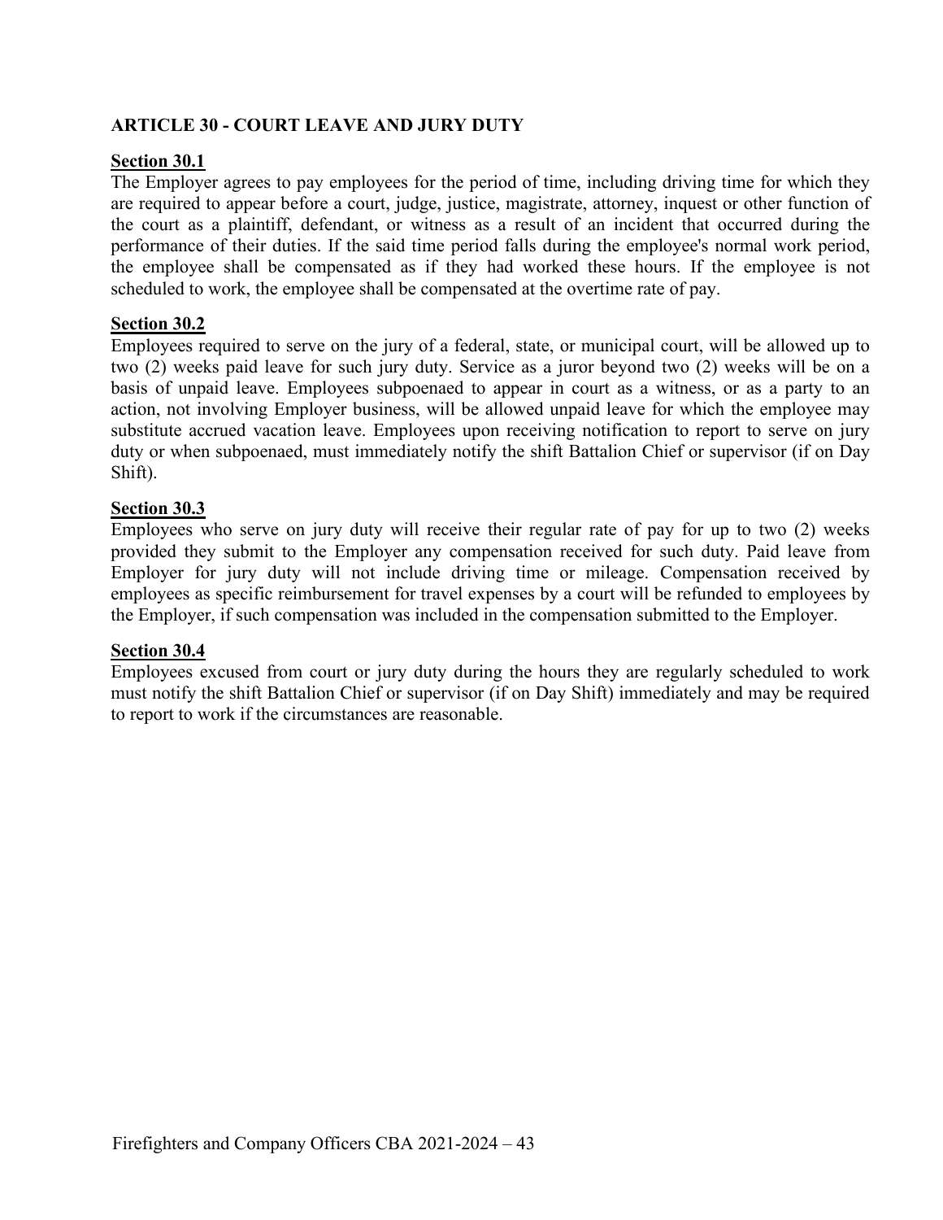## ARTICLE 30 - COURT LEAVE AND JURY DUTY

**Section 30.1**

The Employer agrees to pay employees for the period of time, including driving time for which they are required to appear before a court, judge, justice, magistrate, attorney, inquest or other function of the court as a plaintiff, defendant, or witness as a result of an incident that occurred during the performance of their duties. If the said time period falls during the employee's normal work period, the employee shall be compensated as if they had worked these hours. If the employee is not scheduled to work, the employee shall be compensated at the overtime rate of pay.

**Section 30.2**

Employees required to serve on the jury of a federal, state, or municipal court, will be allowed up to two (2) weeks paid leave for such jury duty. Service as a juror beyond two (2) weeks will be on a basis of unpaid leave. Employees subpoenaed to appear in court as a witness, or as a party to an action, not involving Employer business, will be allowed unpaid leave for which the employee may substitute accrued vacation leave. Employees upon receiving notification to report to serve on jury duty or when subpoenaed, must immediately notify the shift Battalion Chief or supervisor (if on Day Shift).

**Section 30.3**

Employees who serve on jury duty will receive their regular rate of pay for up to two (2) weeks provided they submit to the Employer any compensation received for such duty. Paid leave from Employer for jury duty will not include driving time or mileage. Compensation received by employees as specific reimbursement for travel expenses by a court will be refunded to employees by the Employer, if such compensation was included in the compensation submitted to the Employer.

**Section 30.4**

Employees excused from court or jury duty during the hours they are regularly scheduled to work must notify the shift Battalion Chief or supervisor (if on Day Shift) immediately and may be required to report to work if the circumstances are reasonable.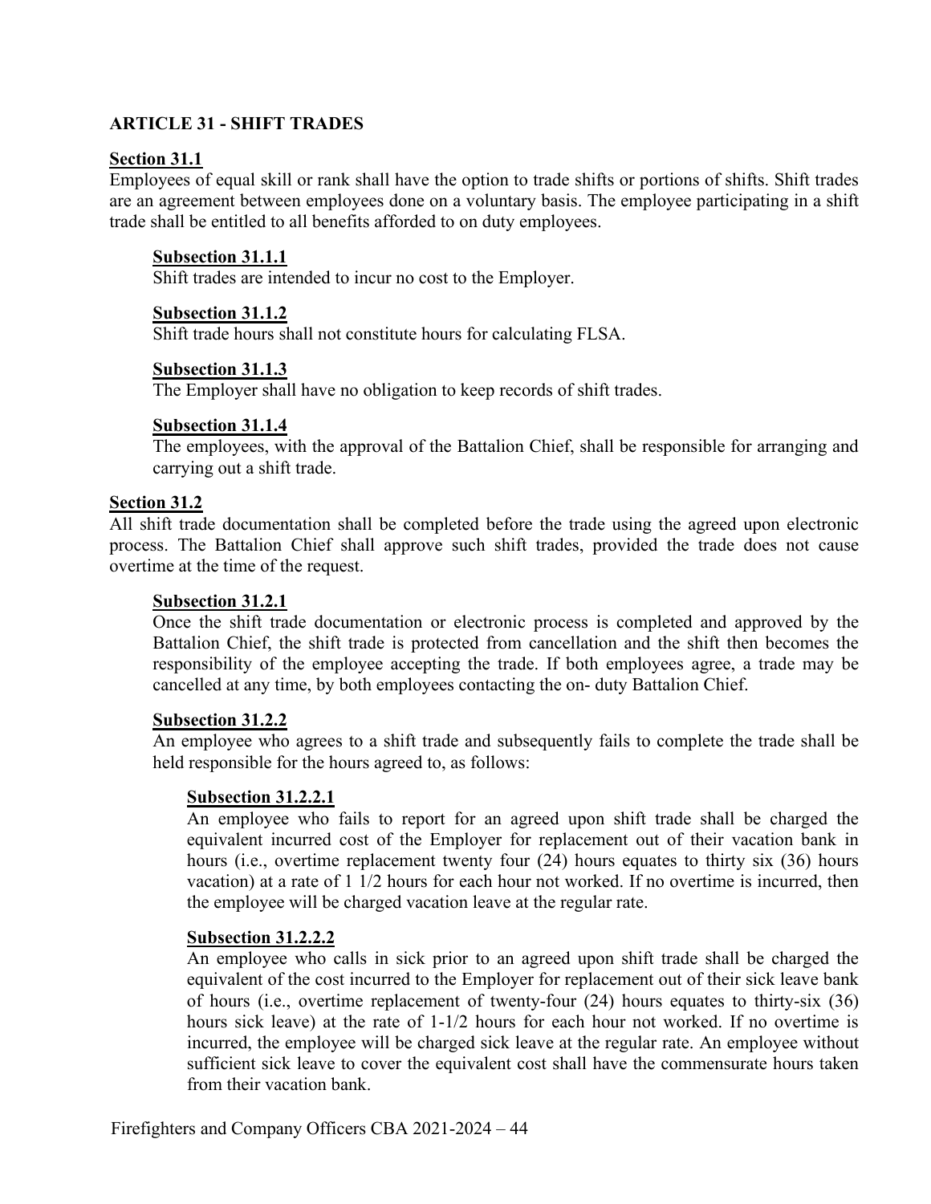## ARTICLE 31 - SHIFT TRADES

### Section 31.1

Employees of equal skill or rank shall have the option to trade shifts or portions of shifts. Shift trades are an agreement between employees done on a voluntary basis. The employee participating in a shift trade shall be entitled to all benefits afforded to on duty employees.

#### Subsection 31.1.1

Shift trades are intended to incur no cost to the Employer.

#### Subsection 31.1.2

Shift trade hours shall not constitute hours for calculating FLSA.

#### Subsection 31.1.3

The Employer shall have no obligation to keep records of shift trades.

#### Subsection 31.1.4

The employees, with the approval of the Battalion Chief, shall be responsible for arranging and carrying out a shift trade.

### Section 31.2

All shift trade documentation shall be completed before the trade using the agreed upon electronic process. The Battalion Chief shall approve such shift trades, provided the trade does not cause overtime at the time of the request.

#### Subsection 31.2.1

Once the shift trade documentation or electronic process is completed and approved by the Battalion Chief, the shift trade is protected from cancellation and the shift then becomes the responsibility of the employee accepting the trade. If both employees agree, a trade may be cancelled at any time, by both employees contacting the on- duty Battalion Chief.

#### Subsection 31.2.2

An employee who agrees to a shift trade and subsequently fails to complete the trade shall be held responsible for the hours agreed to, as follows:

##### Subsection 31.2.2.1

An employee who fails to report for an agreed upon shift trade shall be charged the equivalent incurred cost of the Employer for replacement out of their vacation bank in hours (i.e., overtime replacement twenty four (24) hours equates to thirty six (36) hours vacation) at a rate of 1 1/2 hours for each hour not worked. If no overtime is incurred, then the employee will be charged vacation leave at the regular rate.

##### Subsection 31.2.2.2

An employee who calls in sick prior to an agreed upon shift trade shall be charged the equivalent of the cost incurred to the Employer for replacement out of their sick leave bank of hours (i.e., overtime replacement of twenty-four (24) hours equates to thirty-six (36) hours sick leave) at the rate of 1-1/2 hours for each hour not worked. If no overtime is incurred, the employee will be charged sick leave at the regular rate. An employee without sufficient sick leave to cover the equivalent cost shall have the commensurate hours taken from their vacation bank.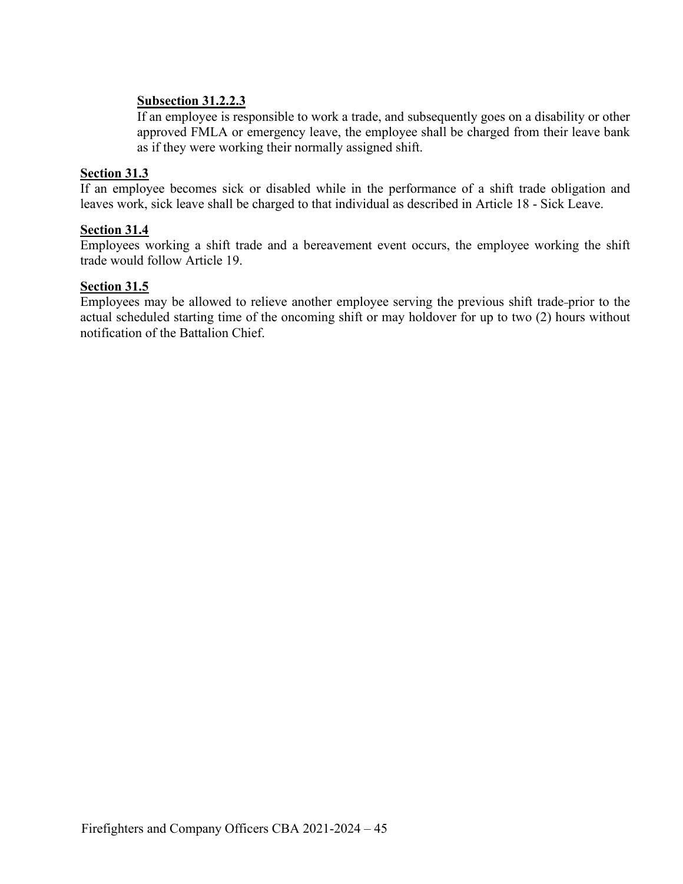**Subsection 31.2.2.3**

If an employee is responsible to work a trade, and subsequently goes on a disability or other approved FMLA or emergency leave, the employee shall be charged from their leave bank as if they were working their normally assigned shift.

**Section 31.3**

If an employee becomes sick or disabled while in the performance of a shift trade obligation and leaves work, sick leave shall be charged to that individual as described in Article 18 - Sick Leave.

**Section 31.4**

Employees working a shift trade and a bereavement event occurs, the employee working the shift trade would follow Article 19.

**Section 31.5**

Employees may be allowed to relieve another employee serving the previous shift trade prior to the actual scheduled starting time of the oncoming shift or may holdover for up to two (2) hours without notification of the Battalion Chief.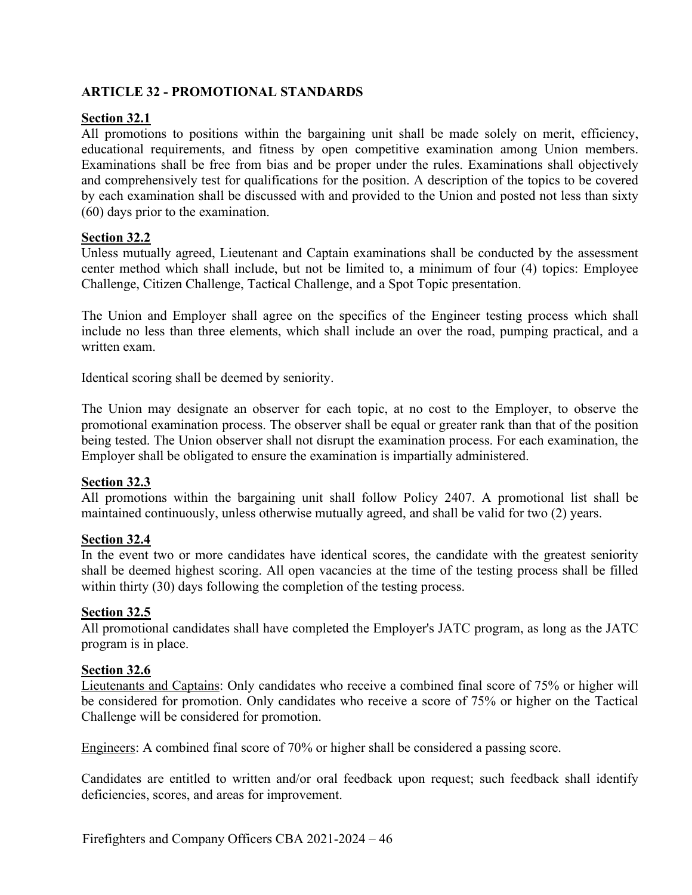## ARTICLE 32 - PROMOTIONAL STANDARDS

### Section 32.1

All promotions to positions within the bargaining unit shall be made solely on merit, efficiency, educational requirements, and fitness by open competitive examination among Union members. Examinations shall be free from bias and be proper under the rules. Examinations shall objectively and comprehensively test for qualifications for the position. A description of the topics to be covered by each examination shall be discussed with and provided to the Union and posted not less than sixty (60) days prior to the examination.

### Section 32.2

Unless mutually agreed, Lieutenant and Captain examinations shall be conducted by the assessment center method which shall include, but not be limited to, a minimum of four (4) topics: Employee Challenge, Citizen Challenge, Tactical Challenge, and a Spot Topic presentation.

The Union and Employer shall agree on the specifics of the Engineer testing process which shall include no less than three elements, which shall include an over the road, pumping practical, and a written exam.

Identical scoring shall be deemed by seniority.

The Union may designate an observer for each topic, at no cost to the Employer, to observe the promotional examination process. The observer shall be equal or greater rank than that of the position being tested. The Union observer shall not disrupt the examination process. For each examination, the Employer shall be obligated to ensure the examination is impartially administered.

### Section 32.3

All promotions within the bargaining unit shall follow Policy 2407. A promotional list shall be maintained continuously, unless otherwise mutually agreed, and shall be valid for two (2) years.

### Section 32.4

In the event two or more candidates have identical scores, the candidate with the greatest seniority shall be deemed highest scoring. All open vacancies at the time of the testing process shall be filled within thirty (30) days following the completion of the testing process.

### Section 32.5

All promotional candidates shall have completed the Employer's JATC program, as long as the JATC program is in place.

### Section 32.6

Lieutenants and Captains: Only candidates who receive a combined final score of 75% or higher will be considered for promotion. Only candidates who receive a score of 75% or higher on the Tactical Challenge will be considered for promotion.

Engineers: A combined final score of 70% or higher shall be considered a passing score.

Candidates are entitled to written and/or oral feedback upon request; such feedback shall identify deficiencies, scores, and areas for improvement.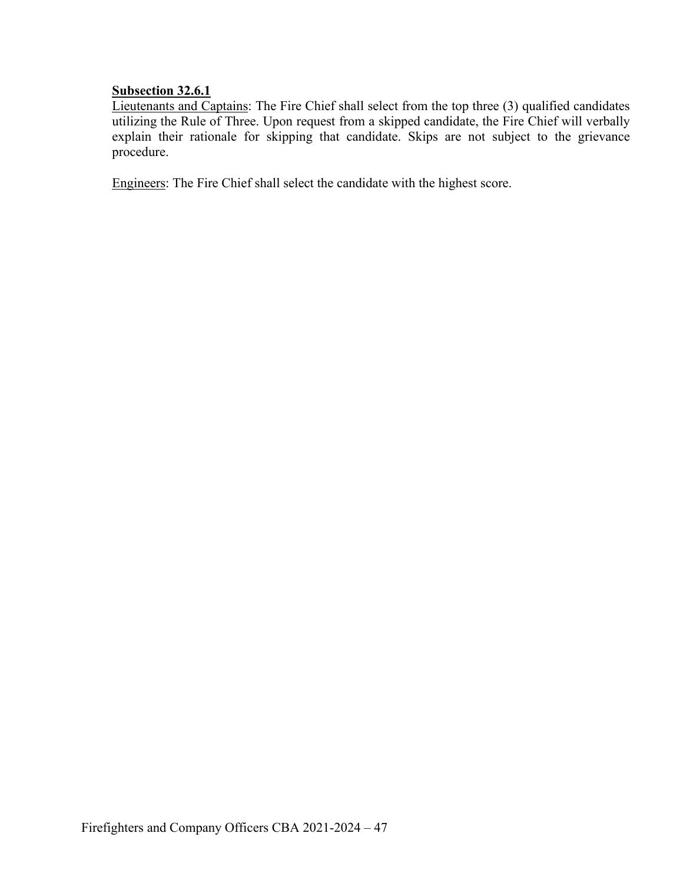**Subsection 32.6.1**

Lieutenants and Captains: The Fire Chief shall select from the top three (3) qualified candidates utilizing the Rule of Three. Upon request from a skipped candidate, the Fire Chief will verbally explain their rationale for skipping that candidate. Skips are not subject to the grievance procedure.

Engineers: The Fire Chief shall select the candidate with the highest score.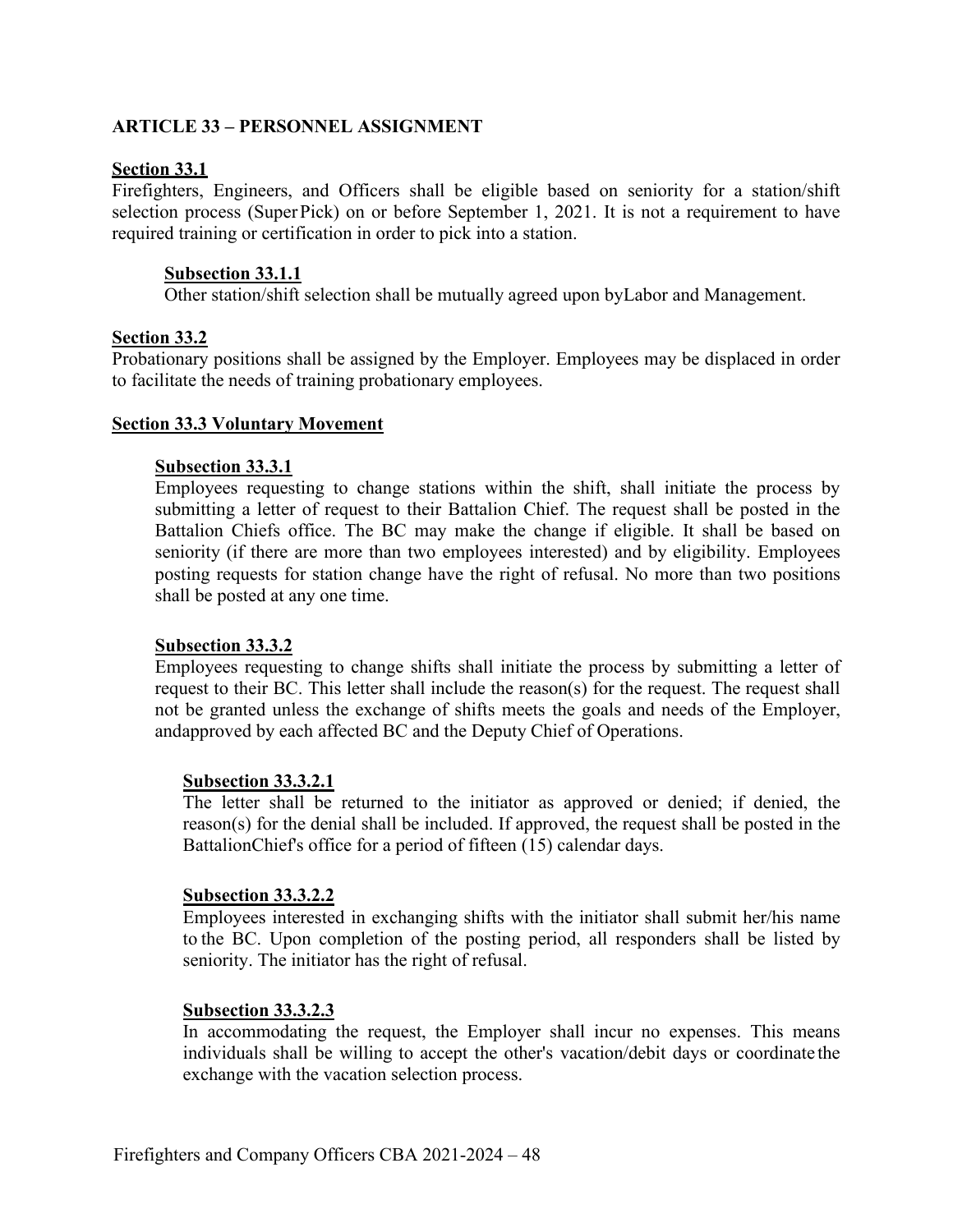## ARTICLE 33 – PERSONNEL ASSIGNMENT

**Section 33.1**

Firefighters, Engineers, and Officers shall be eligible based on seniority for a station/shift selection process (Super Pick) on or before September 1, 2021. It is not a requirement to have required training or certification in order to pick into a station.

**Subsection 33.1.1**

Other station/shift selection shall be mutually agreed upon byLabor and Management.

**Section 33.2**

Probationary positions shall be assigned by the Employer. Employees may be displaced in order to facilitate the needs of training probationary employees.

**Section 33.3 Voluntary Movement**

**Subsection 33.3.1**

Employees requesting to change stations within the shift, shall initiate the process by submitting a letter of request to their Battalion Chief. The request shall be posted in the Battalion Chiefs office. The BC may make the change if eligible. It shall be based on seniority (if there are more than two employees interested) and by eligibility. Employees posting requests for station change have the right of refusal. No more than two positions shall be posted at any one time.

**Subsection 33.3.2**

Employees requesting to change shifts shall initiate the process by submitting a letter of request to their BC. This letter shall include the reason(s) for the request. The request shall not be granted unless the exchange of shifts meets the goals and needs of the Employer, andapproved by each affected BC and the Deputy Chief of Operations.

**Subsection 33.3.2.1**

The letter shall be returned to the initiator as approved or denied; if denied, the reason(s) for the denial shall be included. If approved, the request shall be posted in the BattalionChief's office for a period of fifteen (15) calendar days.

**Subsection 33.3.2.2**

Employees interested in exchanging shifts with the initiator shall submit her/his name to the BC. Upon completion of the posting period, all responders shall be listed by seniority. The initiator has the right of refusal.

**Subsection 33.3.2.3**

In accommodating the request, the Employer shall incur no expenses. This means individuals shall be willing to accept the other's vacation/debit days or coordinate the exchange with the vacation selection process.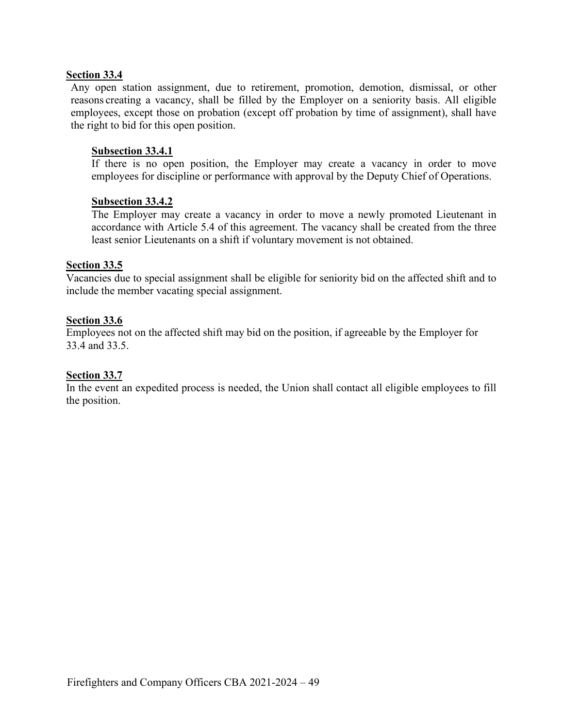**Section 33.4**

Any open station assignment, due to retirement, promotion, demotion, dismissal, or other reasons creating a vacancy, shall be filled by the Employer on a seniority basis. All eligible employees, except those on probation (except off probation by time of assignment), shall have the right to bid for this open position.

**Subsection 33.4.1**

If there is no open position, the Employer may create a vacancy in order to move employees for discipline or performance with approval by the Deputy Chief of Operations.

**Subsection 33.4.2**

The Employer may create a vacancy in order to move a newly promoted Lieutenant in accordance with Article 5.4 of this agreement. The vacancy shall be created from the three least senior Lieutenants on a shift if voluntary movement is not obtained.

**Section 33.5**

Vacancies due to special assignment shall be eligible for seniority bid on the affected shift and to include the member vacating special assignment.

**Section 33.6**

Employees not on the affected shift may bid on the position, if agreeable by the Employer for 33.4 and 33.5.

**Section 33.7**

In the event an expedited process is needed, the Union shall contact all eligible employees to fill the position.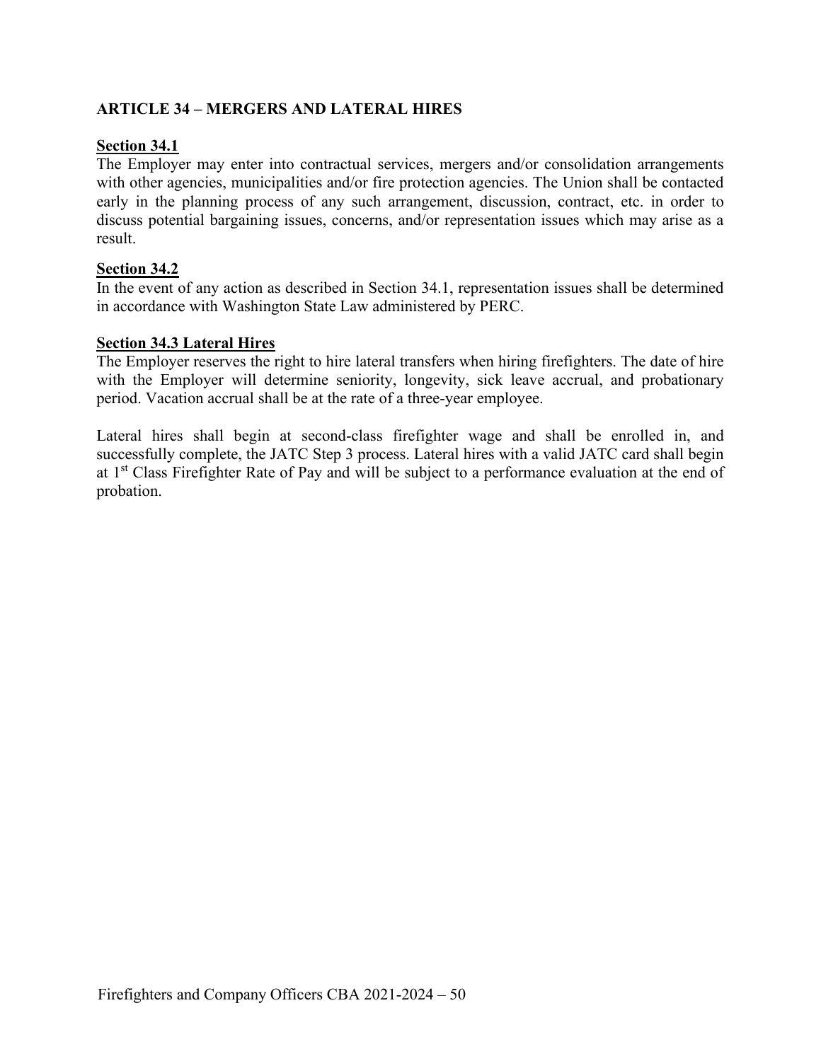## ARTICLE 34 – MERGERS AND LATERAL HIRES

**Section 34.1**

The Employer may enter into contractual services, mergers and/or consolidation arrangements with other agencies, municipalities and/or fire protection agencies. The Union shall be contacted early in the planning process of any such arrangement, discussion, contract, etc. in order to discuss potential bargaining issues, concerns, and/or representation issues which may arise as a result.

**Section 34.2**

In the event of any action as described in Section 34.1, representation issues shall be determined in accordance with Washington State Law administered by PERC.

**Section 34.3 Lateral Hires**

The Employer reserves the right to hire lateral transfers when hiring firefighters. The date of hire with the Employer will determine seniority, longevity, sick leave accrual, and probationary period. Vacation accrual shall be at the rate of a three-year employee.

Lateral hires shall begin at second-class firefighter wage and shall be enrolled in, and successfully complete, the JATC Step 3 process. Lateral hires with a valid JATC card shall begin at 1st Class Firefighter Rate of Pay and will be subject to a performance evaluation at the end of probation.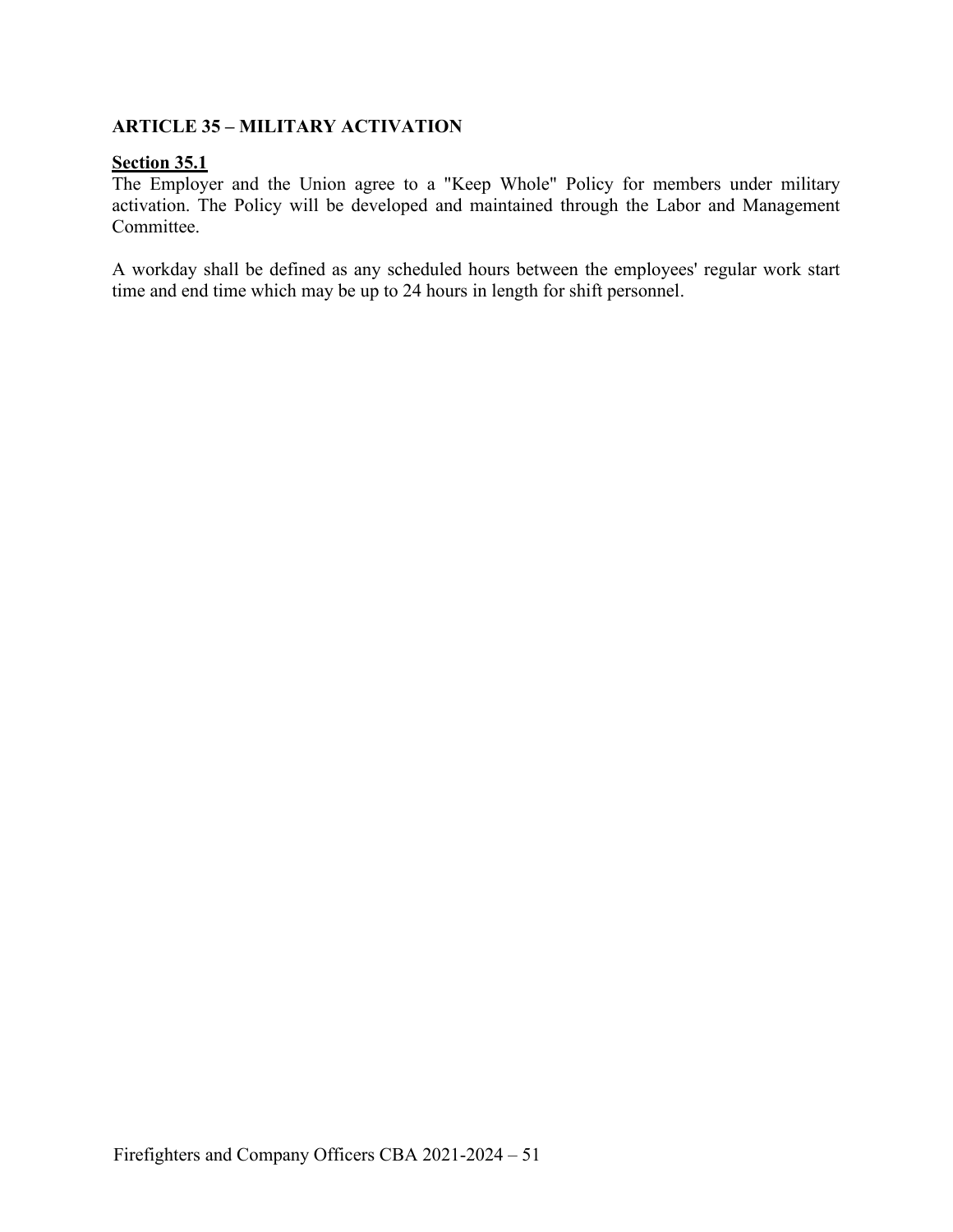## ARTICLE 35 – MILITARY ACTIVATION

**Section 35.1**

The Employer and the Union agree to a "Keep Whole" Policy for members under military activation. The Policy will be developed and maintained through the Labor and Management Committee.

A workday shall be defined as any scheduled hours between the employees' regular work start time and end time which may be up to 24 hours in length for shift personnel.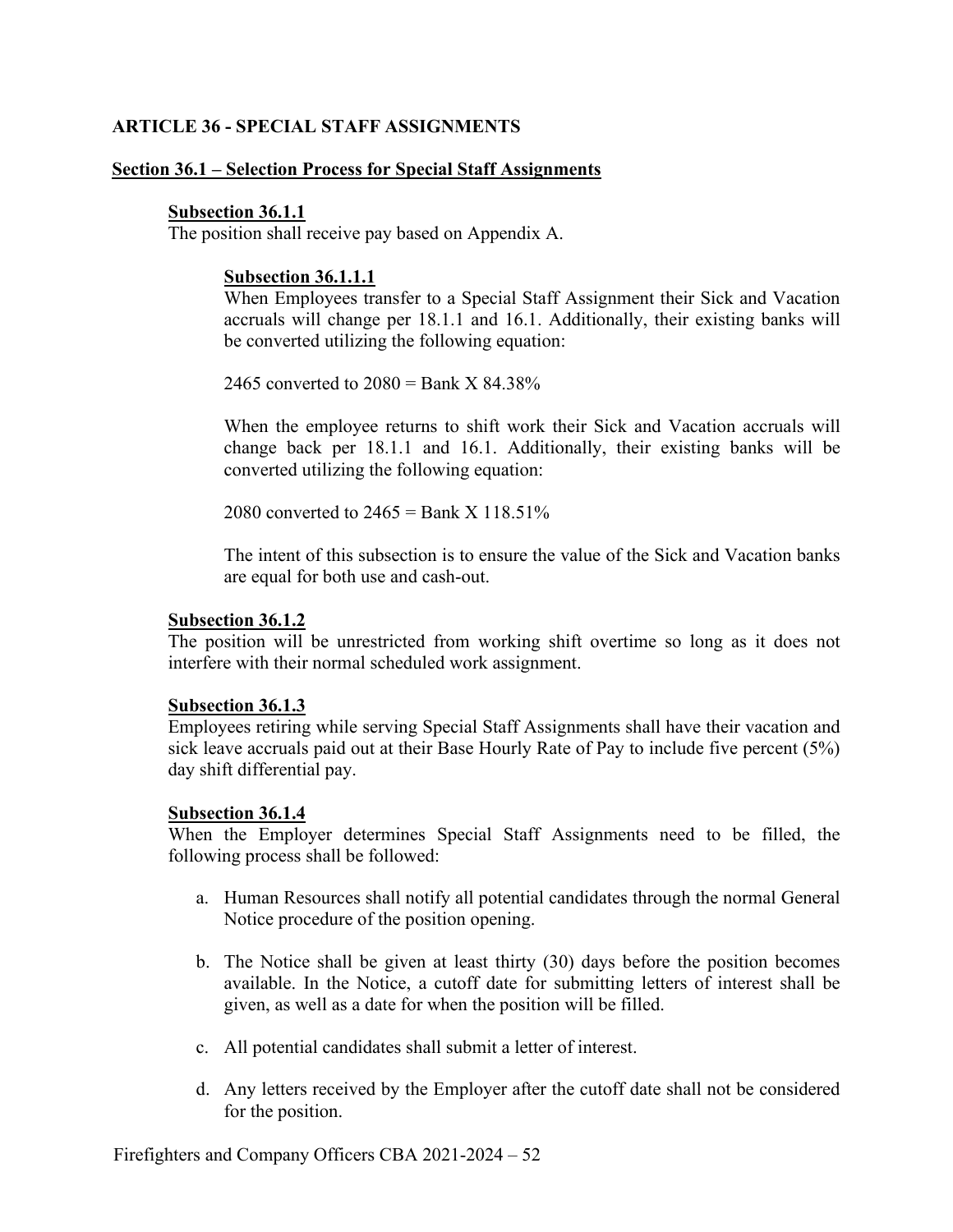## ARTICLE 36 - SPECIAL STAFF ASSIGNMENTS

### Section 36.1 – Selection Process for Special Staff Assignments

#### Subsection 36.1.1

The position shall receive pay based on Appendix A.

##### Subsection 36.1.1.1

When Employees transfer to a Special Staff Assignment their Sick and Vacation accruals will change per 18.1.1 and 16.1. Additionally, their existing banks will be converted utilizing the following equation:

2465 converted to 2080 = Bank X 84.38%

When the employee returns to shift work their Sick and Vacation accruals will change back per 18.1.1 and 16.1. Additionally, their existing banks will be converted utilizing the following equation:

2080 converted to 2465 = Bank X 118.51%

The intent of this subsection is to ensure the value of the Sick and Vacation banks are equal for both use and cash-out.

#### Subsection 36.1.2

The position will be unrestricted from working shift overtime so long as it does not interfere with their normal scheduled work assignment.

#### Subsection 36.1.3

Employees retiring while serving Special Staff Assignments shall have their vacation and sick leave accruals paid out at their Base Hourly Rate of Pay to include five percent (5%) day shift differential pay.

#### Subsection 36.1.4

When the Employer determines Special Staff Assignments need to be filled, the following process shall be followed:

a. Human Resources shall notify all potential candidates through the normal General Notice procedure of the position opening.

b. The Notice shall be given at least thirty (30) days before the position becomes available. In the Notice, a cutoff date for submitting letters of interest shall be given, as well as a date for when the position will be filled.

c. All potential candidates shall submit a letter of interest.

d. Any letters received by the Employer after the cutoff date shall not be considered for the position.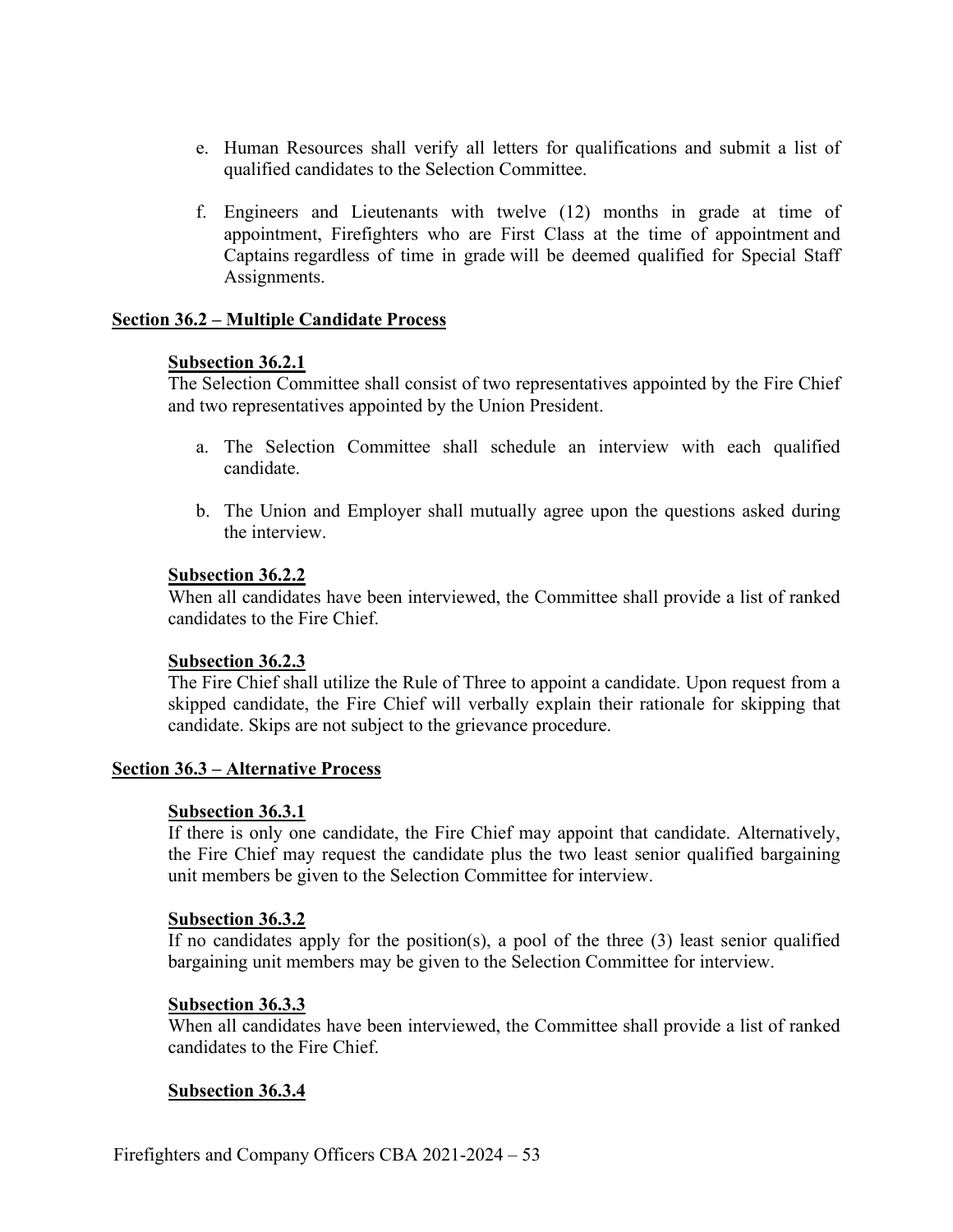e. Human Resources shall verify all letters for qualifications and submit a list of qualified candidates to the Selection Committee.

f. Engineers and Lieutenants with twelve (12) months in grade at time of appointment, Firefighters who are First Class at the time of appointment and Captains regardless of time in grade will be deemed qualified for Special Staff Assignments.

## Section 36.2 – Multiple Candidate Process

### Subsection 36.2.1

The Selection Committee shall consist of two representatives appointed by the Fire Chief and two representatives appointed by the Union President.

a. The Selection Committee shall schedule an interview with each qualified candidate.

b. The Union and Employer shall mutually agree upon the questions asked during the interview.

### Subsection 36.2.2

When all candidates have been interviewed, the Committee shall provide a list of ranked candidates to the Fire Chief.

### Subsection 36.2.3

The Fire Chief shall utilize the Rule of Three to appoint a candidate. Upon request from a skipped candidate, the Fire Chief will verbally explain their rationale for skipping that candidate. Skips are not subject to the grievance procedure.

## Section 36.3 – Alternative Process

### Subsection 36.3.1

If there is only one candidate, the Fire Chief may appoint that candidate. Alternatively, the Fire Chief may request the candidate plus the two least senior qualified bargaining unit members be given to the Selection Committee for interview.

### Subsection 36.3.2

If no candidates apply for the position(s), a pool of the three (3) least senior qualified bargaining unit members may be given to the Selection Committee for interview.

### Subsection 36.3.3

When all candidates have been interviewed, the Committee shall provide a list of ranked candidates to the Fire Chief.

### Subsection 36.3.4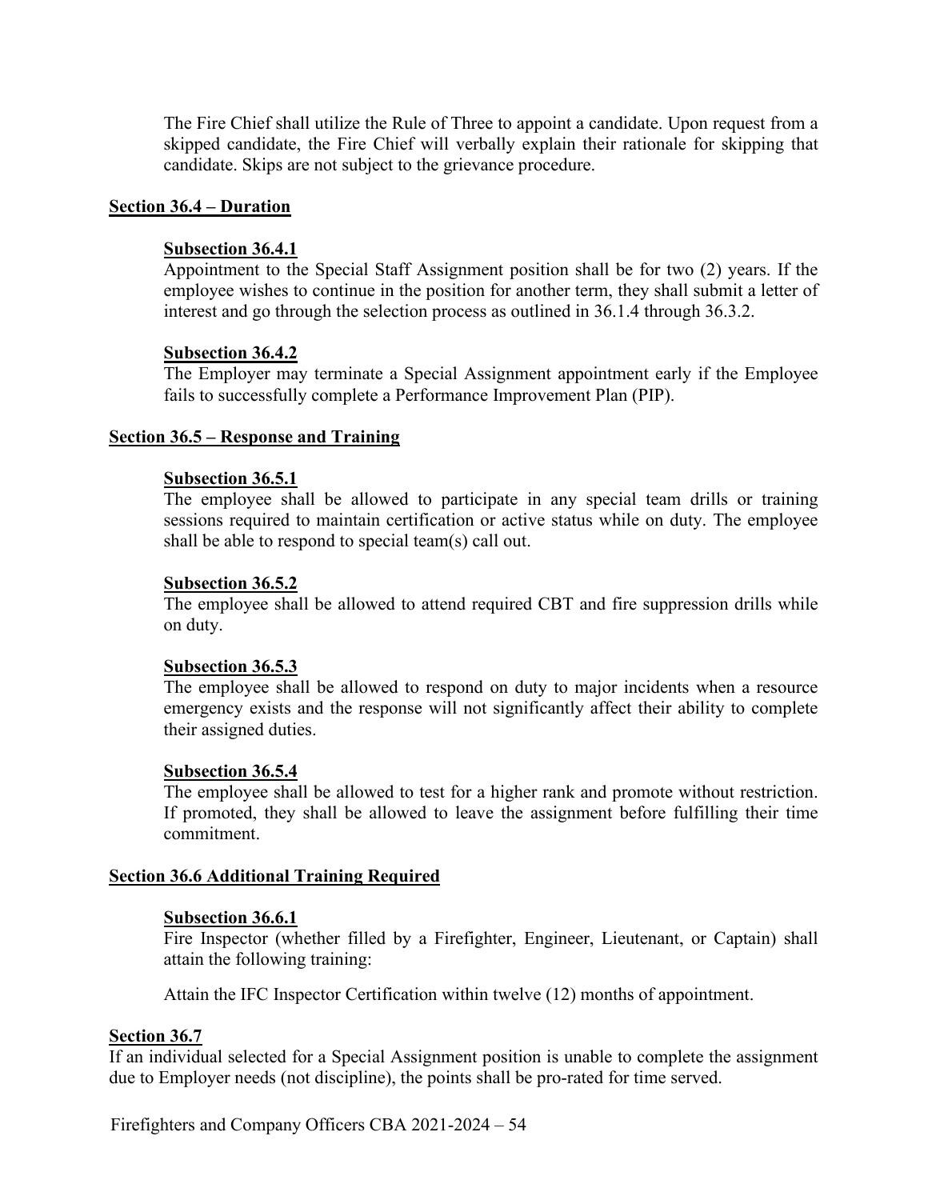The Fire Chief shall utilize the Rule of Three to appoint a candidate. Upon request from a skipped candidate, the Fire Chief will verbally explain their rationale for skipping that candidate. Skips are not subject to the grievance procedure.

### Section 36.4 – Duration

#### Subsection 36.4.1

Appointment to the Special Staff Assignment position shall be for two (2) years. If the employee wishes to continue in the position for another term, they shall submit a letter of interest and go through the selection process as outlined in 36.1.4 through 36.3.2.

#### Subsection 36.4.2

The Employer may terminate a Special Assignment appointment early if the Employee fails to successfully complete a Performance Improvement Plan (PIP).

### Section 36.5 – Response and Training

#### Subsection 36.5.1

The employee shall be allowed to participate in any special team drills or training sessions required to maintain certification or active status while on duty. The employee shall be able to respond to special team(s) call out.

#### Subsection 36.5.2

The employee shall be allowed to attend required CBT and fire suppression drills while on duty.

#### Subsection 36.5.3

The employee shall be allowed to respond on duty to major incidents when a resource emergency exists and the response will not significantly affect their ability to complete their assigned duties.

#### Subsection 36.5.4

The employee shall be allowed to test for a higher rank and promote without restriction. If promoted, they shall be allowed to leave the assignment before fulfilling their time commitment.

### Section 36.6 Additional Training Required

#### Subsection 36.6.1

Fire Inspector (whether filled by a Firefighter, Engineer, Lieutenant, or Captain) shall attain the following training:

Attain the IFC Inspector Certification within twelve (12) months of appointment.

### Section 36.7

If an individual selected for a Special Assignment position is unable to complete the assignment due to Employer needs (not discipline), the points shall be pro-rated for time served.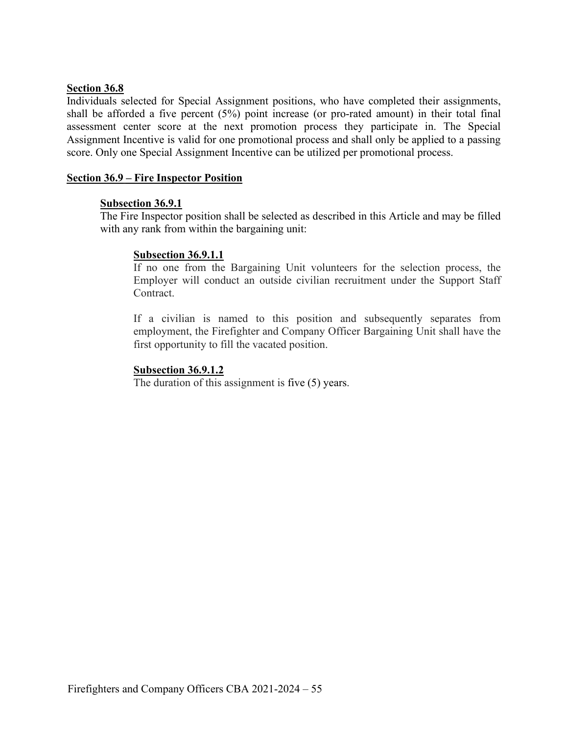**Section 36.8**

Individuals selected for Special Assignment positions, who have completed their assignments, shall be afforded a five percent (5%) point increase (or pro-rated amount) in their total final assessment center score at the next promotion process they participate in. The Special Assignment Incentive is valid for one promotional process and shall only be applied to a passing score. Only one Special Assignment Incentive can be utilized per promotional process.

**Section 36.9 – Fire Inspector Position**

**Subsection 36.9.1**

The Fire Inspector position shall be selected as described in this Article and may be filled with any rank from within the bargaining unit:

**Subsection 36.9.1.1**

If no one from the Bargaining Unit volunteers for the selection process, the Employer will conduct an outside civilian recruitment under the Support Staff Contract.

If a civilian is named to this position and subsequently separates from employment, the Firefighter and Company Officer Bargaining Unit shall have the first opportunity to fill the vacated position.

**Subsection 36.9.1.2**

The duration of this assignment is five (5) years.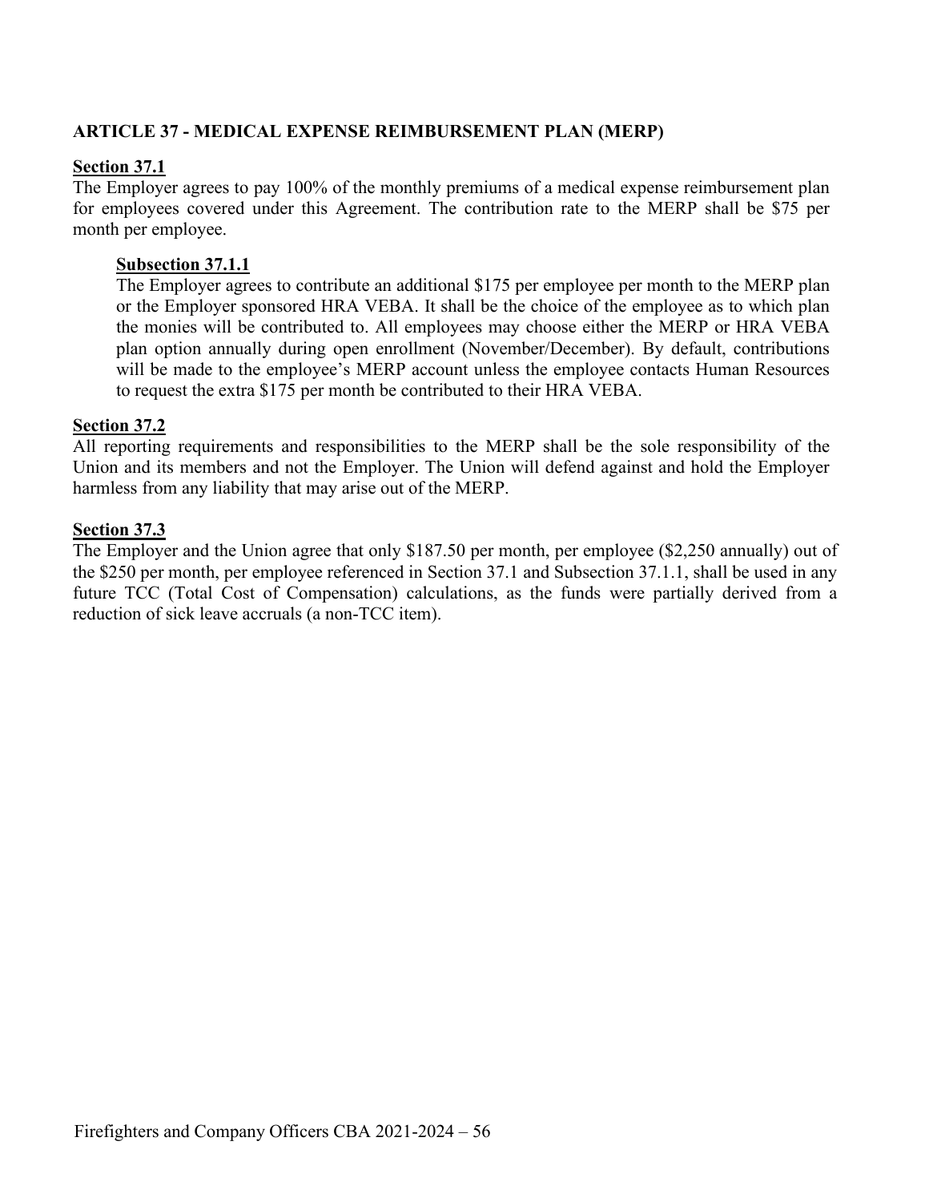## ARTICLE 37 - MEDICAL EXPENSE REIMBURSEMENT PLAN (MERP)

**Section 37.1**

The Employer agrees to pay 100% of the monthly premiums of a medical expense reimbursement plan for employees covered under this Agreement. The contribution rate to the MERP shall be $75 per month per employee.

**Subsection 37.1.1**

The Employer agrees to contribute an additional $175 per employee per month to the MERP plan or the Employer sponsored HRA VEBA. It shall be the choice of the employee as to which plan the monies will be contributed to. All employees may choose either the MERP or HRA VEBA plan option annually during open enrollment (November/December). By default, contributions will be made to the employee's MERP account unless the employee contacts Human Resources to request the extra $175 per month be contributed to their HRA VEBA.

**Section 37.2**

All reporting requirements and responsibilities to the MERP shall be the sole responsibility of the Union and its members and not the Employer. The Union will defend against and hold the Employer harmless from any liability that may arise out of the MERP.

**Section 37.3**

The Employer and the Union agree that only $187.50 per month, per employee ($2,250 annually) out of the $250 per month, per employee referenced in Section 37.1 and Subsection 37.1.1, shall be used in any future TCC (Total Cost of Compensation) calculations, as the funds were partially derived from a reduction of sick leave accruals (a non-TCC item).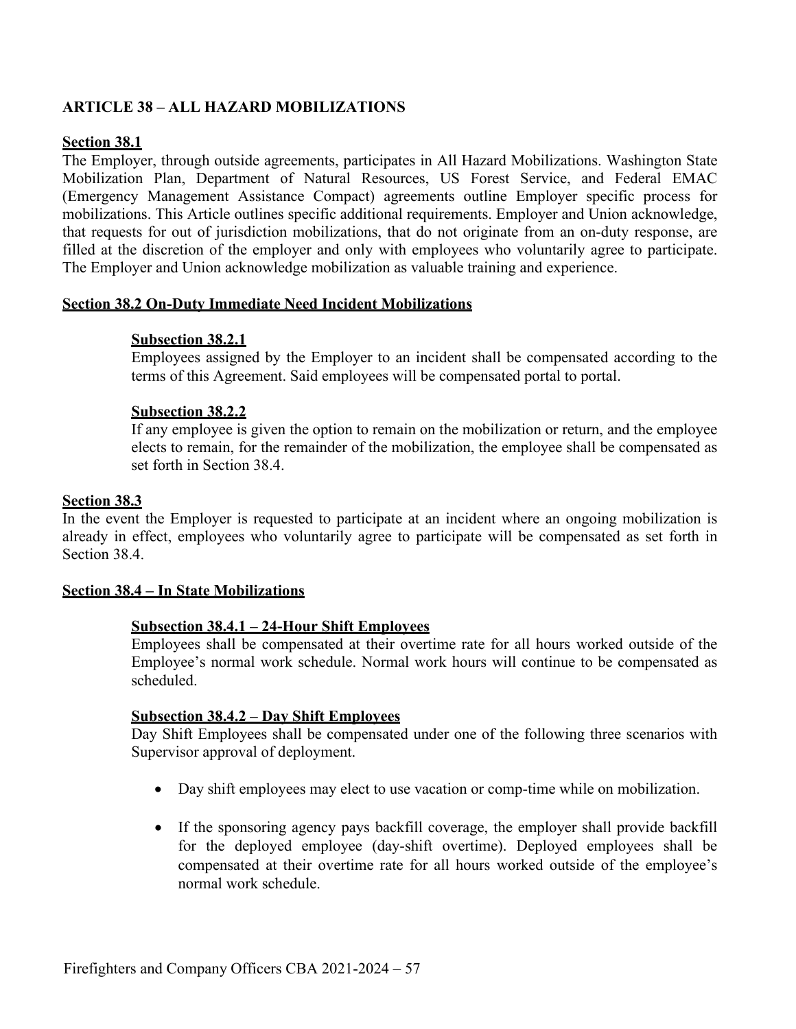## ARTICLE 38 – ALL HAZARD MOBILIZATIONS

### Section 38.1

The Employer, through outside agreements, participates in All Hazard Mobilizations. Washington State Mobilization Plan, Department of Natural Resources, US Forest Service, and Federal EMAC (Emergency Management Assistance Compact) agreements outline Employer specific process for mobilizations. This Article outlines specific additional requirements. Employer and Union acknowledge, that requests for out of jurisdiction mobilizations, that do not originate from an on-duty response, are filled at the discretion of the employer and only with employees who voluntarily agree to participate. The Employer and Union acknowledge mobilization as valuable training and experience.

### Section 38.2 On-Duty Immediate Need Incident Mobilizations

#### Subsection 38.2.1

Employees assigned by the Employer to an incident shall be compensated according to the terms of this Agreement. Said employees will be compensated portal to portal.

#### Subsection 38.2.2

If any employee is given the option to remain on the mobilization or return, and the employee elects to remain, for the remainder of the mobilization, the employee shall be compensated as set forth in Section 38.4.

### Section 38.3

In the event the Employer is requested to participate at an incident where an ongoing mobilization is already in effect, employees who voluntarily agree to participate will be compensated as set forth in Section 38.4.

### Section 38.4 – In State Mobilizations

#### Subsection 38.4.1 – 24-Hour Shift Employees

Employees shall be compensated at their overtime rate for all hours worked outside of the Employee's normal work schedule. Normal work hours will continue to be compensated as scheduled.

#### Subsection 38.4.2 – Day Shift Employees

Day Shift Employees shall be compensated under one of the following three scenarios with Supervisor approval of deployment.

- Day shift employees may elect to use vacation or comp-time while on mobilization.
- If the sponsoring agency pays backfill coverage, the employer shall provide backfill for the deployed employee (day-shift overtime). Deployed employees shall be compensated at their overtime rate for all hours worked outside of the employee's normal work schedule.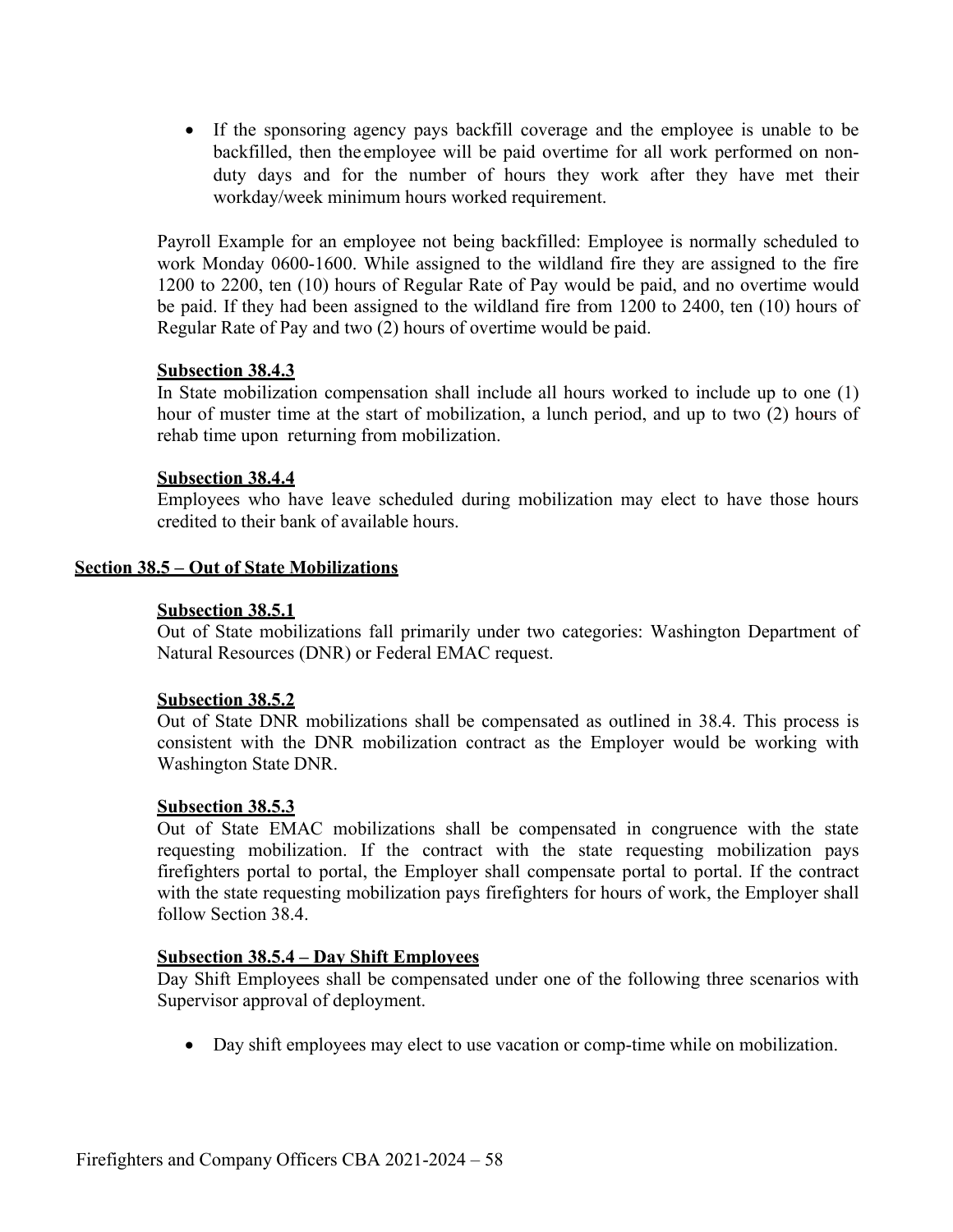- If the sponsoring agency pays backfill coverage and the employee is unable to be backfilled, then the employee will be paid overtime for all work performed on non-duty days and for the number of hours they work after they have met their workday/week minimum hours worked requirement.

Payroll Example for an employee not being backfilled: Employee is normally scheduled to work Monday 0600-1600. While assigned to the wildland fire they are assigned to the fire 1200 to 2200, ten (10) hours of Regular Rate of Pay would be paid, and no overtime would be paid. If they had been assigned to the wildland fire from 1200 to 2400, ten (10) hours of Regular Rate of Pay and two (2) hours of overtime would be paid.

**Subsection 38.4.3**

In State mobilization compensation shall include all hours worked to include up to one (1) hour of muster time at the start of mobilization, a lunch period, and up to two (2) hours of rehab time upon returning from mobilization.

**Subsection 38.4.4**

Employees who have leave scheduled during mobilization may elect to have those hours credited to their bank of available hours.

## Section 38.5 – Out of State Mobilizations

**Subsection 38.5.1**

Out of State mobilizations fall primarily under two categories: Washington Department of Natural Resources (DNR) or Federal EMAC request.

**Subsection 38.5.2**

Out of State DNR mobilizations shall be compensated as outlined in 38.4. This process is consistent with the DNR mobilization contract as the Employer would be working with Washington State DNR.

**Subsection 38.5.3**

Out of State EMAC mobilizations shall be compensated in congruence with the state requesting mobilization. If the contract with the state requesting mobilization pays firefighters portal to portal, the Employer shall compensate portal to portal. If the contract with the state requesting mobilization pays firefighters for hours of work, the Employer shall follow Section 38.4.

**Subsection 38.5.4 – Day Shift Employees**

Day Shift Employees shall be compensated under one of the following three scenarios with Supervisor approval of deployment.

- Day shift employees may elect to use vacation or comp-time while on mobilization.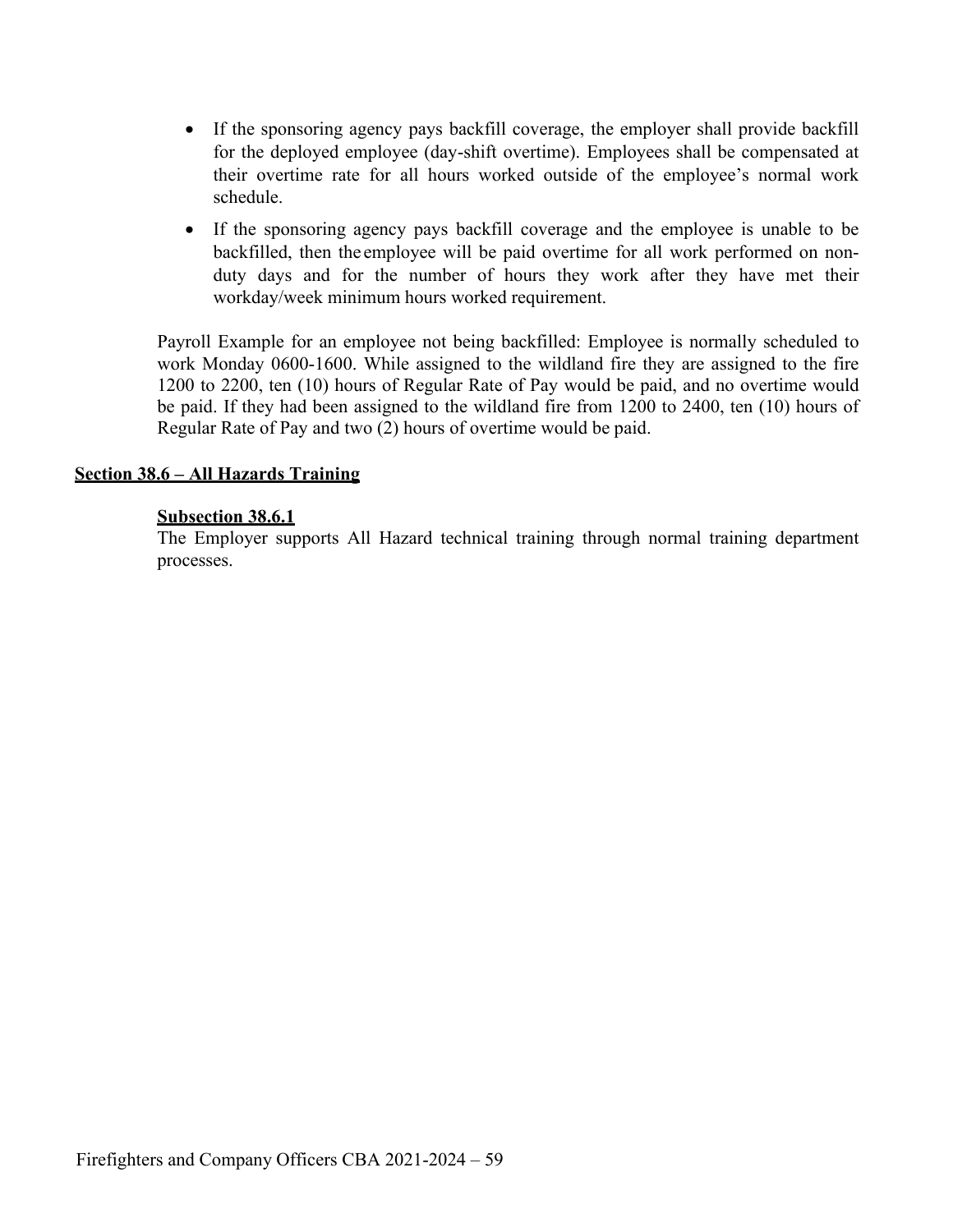- If the sponsoring agency pays backfill coverage, the employer shall provide backfill for the deployed employee (day-shift overtime). Employees shall be compensated at their overtime rate for all hours worked outside of the employee's normal work schedule.
- If the sponsoring agency pays backfill coverage and the employee is unable to be backfilled, then the employee will be paid overtime for all work performed on non-duty days and for the number of hours they work after they have met their workday/week minimum hours worked requirement.

Payroll Example for an employee not being backfilled: Employee is normally scheduled to work Monday 0600-1600. While assigned to the wildland fire they are assigned to the fire 1200 to 2200, ten (10) hours of Regular Rate of Pay would be paid, and no overtime would be paid. If they had been assigned to the wildland fire from 1200 to 2400, ten (10) hours of Regular Rate of Pay and two (2) hours of overtime would be paid.

## Section 38.6 – All Hazards Training

### Subsection 38.6.1

The Employer supports All Hazard technical training through normal training department processes.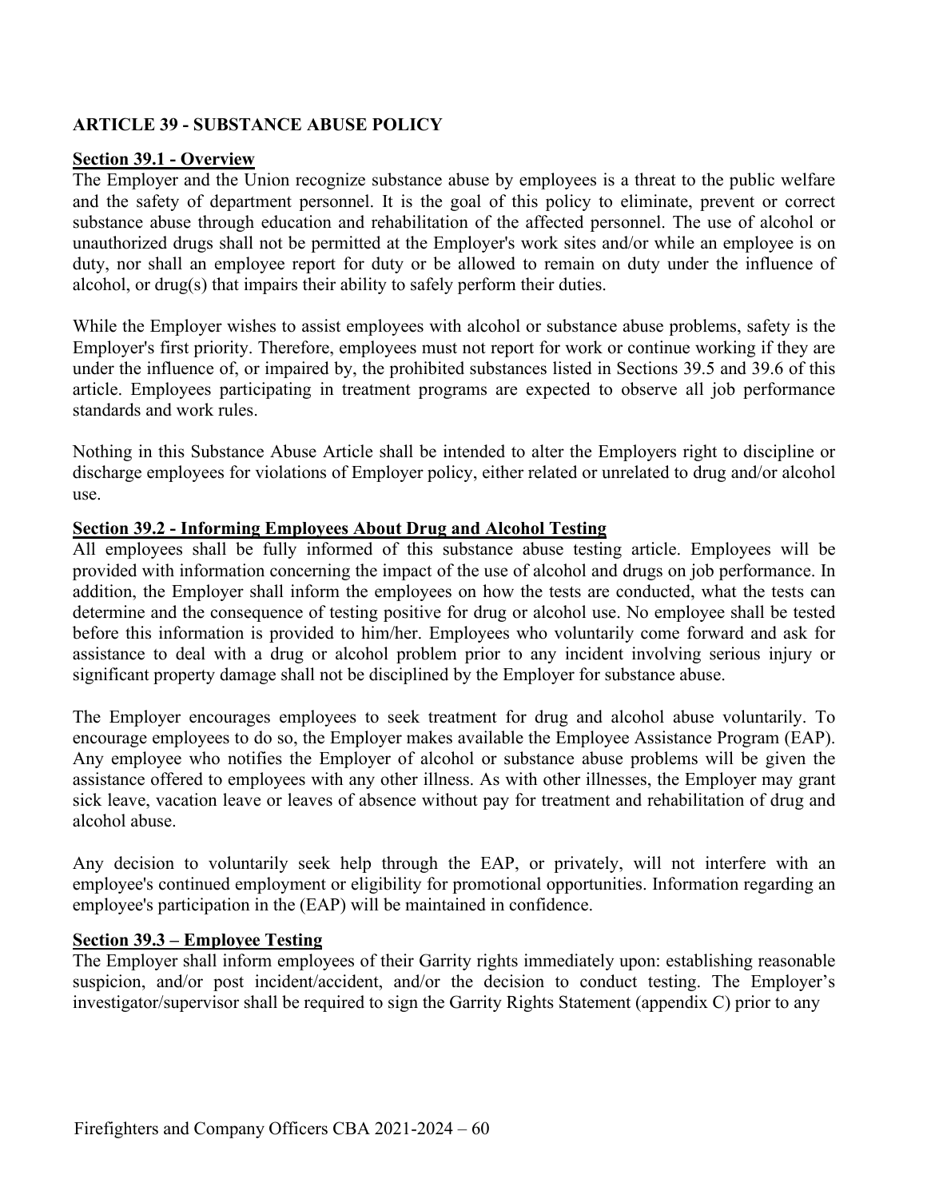## ARTICLE 39 - SUBSTANCE ABUSE POLICY

### Section 39.1 - Overview

The Employer and the Union recognize substance abuse by employees is a threat to the public welfare and the safety of department personnel. It is the goal of this policy to eliminate, prevent or correct substance abuse through education and rehabilitation of the affected personnel. The use of alcohol or unauthorized drugs shall not be permitted at the Employer's work sites and/or while an employee is on duty, nor shall an employee report for duty or be allowed to remain on duty under the influence of alcohol, or drug(s) that impairs their ability to safely perform their duties.

While the Employer wishes to assist employees with alcohol or substance abuse problems, safety is the Employer's first priority. Therefore, employees must not report for work or continue working if they are under the influence of, or impaired by, the prohibited substances listed in Sections 39.5 and 39.6 of this article. Employees participating in treatment programs are expected to observe all job performance standards and work rules.

Nothing in this Substance Abuse Article shall be intended to alter the Employers right to discipline or discharge employees for violations of Employer policy, either related or unrelated to drug and/or alcohol use.

### Section 39.2 - Informing Employees About Drug and Alcohol Testing

All employees shall be fully informed of this substance abuse testing article. Employees will be provided with information concerning the impact of the use of alcohol and drugs on job performance. In addition, the Employer shall inform the employees on how the tests are conducted, what the tests can determine and the consequence of testing positive for drug or alcohol use. No employee shall be tested before this information is provided to him/her. Employees who voluntarily come forward and ask for assistance to deal with a drug or alcohol problem prior to any incident involving serious injury or significant property damage shall not be disciplined by the Employer for substance abuse.

The Employer encourages employees to seek treatment for drug and alcohol abuse voluntarily. To encourage employees to do so, the Employer makes available the Employee Assistance Program (EAP). Any employee who notifies the Employer of alcohol or substance abuse problems will be given the assistance offered to employees with any other illness. As with other illnesses, the Employer may grant sick leave, vacation leave or leaves of absence without pay for treatment and rehabilitation of drug and alcohol abuse.

Any decision to voluntarily seek help through the EAP, or privately, will not interfere with an employee's continued employment or eligibility for promotional opportunities. Information regarding an employee's participation in the (EAP) will be maintained in confidence.

### Section 39.3 – Employee Testing

The Employer shall inform employees of their Garrity rights immediately upon: establishing reasonable suspicion, and/or post incident/accident, and/or the decision to conduct testing. The Employer's investigator/supervisor shall be required to sign the Garrity Rights Statement (appendix C) prior to any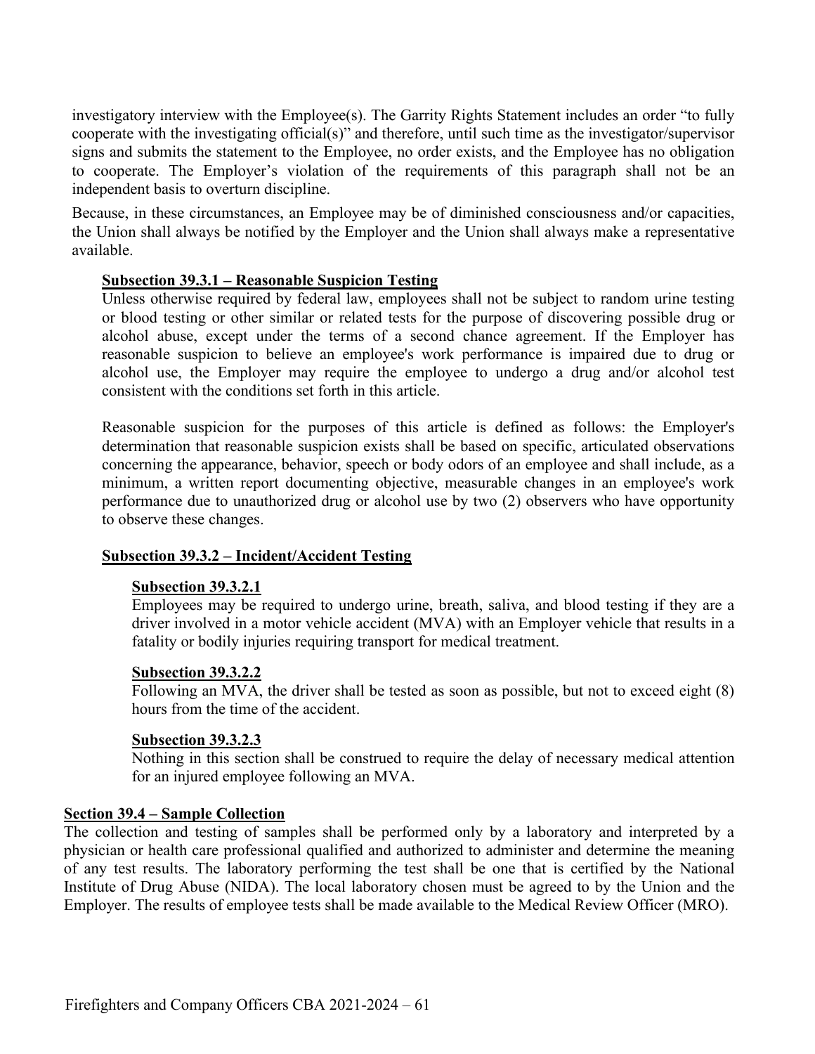investigatory interview with the Employee(s). The Garrity Rights Statement includes an order "to fully cooperate with the investigating official(s)" and therefore, until such time as the investigator/supervisor signs and submits the statement to the Employee, no order exists, and the Employee has no obligation to cooperate. The Employer's violation of the requirements of this paragraph shall not be an independent basis to overturn discipline.

Because, in these circumstances, an Employee may be of diminished consciousness and/or capacities, the Union shall always be notified by the Employer and the Union shall always make a representative available.

**Subsection 39.3.1 – Reasonable Suspicion Testing**

Unless otherwise required by federal law, employees shall not be subject to random urine testing or blood testing or other similar or related tests for the purpose of discovering possible drug or alcohol abuse, except under the terms of a second chance agreement. If the Employer has reasonable suspicion to believe an employee's work performance is impaired due to drug or alcohol use, the Employer may require the employee to undergo a drug and/or alcohol test consistent with the conditions set forth in this article.

Reasonable suspicion for the purposes of this article is defined as follows: the Employer's determination that reasonable suspicion exists shall be based on specific, articulated observations concerning the appearance, behavior, speech or body odors of an employee and shall include, as a minimum, a written report documenting objective, measurable changes in an employee's work performance due to unauthorized drug or alcohol use by two (2) observers who have opportunity to observe these changes.

**Subsection 39.3.2 – Incident/Accident Testing**

**Subsection 39.3.2.1**

Employees may be required to undergo urine, breath, saliva, and blood testing if they are a driver involved in a motor vehicle accident (MVA) with an Employer vehicle that results in a fatality or bodily injuries requiring transport for medical treatment.

**Subsection 39.3.2.2**

Following an MVA, the driver shall be tested as soon as possible, but not to exceed eight (8) hours from the time of the accident.

**Subsection 39.3.2.3**

Nothing in this section shall be construed to require the delay of necessary medical attention for an injured employee following an MVA.

**Section 39.4 – Sample Collection**

The collection and testing of samples shall be performed only by a laboratory and interpreted by a physician or health care professional qualified and authorized to administer and determine the meaning of any test results. The laboratory performing the test shall be one that is certified by the National Institute of Drug Abuse (NIDA). The local laboratory chosen must be agreed to by the Union and the Employer. The results of employee tests shall be made available to the Medical Review Officer (MRO).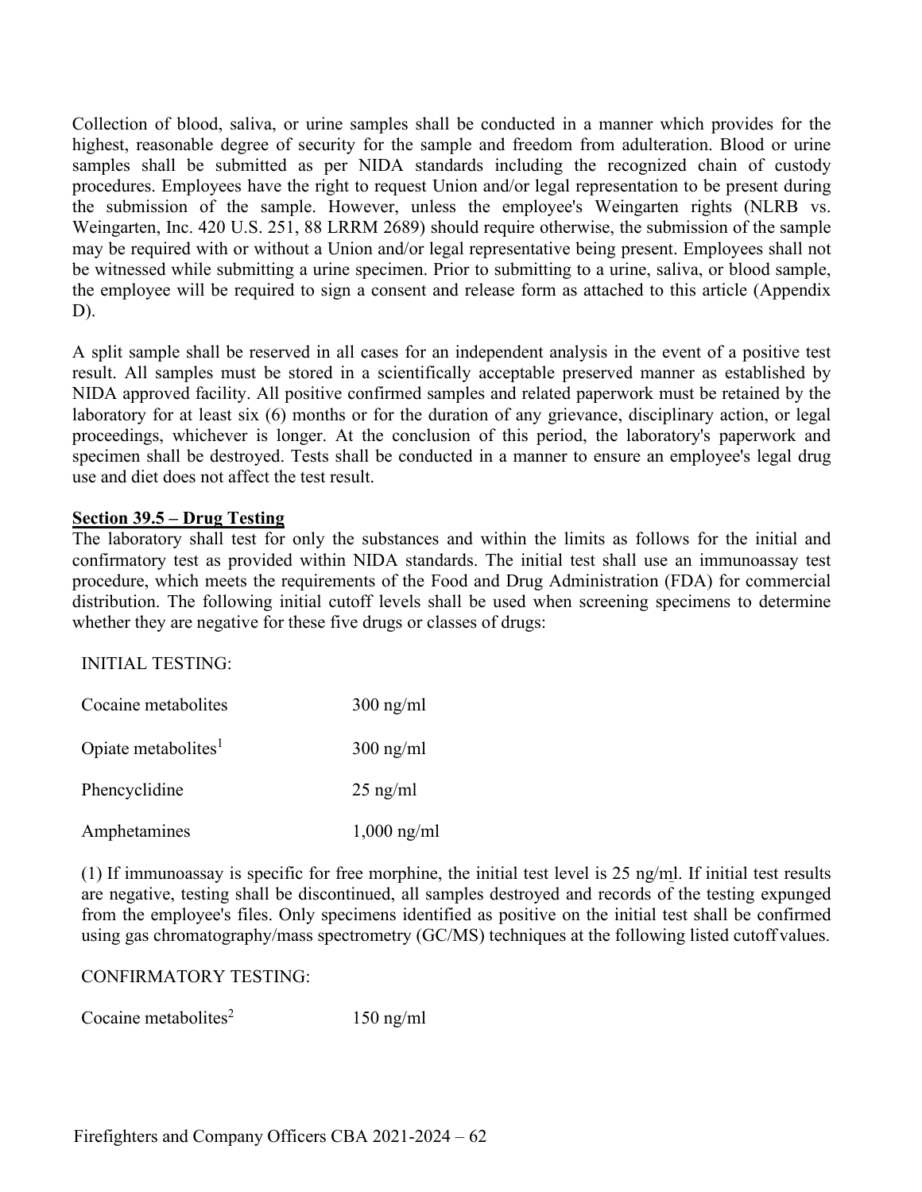Collection of blood, saliva, or urine samples shall be conducted in a manner which provides for the highest, reasonable degree of security for the sample and freedom from adulteration. Blood or urine samples shall be submitted as per NIDA standards including the recognized chain of custody procedures. Employees have the right to request Union and/or legal representation to be present during the submission of the sample. However, unless the employee's Weingarten rights (NLRB vs. Weingarten, Inc. 420 U.S. 251, 88 LRRM 2689) should require otherwise, the submission of the sample may be required with or without a Union and/or legal representative being present. Employees shall not be witnessed while submitting a urine specimen. Prior to submitting to a urine, saliva, or blood sample, the employee will be required to sign a consent and release form as attached to this article (Appendix D).

A split sample shall be reserved in all cases for an independent analysis in the event of a positive test result. All samples must be stored in a scientifically acceptable preserved manner as established by NIDA approved facility. All positive confirmed samples and related paperwork must be retained by the laboratory for at least six (6) months or for the duration of any grievance, disciplinary action, or legal proceedings, whichever is longer. At the conclusion of this period, the laboratory's paperwork and specimen shall be destroyed. Tests shall be conducted in a manner to ensure an employee's legal drug use and diet does not affect the test result.

**Section 39.5 – Drug Testing**

The laboratory shall test for only the substances and within the limits as follows for the initial and confirmatory test as provided within NIDA standards. The initial test shall use an immunoassay test procedure, which meets the requirements of the Food and Drug Administration (FDA) for commercial distribution. The following initial cutoff levels shall be used when screening specimens to determine whether they are negative for these five drugs or classes of drugs:

INITIAL TESTING:

| | |
|---|---|
| Cocaine metabolites | 300 ng/ml |
| Opiate metabolites[1] | 300 ng/ml |
| Phencyclidine | 25 ng/ml |
| Amphetamines | 1,000 ng/ml |

(1) If immunoassay is specific for free morphine, the initial test level is 25 ng/ml. If initial test results are negative, testing shall be discontinued, all samples destroyed and records of the testing expunged from the employee's files. Only specimens identified as positive on the initial test shall be confirmed using gas chromatography/mass spectrometry (GC/MS) techniques at the following listed cutoff values.

CONFIRMATORY TESTING:

| | |
|---|---|
| Cocaine metabolites[2] | 150 ng/ml |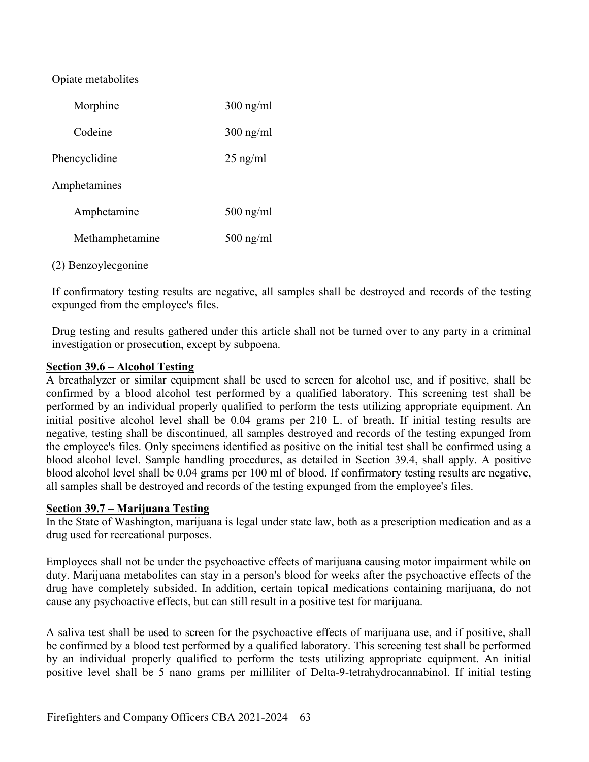Opiate metabolites

| | |
|---|---|
| Morphine | 300 ng/ml |
| Codeine | 300 ng/ml |
| Phencyclidine | 25 ng/ml |
| Amphetamines | |
| Amphetamine | 500 ng/ml |
| Methamphetamine | 500 ng/ml |

(2) Benzoylecgonine

If confirmatory testing results are negative, all samples shall be destroyed and records of the testing expunged from the employee's files.

Drug testing and results gathered under this article shall not be turned over to any party in a criminal investigation or prosecution, except by subpoena.

**Section 39.6 – Alcohol Testing**

A breathalyzer or similar equipment shall be used to screen for alcohol use, and if positive, shall be confirmed by a blood alcohol test performed by a qualified laboratory. This screening test shall be performed by an individual properly qualified to perform the tests utilizing appropriate equipment. An initial positive alcohol level shall be 0.04 grams per 210 L. of breath. If initial testing results are negative, testing shall be discontinued, all samples destroyed and records of the testing expunged from the employee's files. Only specimens identified as positive on the initial test shall be confirmed using a blood alcohol level. Sample handling procedures, as detailed in Section 39.4, shall apply. A positive blood alcohol level shall be 0.04 grams per 100 ml of blood. If confirmatory testing results are negative, all samples shall be destroyed and records of the testing expunged from the employee's files.

**Section 39.7 – Marijuana Testing**

In the State of Washington, marijuana is legal under state law, both as a prescription medication and as a drug used for recreational purposes.

Employees shall not be under the psychoactive effects of marijuana causing motor impairment while on duty. Marijuana metabolites can stay in a person's blood for weeks after the psychoactive effects of the drug have completely subsided. In addition, certain topical medications containing marijuana, do not cause any psychoactive effects, but can still result in a positive test for marijuana.

A saliva test shall be used to screen for the psychoactive effects of marijuana use, and if positive, shall be confirmed by a blood test performed by a qualified laboratory. This screening test shall be performed by an individual properly qualified to perform the tests utilizing appropriate equipment. An initial positive level shall be 5 nano grams per milliliter of Delta-9-tetrahydrocannabinol. If initial testing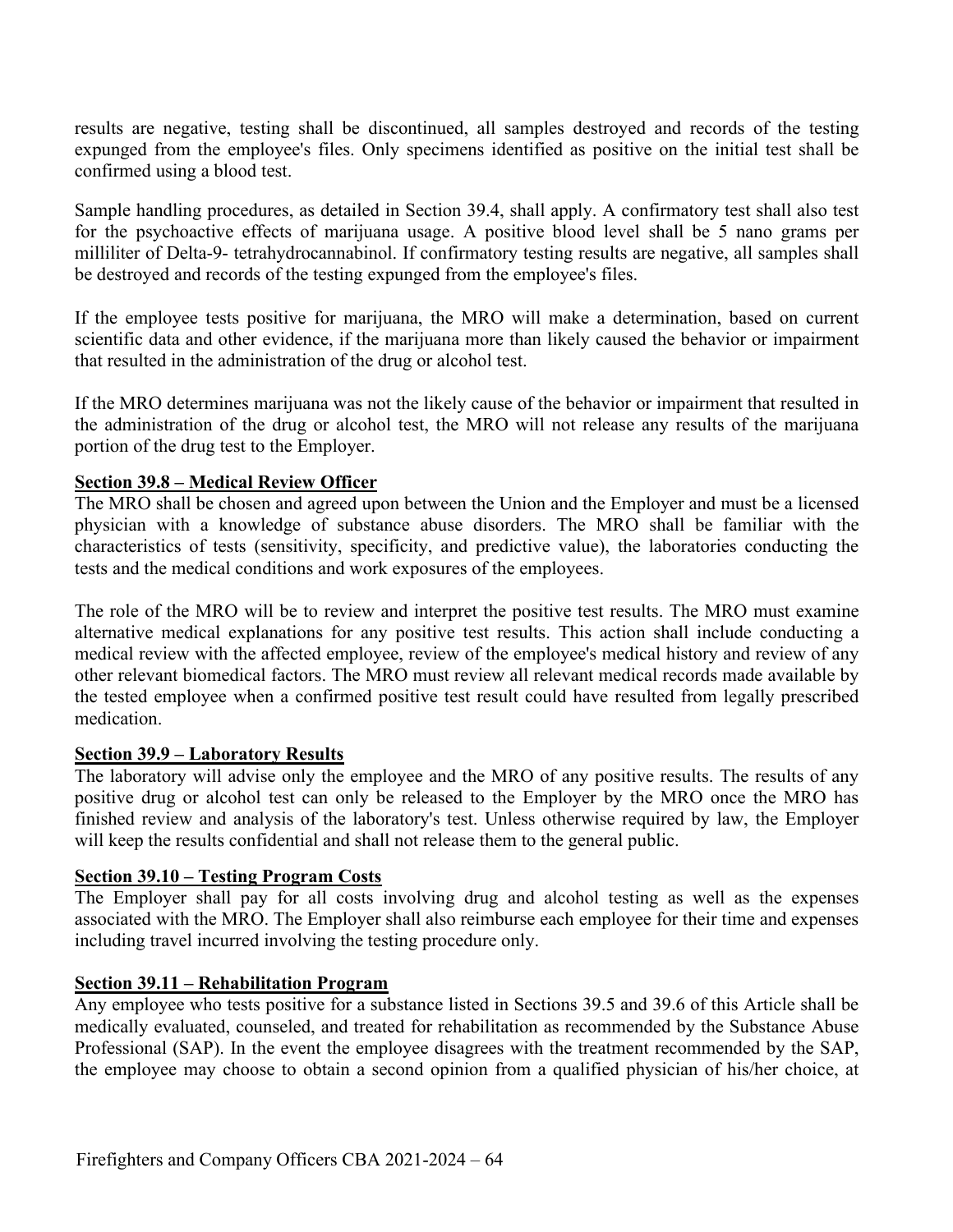results are negative, testing shall be discontinued, all samples destroyed and records of the testing expunged from the employee's files. Only specimens identified as positive on the initial test shall be confirmed using a blood test.

Sample handling procedures, as detailed in Section 39.4, shall apply. A confirmatory test shall also test for the psychoactive effects of marijuana usage. A positive blood level shall be 5 nano grams per milliliter of Delta-9- tetrahydrocannabinol. If confirmatory testing results are negative, all samples shall be destroyed and records of the testing expunged from the employee's files.

If the employee tests positive for marijuana, the MRO will make a determination, based on current scientific data and other evidence, if the marijuana more than likely caused the behavior or impairment that resulted in the administration of the drug or alcohol test.

If the MRO determines marijuana was not the likely cause of the behavior or impairment that resulted in the administration of the drug or alcohol test, the MRO will not release any results of the marijuana portion of the drug test to the Employer.

**Section 39.8 – Medical Review Officer**

The MRO shall be chosen and agreed upon between the Union and the Employer and must be a licensed physician with a knowledge of substance abuse disorders. The MRO shall be familiar with the characteristics of tests (sensitivity, specificity, and predictive value), the laboratories conducting the tests and the medical conditions and work exposures of the employees.

The role of the MRO will be to review and interpret the positive test results. The MRO must examine alternative medical explanations for any positive test results. This action shall include conducting a medical review with the affected employee, review of the employee's medical history and review of any other relevant biomedical factors. The MRO must review all relevant medical records made available by the tested employee when a confirmed positive test result could have resulted from legally prescribed medication.

**Section 39.9 – Laboratory Results**

The laboratory will advise only the employee and the MRO of any positive results. The results of any positive drug or alcohol test can only be released to the Employer by the MRO once the MRO has finished review and analysis of the laboratory's test. Unless otherwise required by law, the Employer will keep the results confidential and shall not release them to the general public.

**Section 39.10 – Testing Program Costs**

The Employer shall pay for all costs involving drug and alcohol testing as well as the expenses associated with the MRO. The Employer shall also reimburse each employee for their time and expenses including travel incurred involving the testing procedure only.

**Section 39.11 – Rehabilitation Program**

Any employee who tests positive for a substance listed in Sections 39.5 and 39.6 of this Article shall be medically evaluated, counseled, and treated for rehabilitation as recommended by the Substance Abuse Professional (SAP). In the event the employee disagrees with the treatment recommended by the SAP, the employee may choose to obtain a second opinion from a qualified physician of his/her choice, at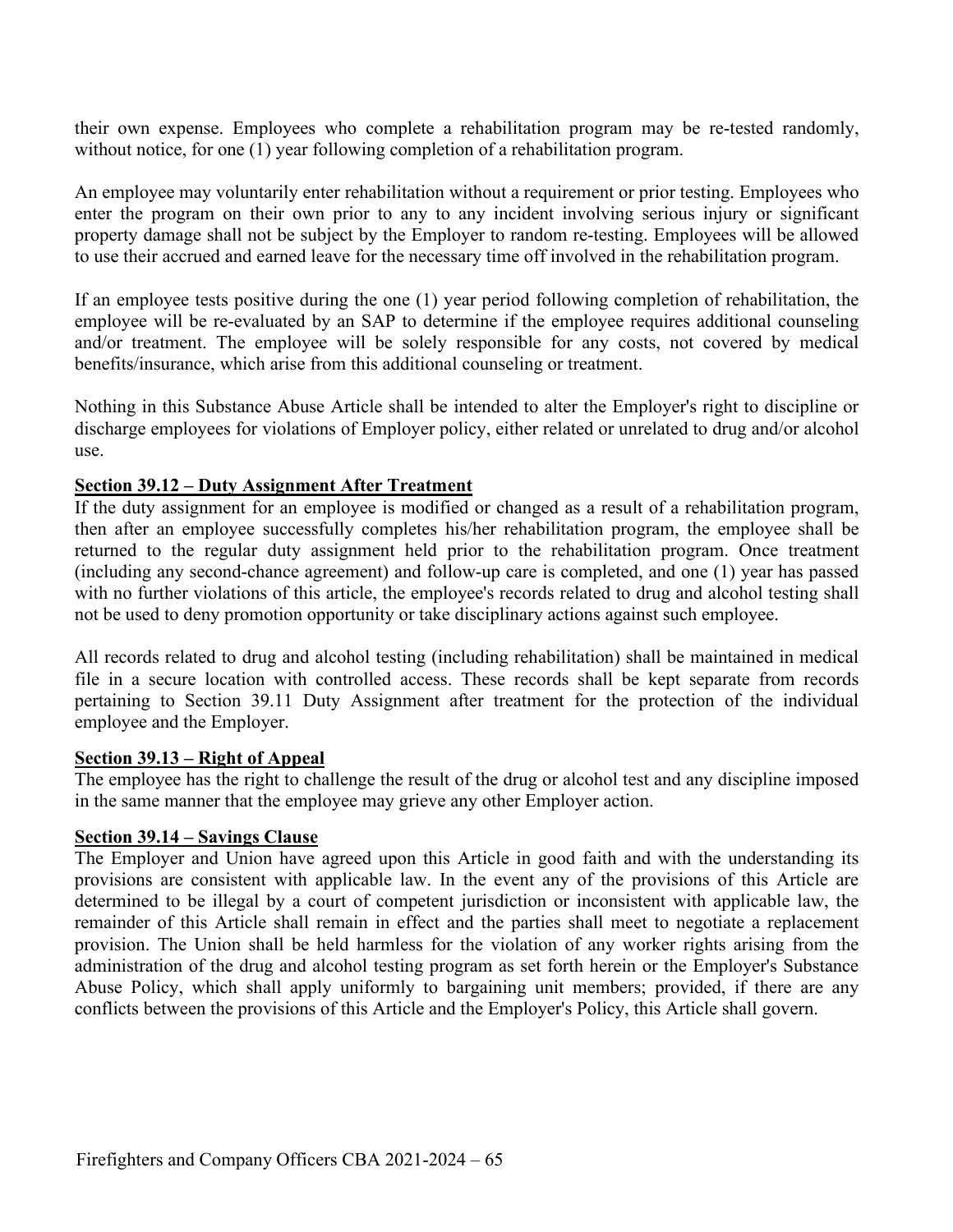their own expense. Employees who complete a rehabilitation program may be re-tested randomly, without notice, for one (1) year following completion of a rehabilitation program.

An employee may voluntarily enter rehabilitation without a requirement or prior testing. Employees who enter the program on their own prior to any to any incident involving serious injury or significant property damage shall not be subject by the Employer to random re-testing. Employees will be allowed to use their accrued and earned leave for the necessary time off involved in the rehabilitation program.

If an employee tests positive during the one (1) year period following completion of rehabilitation, the employee will be re-evaluated by an SAP to determine if the employee requires additional counseling and/or treatment. The employee will be solely responsible for any costs, not covered by medical benefits/insurance, which arise from this additional counseling or treatment.

Nothing in this Substance Abuse Article shall be intended to alter the Employer's right to discipline or discharge employees for violations of Employer policy, either related or unrelated to drug and/or alcohol use.

**Section 39.12 – Duty Assignment After Treatment**

If the duty assignment for an employee is modified or changed as a result of a rehabilitation program, then after an employee successfully completes his/her rehabilitation program, the employee shall be returned to the regular duty assignment held prior to the rehabilitation program. Once treatment (including any second-chance agreement) and follow-up care is completed, and one (1) year has passed with no further violations of this article, the employee's records related to drug and alcohol testing shall not be used to deny promotion opportunity or take disciplinary actions against such employee.

All records related to drug and alcohol testing (including rehabilitation) shall be maintained in medical file in a secure location with controlled access. These records shall be kept separate from records pertaining to Section 39.11 Duty Assignment after treatment for the protection of the individual employee and the Employer.

**Section 39.13 – Right of Appeal**

The employee has the right to challenge the result of the drug or alcohol test and any discipline imposed in the same manner that the employee may grieve any other Employer action.

**Section 39.14 – Savings Clause**

The Employer and Union have agreed upon this Article in good faith and with the understanding its provisions are consistent with applicable law. In the event any of the provisions of this Article are determined to be illegal by a court of competent jurisdiction or inconsistent with applicable law, the remainder of this Article shall remain in effect and the parties shall meet to negotiate a replacement provision. The Union shall be held harmless for the violation of any worker rights arising from the administration of the drug and alcohol testing program as set forth herein or the Employer's Substance Abuse Policy, which shall apply uniformly to bargaining unit members; provided, if there are any conflicts between the provisions of this Article and the Employer's Policy, this Article shall govern.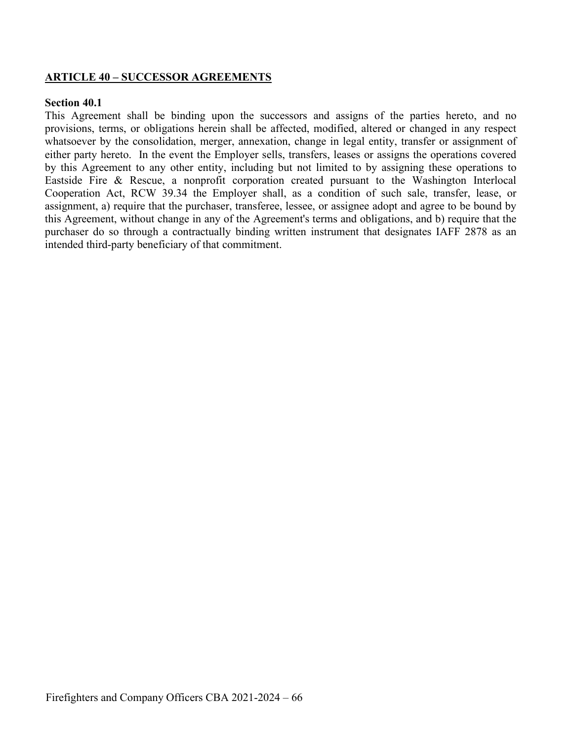## ARTICLE 40 – SUCCESSOR AGREEMENTS

**Section 40.1**

This Agreement shall be binding upon the successors and assigns of the parties hereto, and no provisions, terms, or obligations herein shall be affected, modified, altered or changed in any respect whatsoever by the consolidation, merger, annexation, change in legal entity, transfer or assignment of either party hereto. In the event the Employer sells, transfers, leases or assigns the operations covered by this Agreement to any other entity, including but not limited to by assigning these operations to Eastside Fire & Rescue, a nonprofit corporation created pursuant to the Washington Interlocal Cooperation Act, RCW 39.34 the Employer shall, as a condition of such sale, transfer, lease, or assignment, a) require that the purchaser, transferee, lessee, or assignee adopt and agree to be bound by this Agreement, without change in any of the Agreement's terms and obligations, and b) require that the purchaser do so through a contractually binding written instrument that designates IAFF 2878 as an intended third-party beneficiary of that commitment.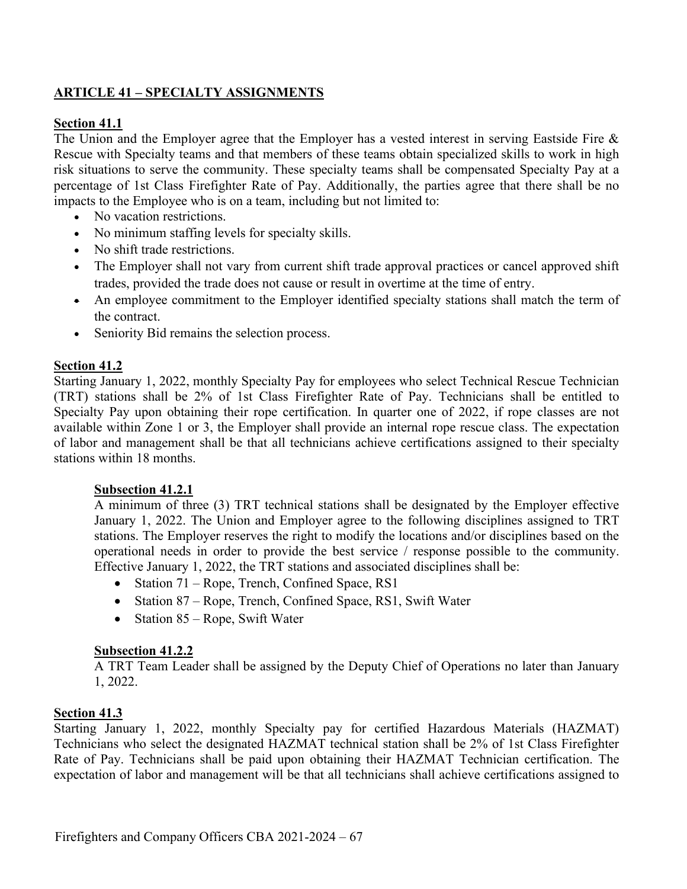## ARTICLE 41 – SPECIALTY ASSIGNMENTS

### Section 41.1

The Union and the Employer agree that the Employer has a vested interest in serving Eastside Fire & Rescue with Specialty teams and that members of these teams obtain specialized skills to work in high risk situations to serve the community. These specialty teams shall be compensated Specialty Pay at a percentage of 1st Class Firefighter Rate of Pay. Additionally, the parties agree that there shall be no impacts to the Employee who is on a team, including but not limited to:

- No vacation restrictions.
- No minimum staffing levels for specialty skills.
- No shift trade restrictions.
- The Employer shall not vary from current shift trade approval practices or cancel approved shift trades, provided the trade does not cause or result in overtime at the time of entry.
- An employee commitment to the Employer identified specialty stations shall match the term of the contract.
- Seniority Bid remains the selection process.

### Section 41.2

Starting January 1, 2022, monthly Specialty Pay for employees who select Technical Rescue Technician (TRT) stations shall be 2% of 1st Class Firefighter Rate of Pay. Technicians shall be entitled to Specialty Pay upon obtaining their rope certification. In quarter one of 2022, if rope classes are not available within Zone 1 or 3, the Employer shall provide an internal rope rescue class. The expectation of labor and management shall be that all technicians achieve certifications assigned to their specialty stations within 18 months.

#### Subsection 41.2.1

A minimum of three (3) TRT technical stations shall be designated by the Employer effective January 1, 2022. The Union and Employer agree to the following disciplines assigned to TRT stations. The Employer reserves the right to modify the locations and/or disciplines based on the operational needs in order to provide the best service / response possible to the community. Effective January 1, 2022, the TRT stations and associated disciplines shall be:

- Station 71 – Rope, Trench, Confined Space, RS1
- Station 87 – Rope, Trench, Confined Space, RS1, Swift Water
- Station 85 – Rope, Swift Water

#### Subsection 41.2.2

A TRT Team Leader shall be assigned by the Deputy Chief of Operations no later than January 1, 2022.

### Section 41.3

Starting January 1, 2022, monthly Specialty pay for certified Hazardous Materials (HAZMAT) Technicians who select the designated HAZMAT technical station shall be 2% of 1st Class Firefighter Rate of Pay. Technicians shall be paid upon obtaining their HAZMAT Technician certification. The expectation of labor and management will be that all technicians shall achieve certifications assigned to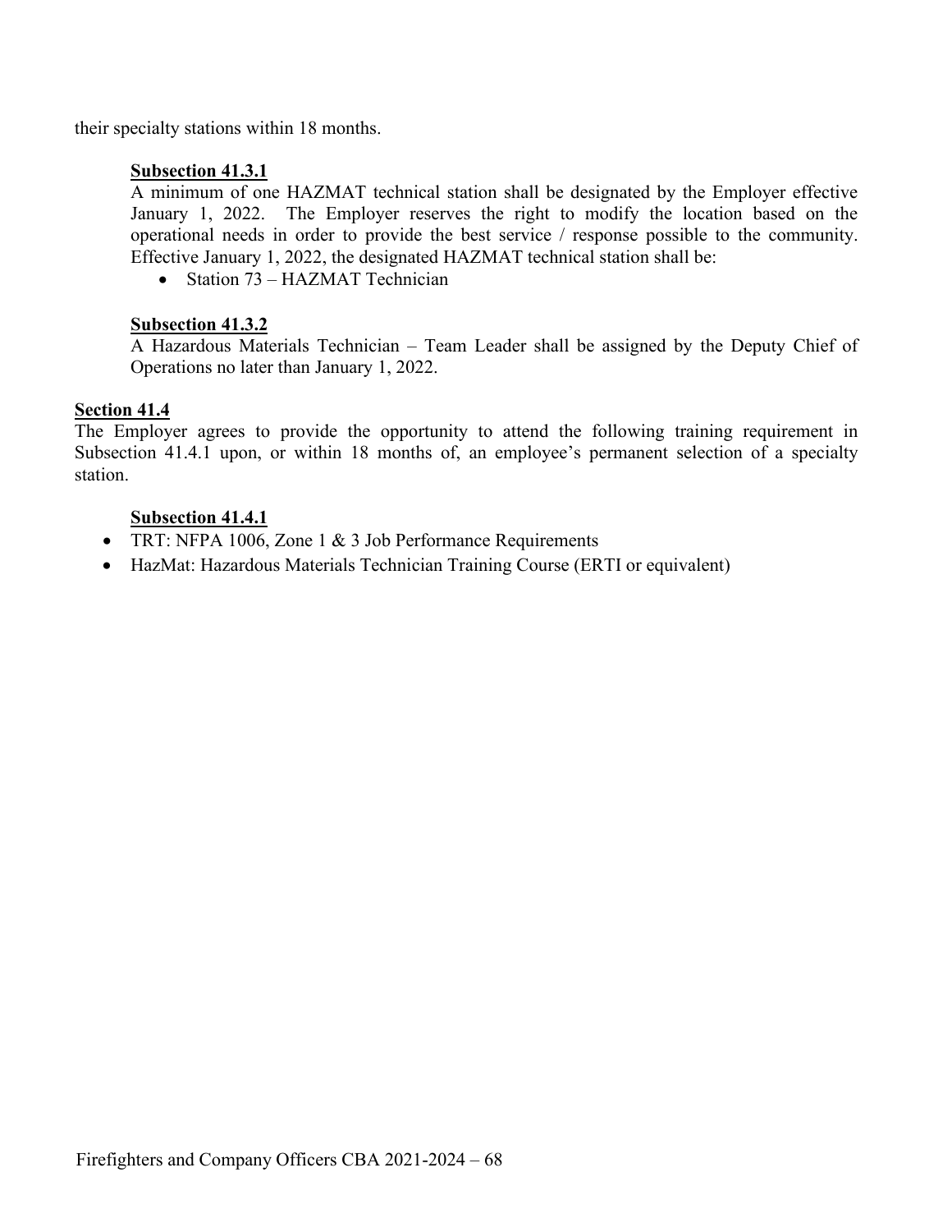their specialty stations within 18 months.

**Subsection 41.3.1**

A minimum of one HAZMAT technical station shall be designated by the Employer effective January 1, 2022. The Employer reserves the right to modify the location based on the operational needs in order to provide the best service / response possible to the community. Effective January 1, 2022, the designated HAZMAT technical station shall be:

- Station 73 – HAZMAT Technician

**Subsection 41.3.2**

A Hazardous Materials Technician – Team Leader shall be assigned by the Deputy Chief of Operations no later than January 1, 2022.

**Section 41.4**

The Employer agrees to provide the opportunity to attend the following training requirement in Subsection 41.4.1 upon, or within 18 months of, an employee's permanent selection of a specialty station.

**Subsection 41.4.1**

- TRT: NFPA 1006, Zone 1 & 3 Job Performance Requirements
- HazMat: Hazardous Materials Technician Training Course (ERTI or equivalent)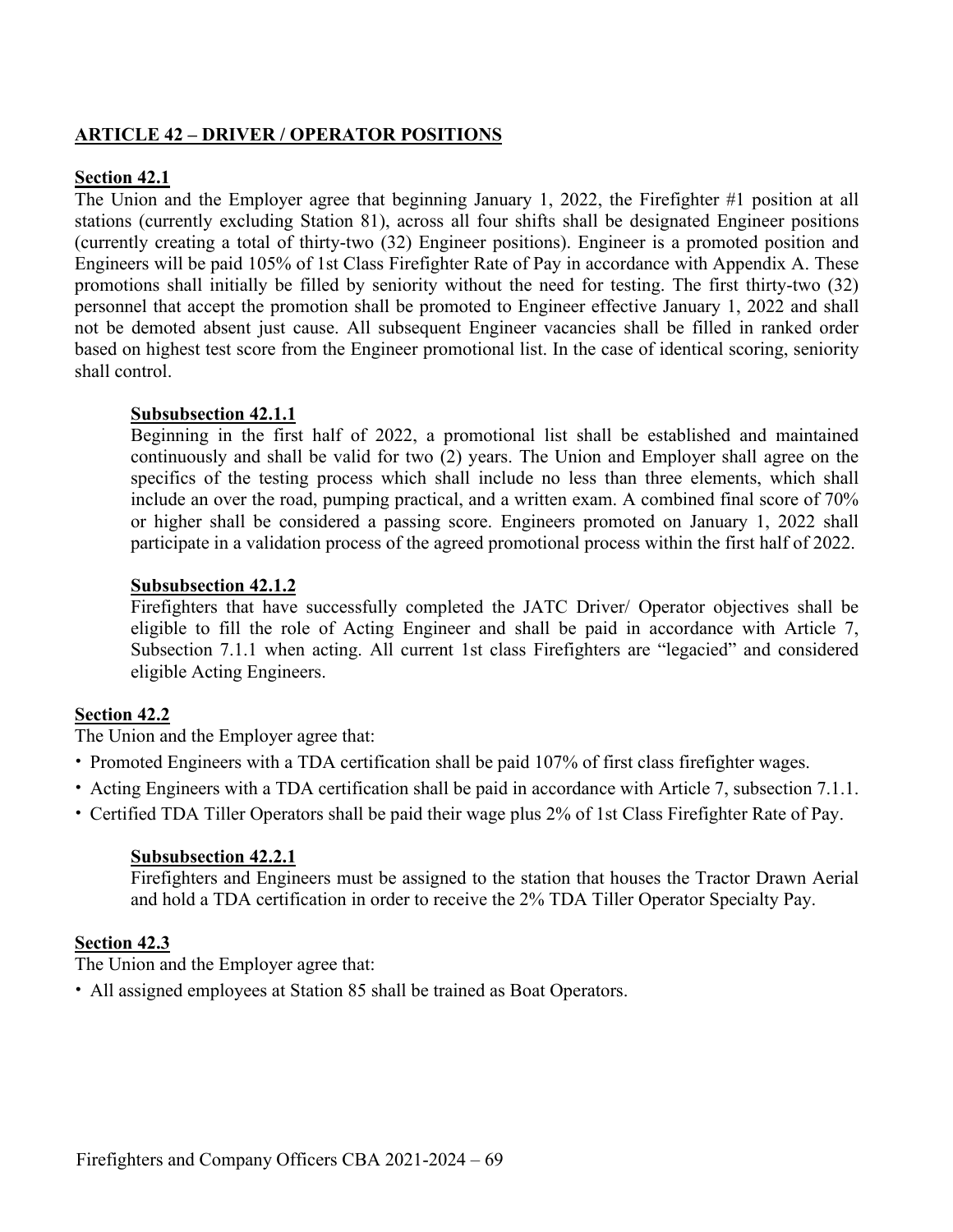## ARTICLE 42 – DRIVER / OPERATOR POSITIONS

### Section 42.1

The Union and the Employer agree that beginning January 1, 2022, the Firefighter #1 position at all stations (currently excluding Station 81), across all four shifts shall be designated Engineer positions (currently creating a total of thirty-two (32) Engineer positions). Engineer is a promoted position and Engineers will be paid 105% of 1st Class Firefighter Rate of Pay in accordance with Appendix A. These promotions shall initially be filled by seniority without the need for testing. The first thirty-two (32) personnel that accept the promotion shall be promoted to Engineer effective January 1, 2022 and shall not be demoted absent just cause. All subsequent Engineer vacancies shall be filled in ranked order based on highest test score from the Engineer promotional list. In the case of identical scoring, seniority shall control.

#### Subsubsection 42.1.1

Beginning in the first half of 2022, a promotional list shall be established and maintained continuously and shall be valid for two (2) years. The Union and Employer shall agree on the specifics of the testing process which shall include no less than three elements, which shall include an over the road, pumping practical, and a written exam. A combined final score of 70% or higher shall be considered a passing score. Engineers promoted on January 1, 2022 shall participate in a validation process of the agreed promotional process within the first half of 2022.

#### Subsubsection 42.1.2

Firefighters that have successfully completed the JATC Driver/ Operator objectives shall be eligible to fill the role of Acting Engineer and shall be paid in accordance with Article 7, Subsection 7.1.1 when acting. All current 1st class Firefighters are "legacied" and considered eligible Acting Engineers.

### Section 42.2

The Union and the Employer agree that:

- Promoted Engineers with a TDA certification shall be paid 107% of first class firefighter wages.
- Acting Engineers with a TDA certification shall be paid in accordance with Article 7, subsection 7.1.1.
- Certified TDA Tiller Operators shall be paid their wage plus 2% of 1st Class Firefighter Rate of Pay.

#### Subsubsection 42.2.1

Firefighters and Engineers must be assigned to the station that houses the Tractor Drawn Aerial and hold a TDA certification in order to receive the 2% TDA Tiller Operator Specialty Pay.

### Section 42.3

The Union and the Employer agree that:

- All assigned employees at Station 85 shall be trained as Boat Operators.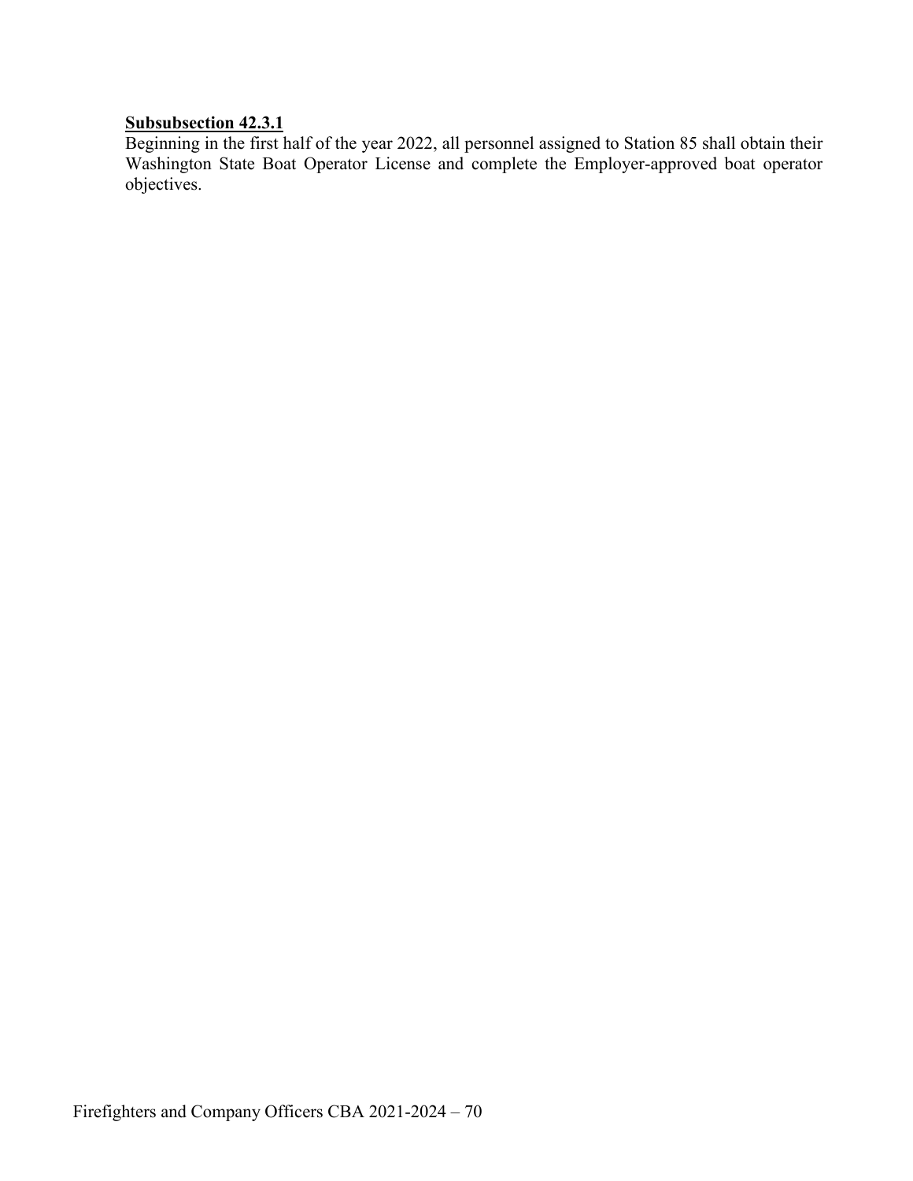**Subsubsection 42.3.1**

Beginning in the first half of the year 2022, all personnel assigned to Station 85 shall obtain their Washington State Boat Operator License and complete the Employer-approved boat operator objectives.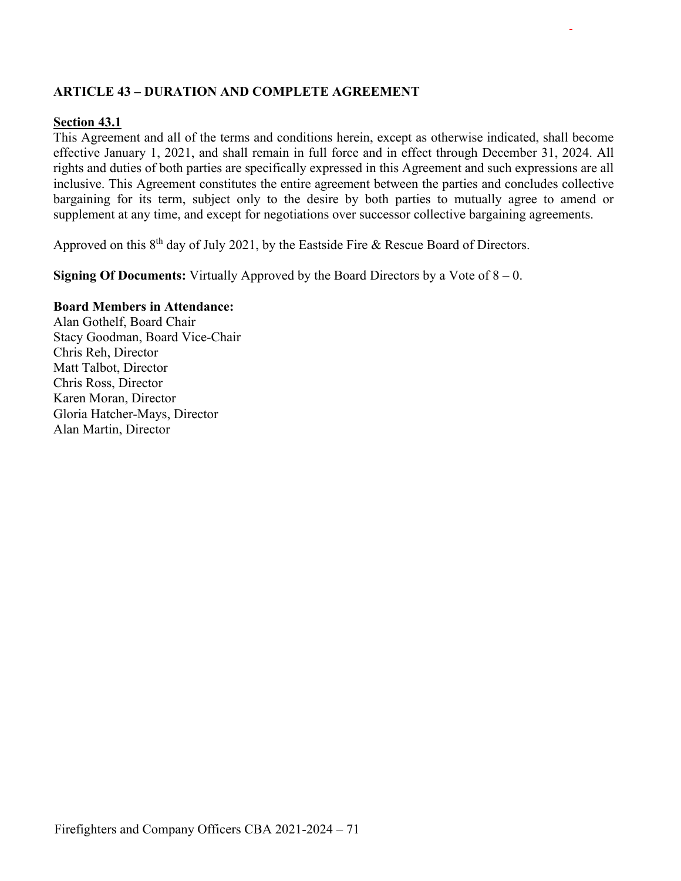## ARTICLE 43 – DURATION AND COMPLETE AGREEMENT

**Section 43.1**

This Agreement and all of the terms and conditions herein, except as otherwise indicated, shall become effective January 1, 2021, and shall remain in full force and in effect through December 31, 2024. All rights and duties of both parties are specifically expressed in this Agreement and such expressions are all inclusive. This Agreement constitutes the entire agreement between the parties and concludes collective bargaining for its term, subject only to the desire by both parties to mutually agree to amend or supplement at any time, and except for negotiations over successor collective bargaining agreements.

Approved on this 8th day of July 2021, by the Eastside Fire & Rescue Board of Directors.

**Signing Of Documents:** Virtually Approved by the Board Directors by a Vote of 8 – 0.

**Board Members in Attendance:**
Alan Gothelf, Board Chair
Stacy Goodman, Board Vice-Chair
Chris Reh, Director
Matt Talbot, Director
Chris Ross, Director
Karen Moran, Director
Gloria Hatcher-Mays, Director
Alan Martin, Director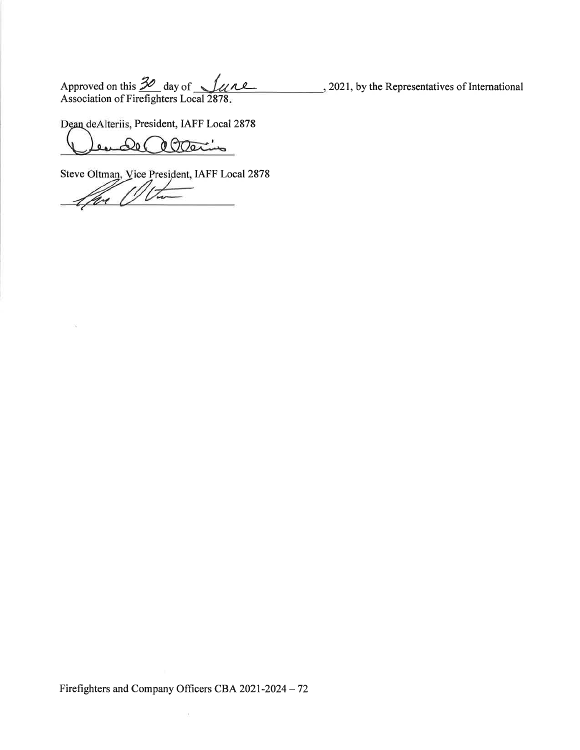Approved on this 30 day of June, 2021, by the Representatives of International Association of Firefighters Local 2878.

Dean deAlteriis, President, IAFF Local 2878

Steve Oltman, Vice President, IAFF Local 2878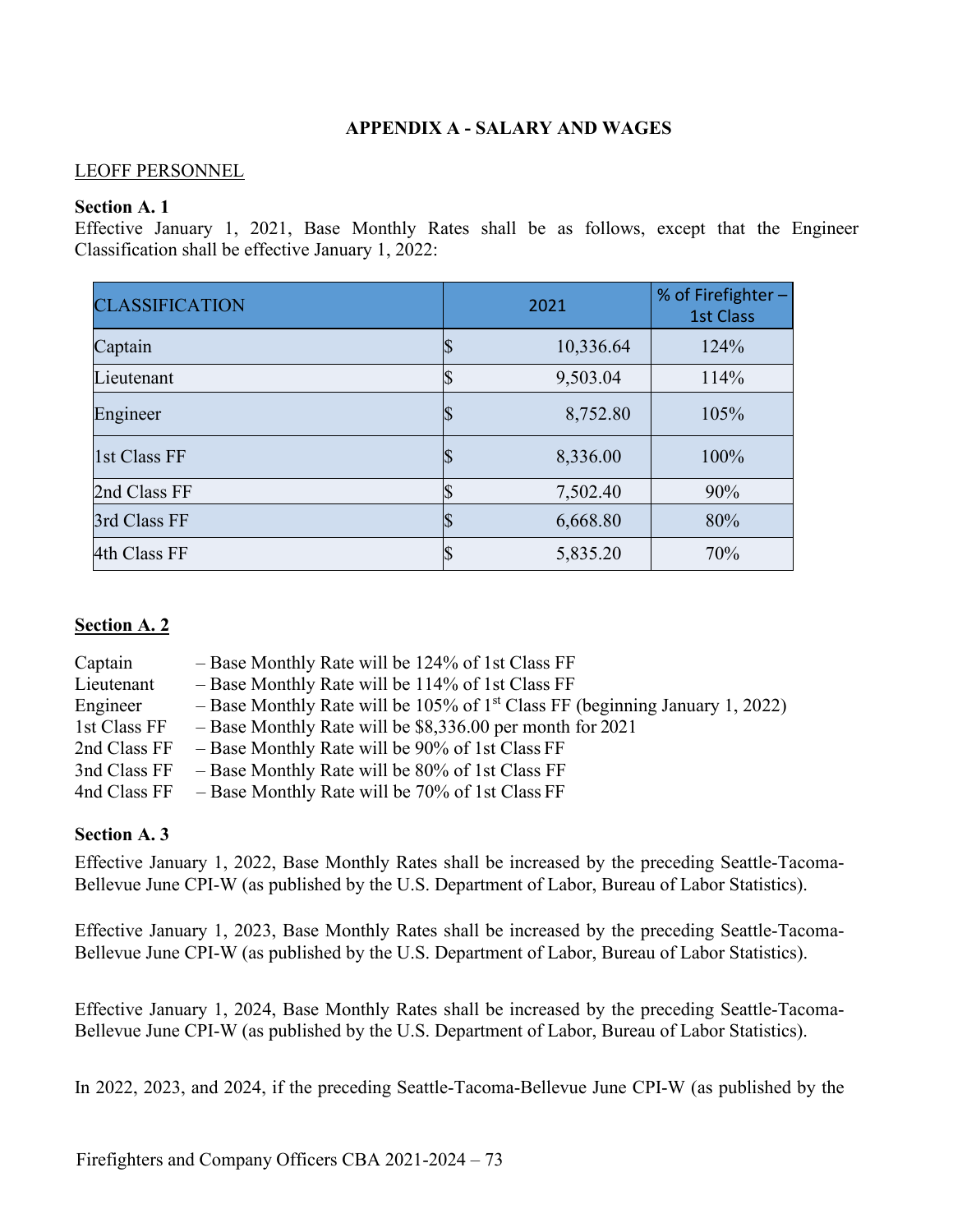**APPENDIX A - SALARY AND WAGES**

<u>LEOFF PERSONNEL</u>

**Section A. 1**

Effective January 1, 2021, Base Monthly Rates shall be as follows, except that the Engineer Classification shall be effective January 1, 2022:

| CLASSIFICATION | 2021 | % of Firefighter – 1st Class |
|---|---|---|
| Captain | $ 10,336.64 | 124% |
| Lieutenant | $ 9,503.04 | 114% |
| Engineer | $ 8,752.80 | 105% |
| 1st Class FF | $ 8,336.00 | 100% |
| 2nd Class FF | $ 7,502.40 | 90% |
| 3rd Class FF | $ 6,668.80 | 80% |
| 4th Class FF | $ 5,835.20 | 70% |

**<u>Section A. 2</u>**

Captain – Base Monthly Rate will be 124% of 1st Class FF
Lieutenant – Base Monthly Rate will be 114% of 1st Class FF
Engineer – Base Monthly Rate will be 105% of 1st Class FF (beginning January 1, 2022)
1st Class FF – Base Monthly Rate will be $8,336.00 per month for 2021
2nd Class FF – Base Monthly Rate will be 90% of 1st Class FF
3nd Class FF – Base Monthly Rate will be 80% of 1st Class FF
4nd Class FF – Base Monthly Rate will be 70% of 1st Class FF

**Section A. 3**

Effective January 1, 2022, Base Monthly Rates shall be increased by the preceding Seattle-Tacoma-Bellevue June CPI-W (as published by the U.S. Department of Labor, Bureau of Labor Statistics).

Effective January 1, 2023, Base Monthly Rates shall be increased by the preceding Seattle-Tacoma-Bellevue June CPI-W (as published by the U.S. Department of Labor, Bureau of Labor Statistics).

Effective January 1, 2024, Base Monthly Rates shall be increased by the preceding Seattle-Tacoma-Bellevue June CPI-W (as published by the U.S. Department of Labor, Bureau of Labor Statistics).

In 2022, 2023, and 2024, if the preceding Seattle-Tacoma-Bellevue June CPI-W (as published by the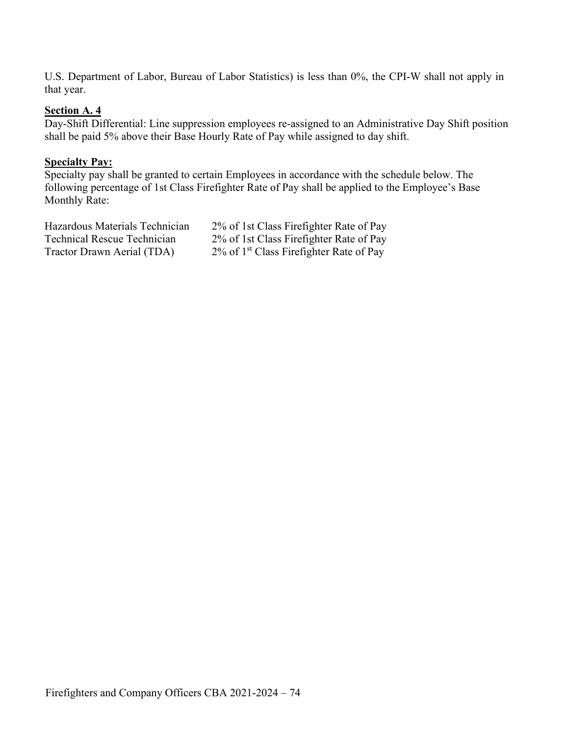U.S. Department of Labor, Bureau of Labor Statistics) is less than 0%, the CPI-W shall not apply in that year.

**Section A. 4**

Day-Shift Differential: Line suppression employees re-assigned to an Administrative Day Shift position shall be paid 5% above their Base Hourly Rate of Pay while assigned to day shift.

**Specialty Pay:**

Specialty pay shall be granted to certain Employees in accordance with the schedule below. The following percentage of 1st Class Firefighter Rate of Pay shall be applied to the Employee's Base Monthly Rate:

| | |
|---|---|
| Hazardous Materials Technician | 2% of 1st Class Firefighter Rate of Pay |
| Technical Rescue Technician | 2% of 1st Class Firefighter Rate of Pay |
| Tractor Drawn Aerial (TDA) | 2% of 1st Class Firefighter Rate of Pay |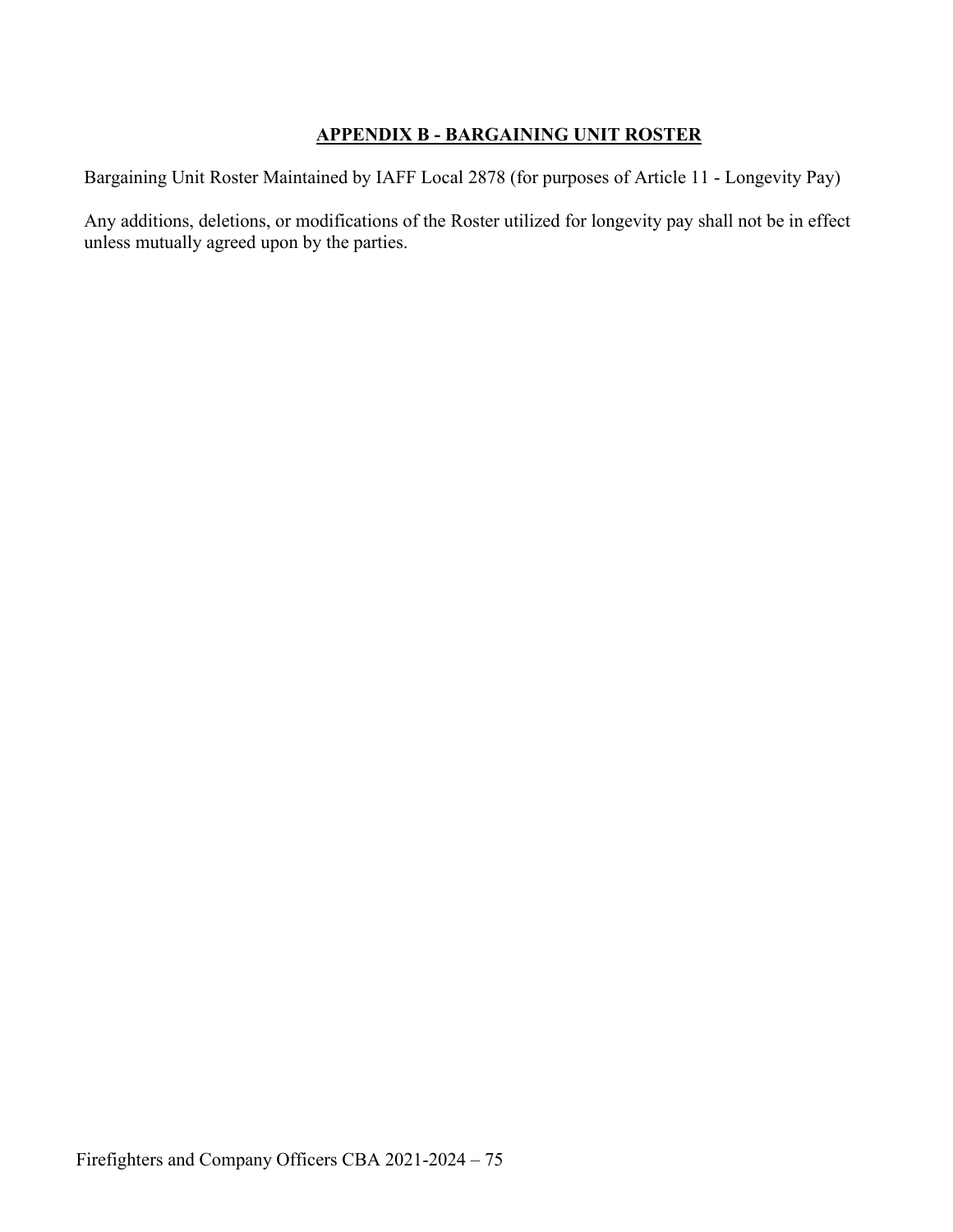## APPENDIX B - BARGAINING UNIT ROSTER

Bargaining Unit Roster Maintained by IAFF Local 2878 (for purposes of Article 11 - Longevity Pay)

Any additions, deletions, or modifications of the Roster utilized for longevity pay shall not be in effect unless mutually agreed upon by the parties.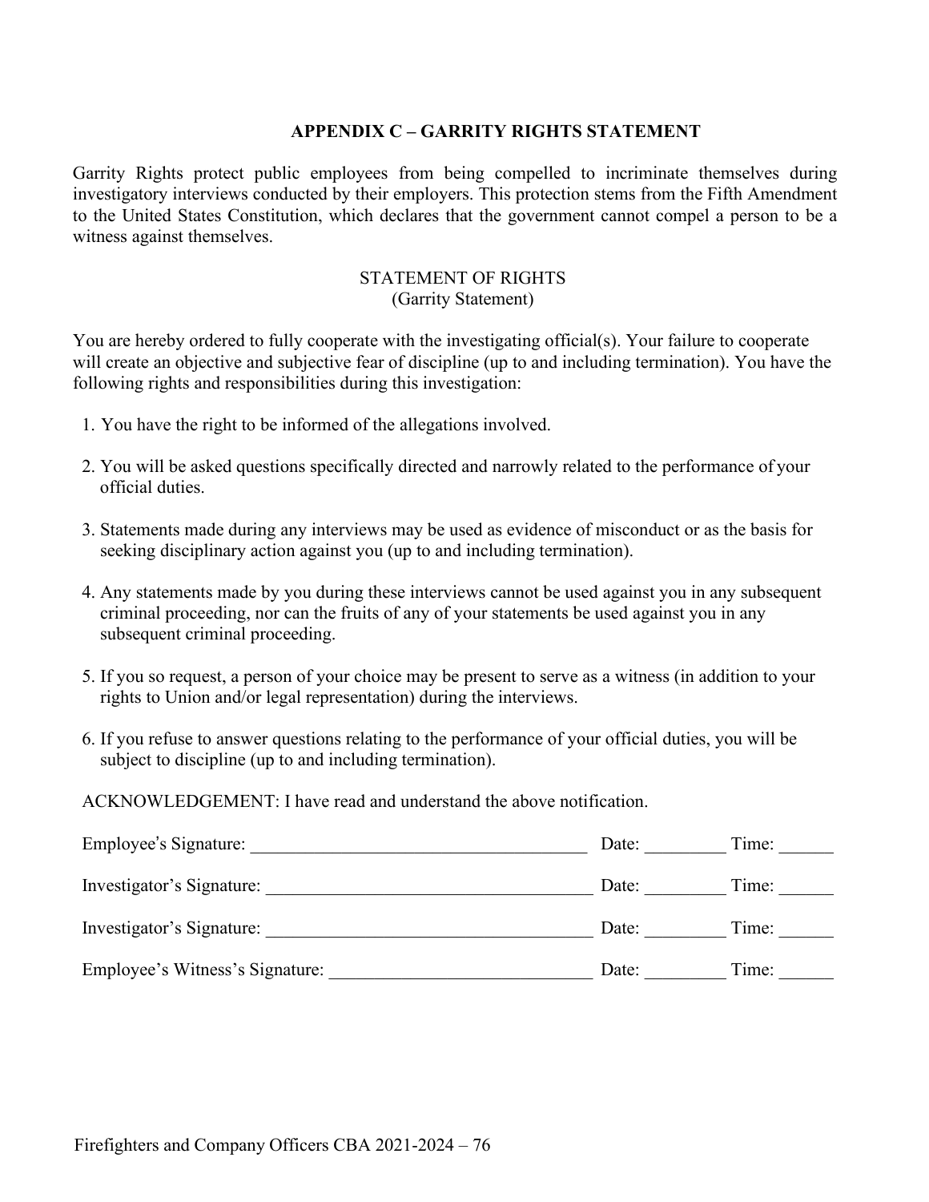## APPENDIX C – GARRITY RIGHTS STATEMENT

Garrity Rights protect public employees from being compelled to incriminate themselves during investigatory interviews conducted by their employers. This protection stems from the Fifth Amendment to the United States Constitution, which declares that the government cannot compel a person to be a witness against themselves.

### STATEMENT OF RIGHTS
(Garrity Statement)

You are hereby ordered to fully cooperate with the investigating official(s). Your failure to cooperate will create an objective and subjective fear of discipline (up to and including termination). You have the following rights and responsibilities during this investigation:

1. You have the right to be informed of the allegations involved.
2. You will be asked questions specifically directed and narrowly related to the performance of your official duties.
3. Statements made during any interviews may be used as evidence of misconduct or as the basis for seeking disciplinary action against you (up to and including termination).
4. Any statements made by you during these interviews cannot be used against you in any subsequent criminal proceeding, nor can the fruits of any of your statements be used against you in any subsequent criminal proceeding.
5. If you so request, a person of your choice may be present to serve as a witness (in addition to your rights to Union and/or legal representation) during the interviews.
6. If you refuse to answer questions relating to the performance of your official duties, you will be subject to discipline (up to and including termination).

ACKNOWLEDGEMENT: I have read and understand the above notification.

Employee's Signature: ____________________________________ Date: _________ Time: ______

Investigator's Signature: ____________________________________ Date: _________ Time: ______

Investigator's Signature: ____________________________________ Date: _________ Time: ______

Employee's Witness's Signature: _____________________________ Date: _________ Time: ______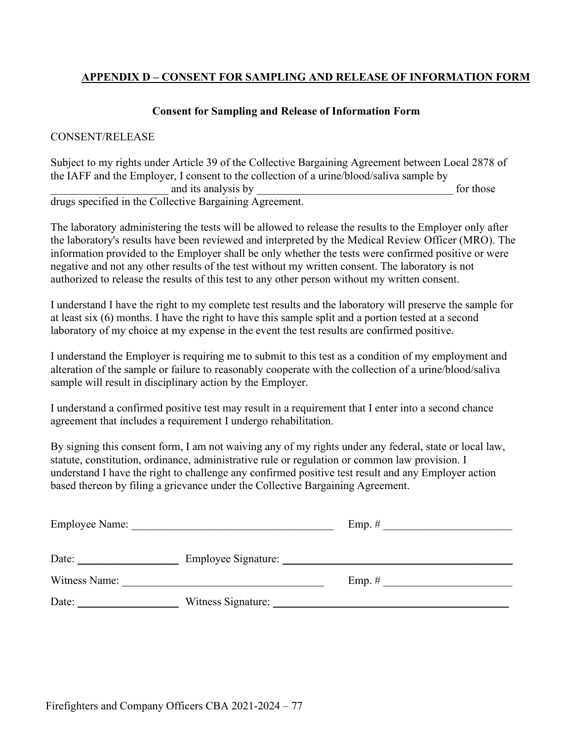## APPENDIX D – CONSENT FOR SAMPLING AND RELEASE OF INFORMATION FORM

**Consent for Sampling and Release of Information Form**

CONSENT/RELEASE

Subject to my rights under Article 39 of the Collective Bargaining Agreement between Local 2878 of the IAFF and the Employer, I consent to the collection of a urine/blood/saliva sample by _____________________ and its analysis by ___________________________________ for those drugs specified in the Collective Bargaining Agreement.

The laboratory administering the tests will be allowed to release the results to the Employer only after the laboratory's results have been reviewed and interpreted by the Medical Review Officer (MRO). The information provided to the Employer shall be only whether the tests were confirmed positive or were negative and not any other results of the test without my written consent. The laboratory is not authorized to release the results of this test to any other person without my written consent.

I understand I have the right to my complete test results and the laboratory will preserve the sample for at least six (6) months. I have the right to have this sample split and a portion tested at a second laboratory of my choice at my expense in the event the test results are confirmed positive.

I understand the Employer is requiring me to submit to this test as a condition of my employment and alteration of the sample or failure to reasonably cooperate with the collection of a urine/blood/saliva sample will result in disciplinary action by the Employer.

I understand a confirmed positive test may result in a requirement that I enter into a second chance agreement that includes a requirement I undergo rehabilitation.

By signing this consent form, I am not waiving any of my rights under any federal, state or local law, statute, constitution, ordinance, administrative rule or regulation or common law provision. I understand I have the right to challenge any confirmed positive test result and any Employer action based thereon by filing a grievance under the Collective Bargaining Agreement.

Employee Name: ____________________________________ Emp. # _______________________

Date: __________________ Employee Signature: __________________________________________

Witness Name: _____________________________________ Emp. # _______________________

Date: __________________ Witness Signature: ___________________________________________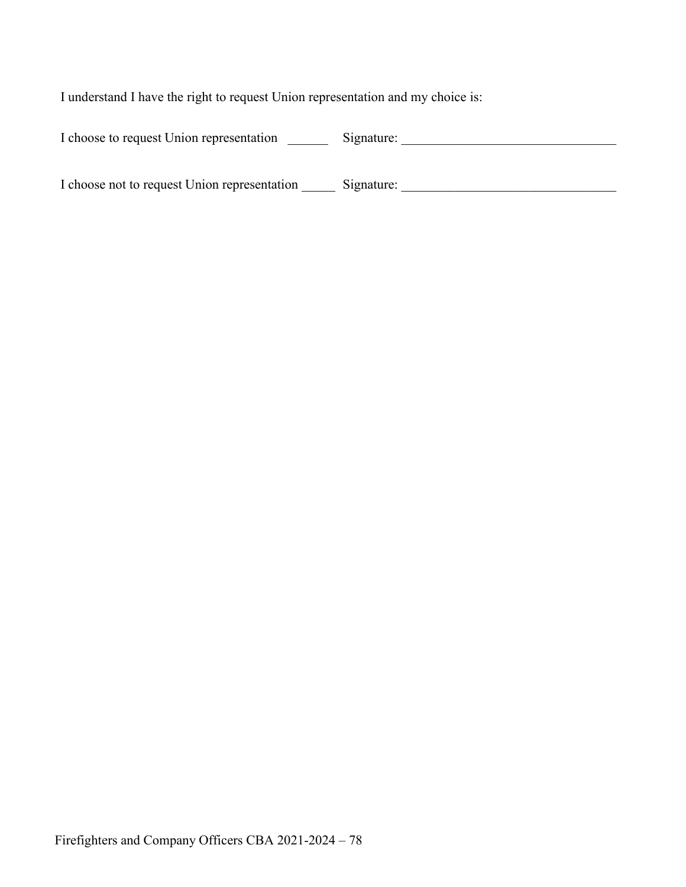I understand I have the right to request Union representation and my choice is:

I choose to request Union representation ______ Signature: ________________________________

I choose not to request Union representation _____ Signature: ________________________________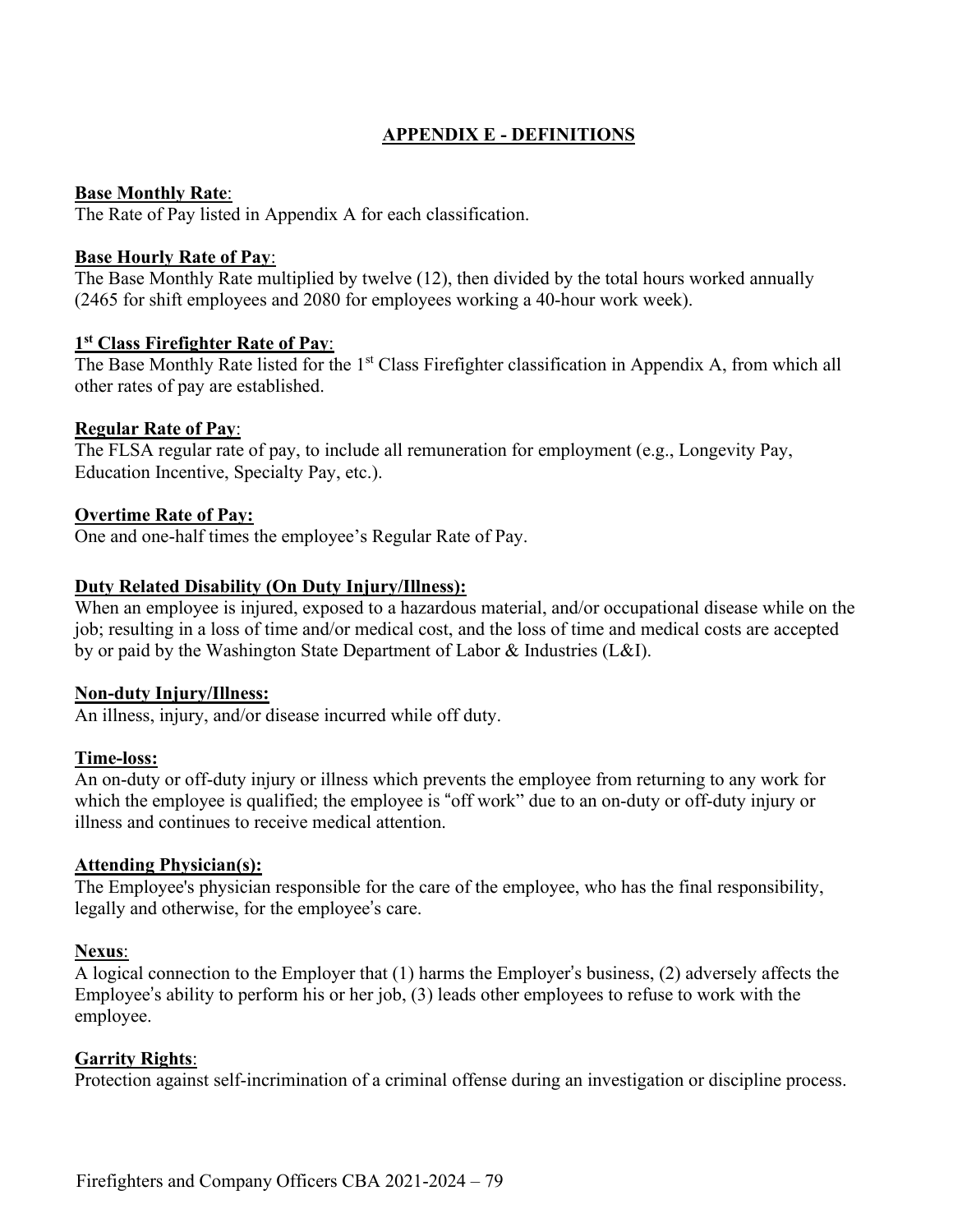## APPENDIX E - DEFINITIONS

**Base Monthly Rate**:
The Rate of Pay listed in Appendix A for each classification.

**Base Hourly Rate of Pay**:
The Base Monthly Rate multiplied by twelve (12), then divided by the total hours worked annually (2465 for shift employees and 2080 for employees working a 40-hour work week).

**1st Class Firefighter Rate of Pay**:
The Base Monthly Rate listed for the 1st Class Firefighter classification in Appendix A, from which all other rates of pay are established.

**Regular Rate of Pay**:
The FLSA regular rate of pay, to include all remuneration for employment (e.g., Longevity Pay, Education Incentive, Specialty Pay, etc.).

**Overtime Rate of Pay:**
One and one-half times the employee's Regular Rate of Pay.

**Duty Related Disability (On Duty Injury/Illness):**
When an employee is injured, exposed to a hazardous material, and/or occupational disease while on the job; resulting in a loss of time and/or medical cost, and the loss of time and medical costs are accepted by or paid by the Washington State Department of Labor & Industries (L&I).

**Non-duty Injury/Illness:**
An illness, injury, and/or disease incurred while off duty.

**Time-loss:**
An on-duty or off-duty injury or illness which prevents the employee from returning to any work for which the employee is qualified; the employee is "off work" due to an on-duty or off-duty injury or illness and continues to receive medical attention.

**Attending Physician(s):**
The Employee's physician responsible for the care of the employee, who has the final responsibility, legally and otherwise, for the employee's care.

**Nexus**:
A logical connection to the Employer that (1) harms the Employer's business, (2) adversely affects the Employee's ability to perform his or her job, (3) leads other employees to refuse to work with the employee.

**Garrity Rights**:
Protection against self-incrimination of a criminal offense during an investigation or discipline process.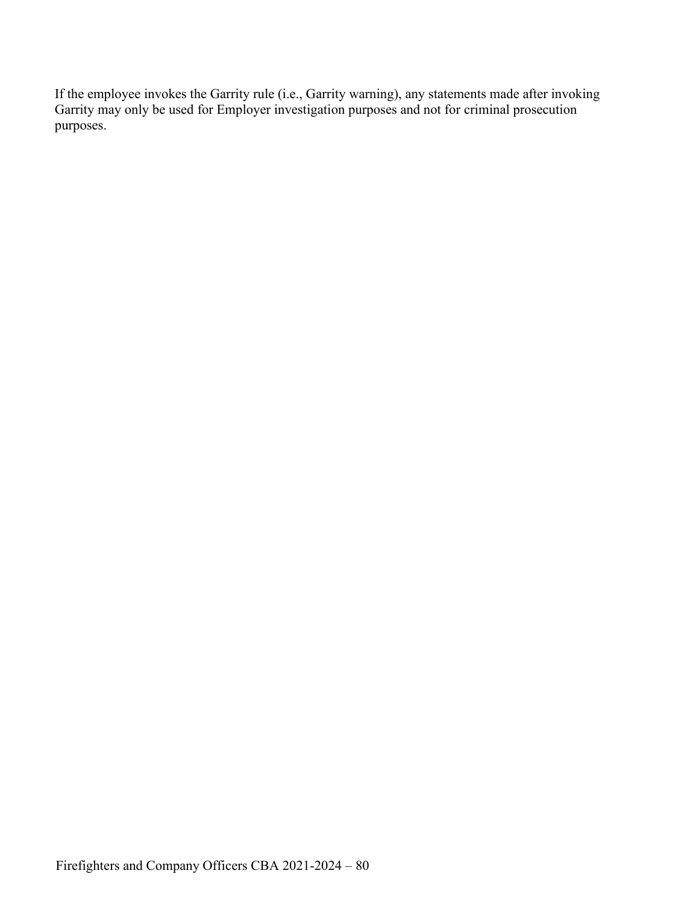If the employee invokes the Garrity rule (i.e., Garrity warning), any statements made after invoking Garrity may only be used for Employer investigation purposes and not for criminal prosecution purposes.